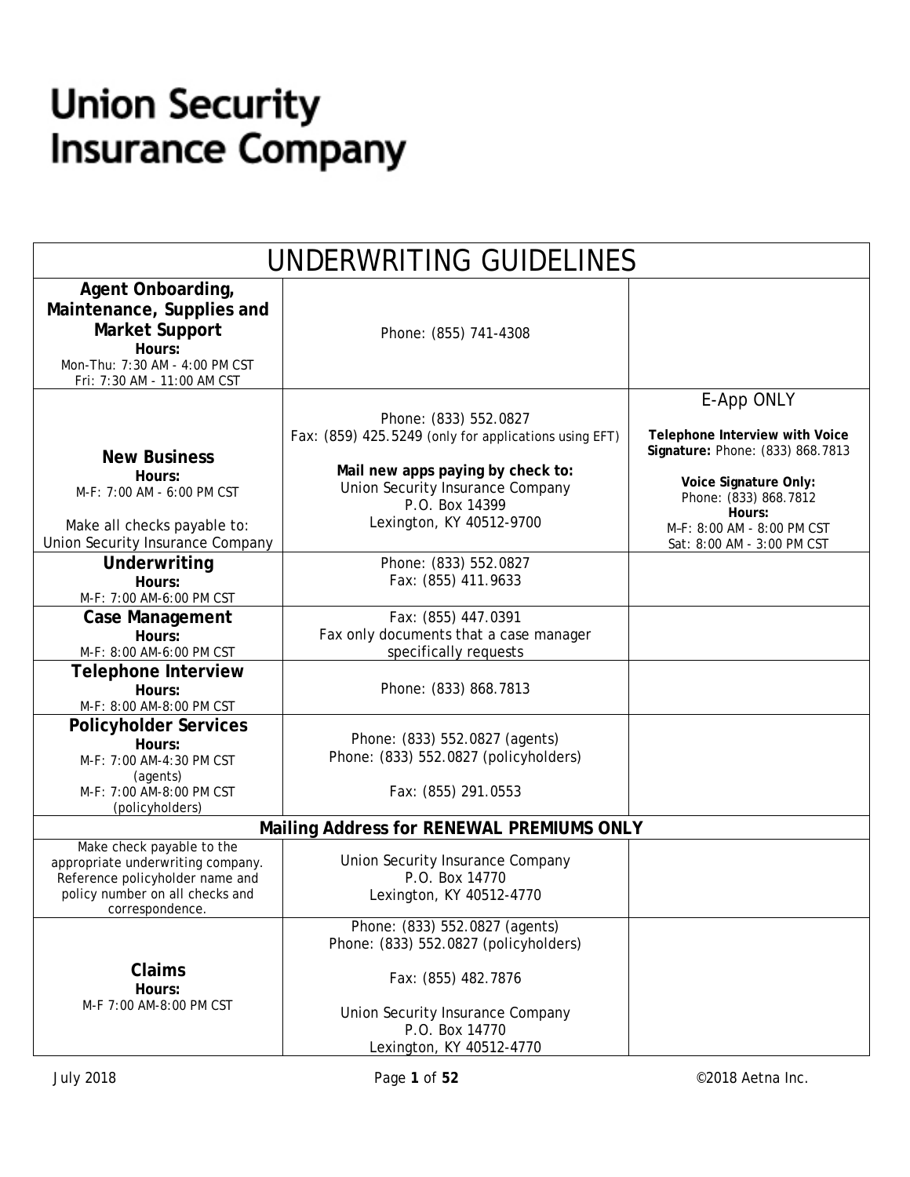# Union Security Insurance Company

| UNDERWRITING GUIDELINES | | |
|---|---|---|
| **Agent Onboarding, Maintenance, Supplies and Market Support**<br>**Hours:**<br>Mon-Thu: 7:30 AM - 4:00 PM CST<br>Fri: 7:30 AM - 11:00 AM CST | Phone: (855) 741-4308 | |
| **New Business**<br>**Hours:**<br>M-F: 7:00 AM - 6:00 PM CST<br><br>Make all checks payable to:<br>Union Security Insurance Company | Phone: (833) 552.0827<br>Fax: (859) 425.5249 (only for applications using EFT)<br><br>**Mail new apps paying by check to:**<br>Union Security Insurance Company<br>P.O. Box 14399<br>Lexington, KY 40512-9700 | E-App ONLY<br><br>**Telephone Interview with Voice Signature:** Phone: (833) 868.7813<br><br>**Voice Signature Only:**<br>Phone: (833) 868.7812<br>**Hours:**<br>M–F: 8:00 AM - 8:00 PM CST<br>Sat: 8:00 AM - 3:00 PM CST |
| **Underwriting**<br>**Hours:**<br>M-F: 7:00 AM-6:00 PM CST | Phone: (833) 552.0827<br>Fax: (855) 411.9633 | |
| **Case Management**<br>**Hours:**<br>M-F: 8:00 AM-6:00 PM CST | Fax: (855) 447.0391<br>Fax only documents that a case manager specifically requests | |
| **Telephone Interview**<br>**Hours:**<br>M-F: 8:00 AM-8:00 PM CST | Phone: (833) 868.7813 | |
| **Policyholder Services**<br>**Hours:**<br>M-F: 7:00 AM-4:30 PM CST (agents)<br>M-F: 7:00 AM-8:00 PM CST (policyholders) | Phone: (833) 552.0827 (agents)<br>Phone: (833) 552.0827 (policyholders)<br><br>Fax: (855) 291.0553 | |
| **Mailing Address for RENEWAL PREMIUMS ONLY** | | |
| Make check payable to the appropriate underwriting company. Reference policyholder name and policy number on all checks and correspondence. | Union Security Insurance Company<br>P.O. Box 14770<br>Lexington, KY 40512-4770 | |
| **Claims**<br>**Hours:**<br>M-F 7:00 AM-8:00 PM CST | Phone: (833) 552.0827 (agents)<br>Phone: (833) 552.0827 (policyholders)<br><br>Fax: (855) 482.7876<br><br>Union Security Insurance Company<br>P.O. Box 14770<br>Lexington, KY 40512-4770 | |

July 2018

©2018 Aetna Inc.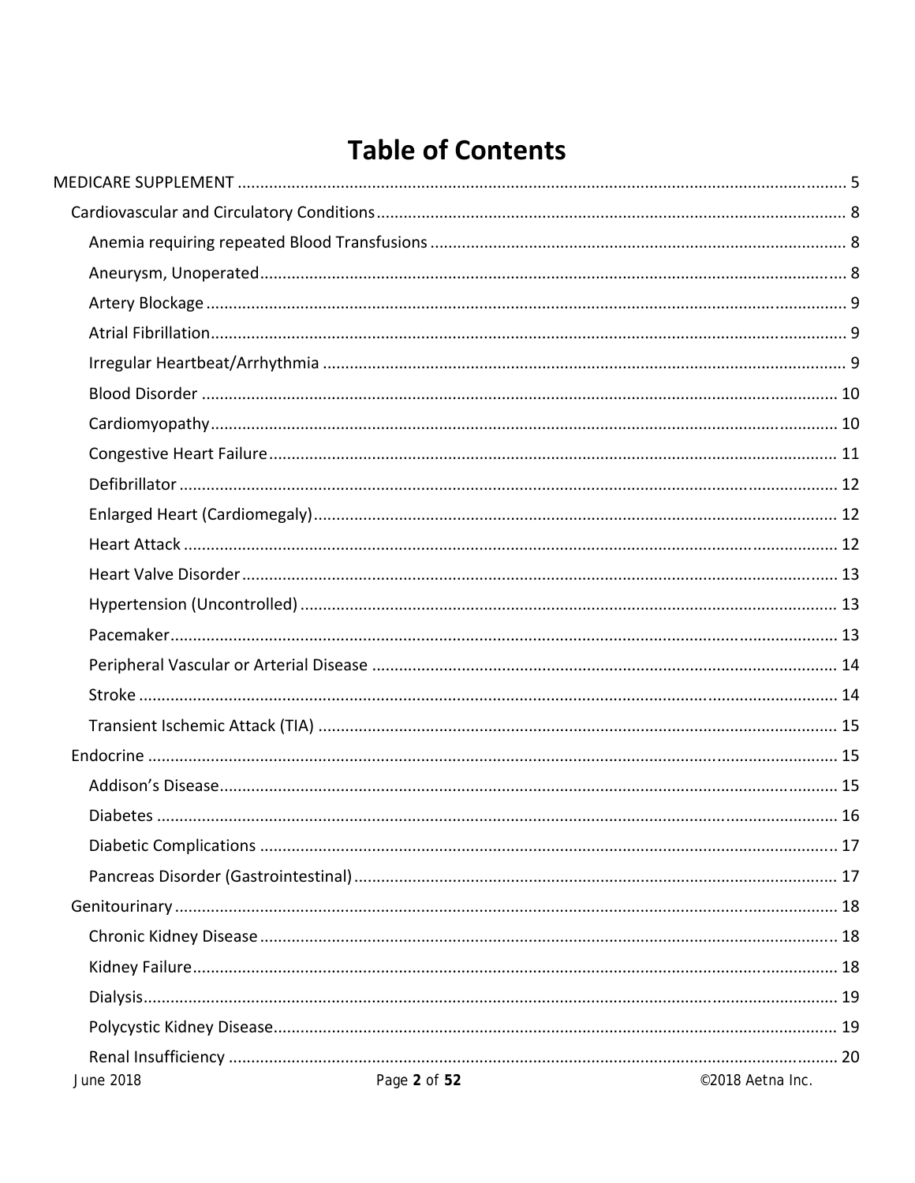# Table of Contents

- MEDICARE SUPPLEMENT ........ 5
  - Cardiovascular and Circulatory Conditions ........ 8
    - Anemia requiring repeated Blood Transfusions ........ 8
    - Aneurysm, Unoperated ........ 8
    - Artery Blockage ........ 9
    - Atrial Fibrillation ........ 9
    - Irregular Heartbeat/Arrhythmia ........ 9
    - Blood Disorder ........ 10
    - Cardiomyopathy ........ 10
    - Congestive Heart Failure ........ 11
    - Defibrillator ........ 12
    - Enlarged Heart (Cardiomegaly) ........ 12
    - Heart Attack ........ 12
    - Heart Valve Disorder ........ 13
    - Hypertension (Uncontrolled) ........ 13
    - Pacemaker ........ 13
    - Peripheral Vascular or Arterial Disease ........ 14
    - Stroke ........ 14
    - Transient Ischemic Attack (TIA) ........ 15
  - Endocrine ........ 15
    - Addison's Disease ........ 15
    - Diabetes ........ 16
    - Diabetic Complications ........ 17
    - Pancreas Disorder (Gastrointestinal) ........ 17
  - Genitourinary ........ 18
    - Chronic Kidney Disease ........ 18
    - Kidney Failure ........ 18
    - Dialysis ........ 19
    - Polycystic Kidney Disease ........ 19
    - Renal Insufficiency ........ 20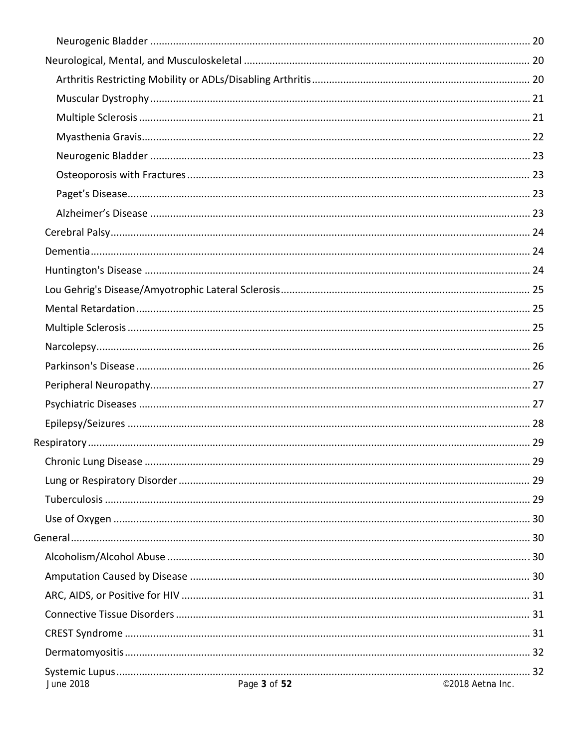- Neurogenic Bladder ........ 20
- Neurological, Mental, and Musculoskeletal ........ 20
  - Arthritis Restricting Mobility or ADLs/Disabling Arthritis ........ 20
  - Muscular Dystrophy ........ 21
  - Multiple Sclerosis ........ 21
  - Myasthenia Gravis ........ 22
  - Neurogenic Bladder ........ 23
  - Osteoporosis with Fractures ........ 23
  - Paget's Disease ........ 23
  - Alzheimer's Disease ........ 23
- Cerebral Palsy ........ 24
- Dementia ........ 24
- Huntington's Disease ........ 24
- Lou Gehrig's Disease/Amyotrophic Lateral Sclerosis ........ 25
- Mental Retardation ........ 25
- Multiple Sclerosis ........ 25
- Narcolepsy ........ 26
- Parkinson's Disease ........ 26
- Peripheral Neuropathy ........ 27
- Psychiatric Diseases ........ 27
- Epilepsy/Seizures ........ 28

Respiratory ........ 29
- Chronic Lung Disease ........ 29
- Lung or Respiratory Disorder ........ 29
- Tuberculosis ........ 29
- Use of Oxygen ........ 30

General ........ 30
- Alcoholism/Alcohol Abuse ........ 30
- Amputation Caused by Disease ........ 30
- ARC, AIDS, or Positive for HIV ........ 31
- Connective Tissue Disorders ........ 31
- CREST Syndrome ........ 31
- Dermatomyositis ........ 32
- Systemic Lupus ........ 32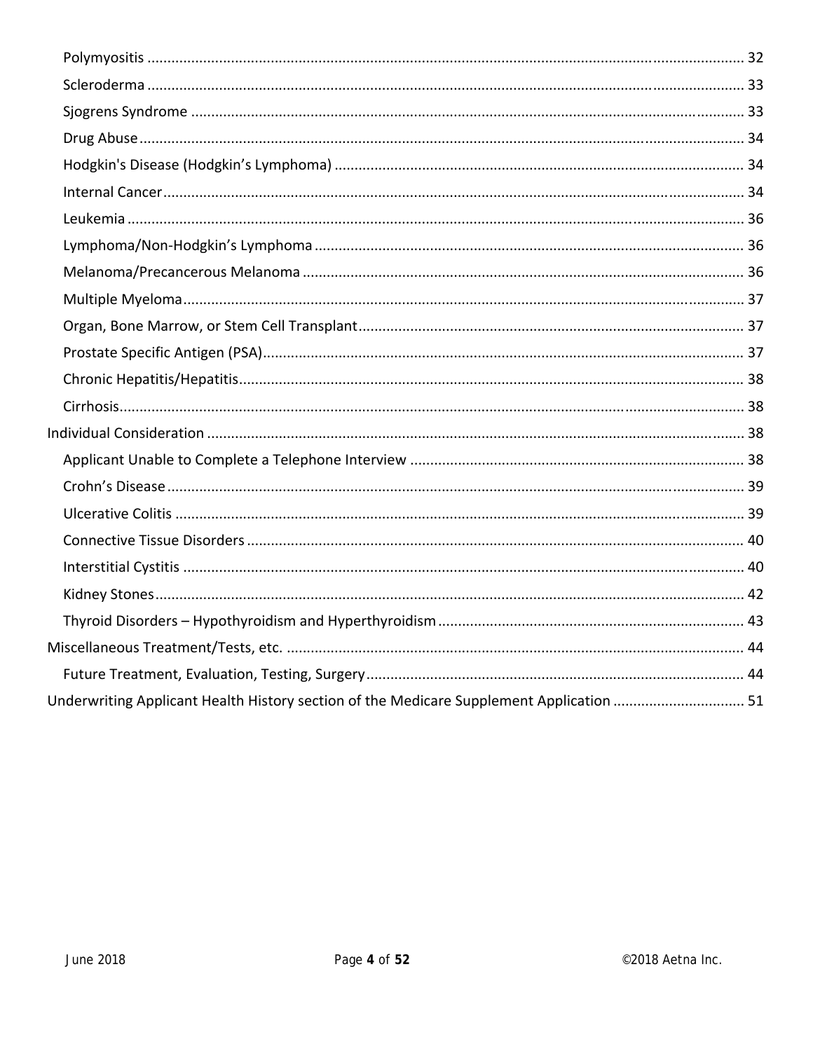- Polymyositis ... 32
- Scleroderma ... 33
- Sjogrens Syndrome ... 33
- Drug Abuse ... 34
- Hodgkin's Disease (Hodgkin's Lymphoma) ... 34
- Internal Cancer ... 34
- Leukemia ... 36
- Lymphoma/Non-Hodgkin's Lymphoma ... 36
- Melanoma/Precancerous Melanoma ... 36
- Multiple Myeloma ... 37
- Organ, Bone Marrow, or Stem Cell Transplant ... 37
- Prostate Specific Antigen (PSA) ... 37
- Chronic Hepatitis/Hepatitis ... 38
- Cirrhosis ... 38

Individual Consideration ... 38

- Applicant Unable to Complete a Telephone Interview ... 38
- Crohn's Disease ... 39
- Ulcerative Colitis ... 39
- Connective Tissue Disorders ... 40
- Interstitial Cystitis ... 40
- Kidney Stones ... 42
- Thyroid Disorders – Hypothyroidism and Hyperthyroidism ... 43

Miscellaneous Treatment/Tests, etc. ... 44

- Future Treatment, Evaluation, Testing, Surgery ... 44

Underwriting Applicant Health History section of the Medicare Supplement Application ... 51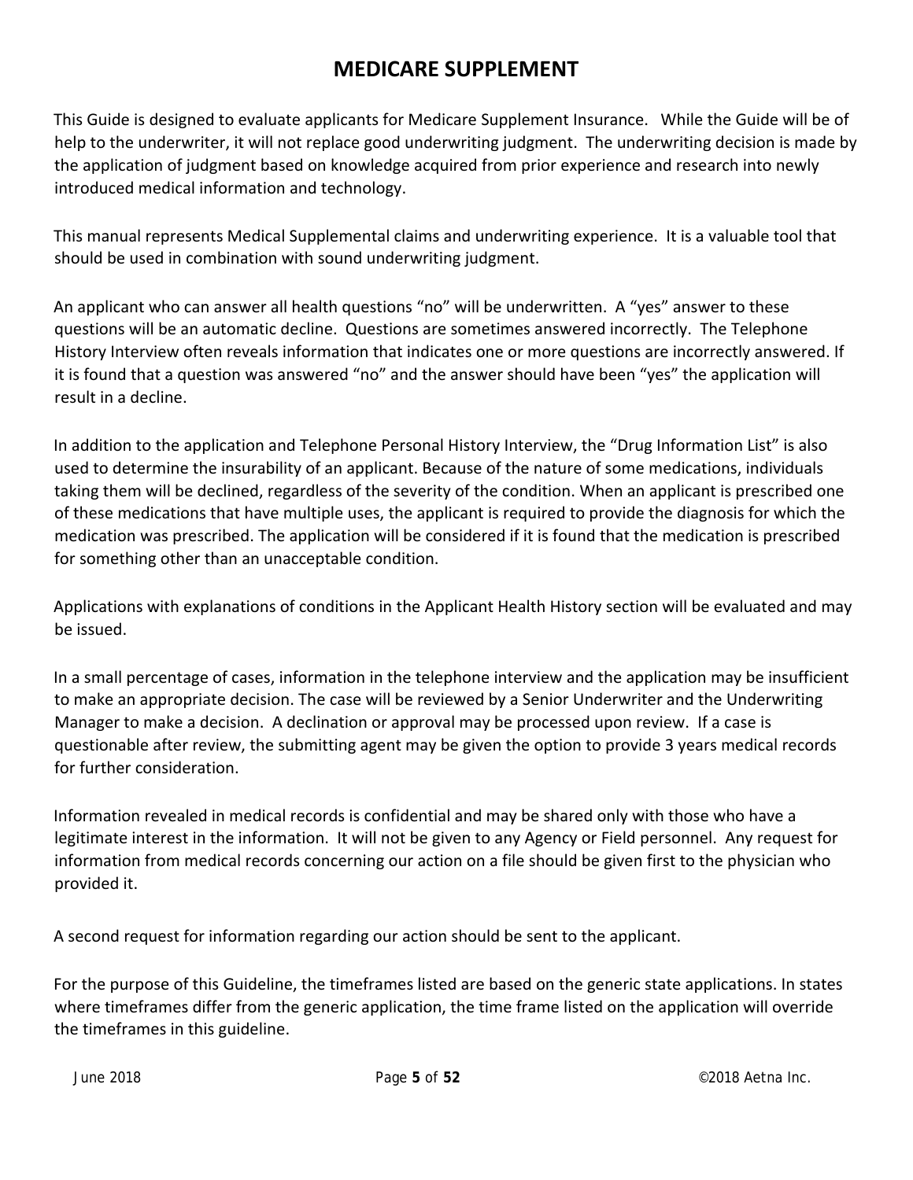# MEDICARE SUPPLEMENT

This Guide is designed to evaluate applicants for Medicare Supplement Insurance. While the Guide will be of help to the underwriter, it will not replace good underwriting judgment. The underwriting decision is made by the application of judgment based on knowledge acquired from prior experience and research into newly introduced medical information and technology.

This manual represents Medical Supplemental claims and underwriting experience. It is a valuable tool that should be used in combination with sound underwriting judgment.

An applicant who can answer all health questions "no" will be underwritten. A "yes" answer to these questions will be an automatic decline. Questions are sometimes answered incorrectly. The Telephone History Interview often reveals information that indicates one or more questions are incorrectly answered. If it is found that a question was answered "no" and the answer should have been "yes" the application will result in a decline.

In addition to the application and Telephone Personal History Interview, the "Drug Information List" is also used to determine the insurability of an applicant. Because of the nature of some medications, individuals taking them will be declined, regardless of the severity of the condition. When an applicant is prescribed one of these medications that have multiple uses, the applicant is required to provide the diagnosis for which the medication was prescribed. The application will be considered if it is found that the medication is prescribed for something other than an unacceptable condition.

Applications with explanations of conditions in the Applicant Health History section will be evaluated and may be issued.

In a small percentage of cases, information in the telephone interview and the application may be insufficient to make an appropriate decision. The case will be reviewed by a Senior Underwriter and the Underwriting Manager to make a decision. A declination or approval may be processed upon review. If a case is questionable after review, the submitting agent may be given the option to provide 3 years medical records for further consideration.

Information revealed in medical records is confidential and may be shared only with those who have a legitimate interest in the information. It will not be given to any Agency or Field personnel. Any request for information from medical records concerning our action on a file should be given first to the physician who provided it.

A second request for information regarding our action should be sent to the applicant.

For the purpose of this Guideline, the timeframes listed are based on the generic state applications. In states where timeframes differ from the generic application, the time frame listed on the application will override the timeframes in this guideline.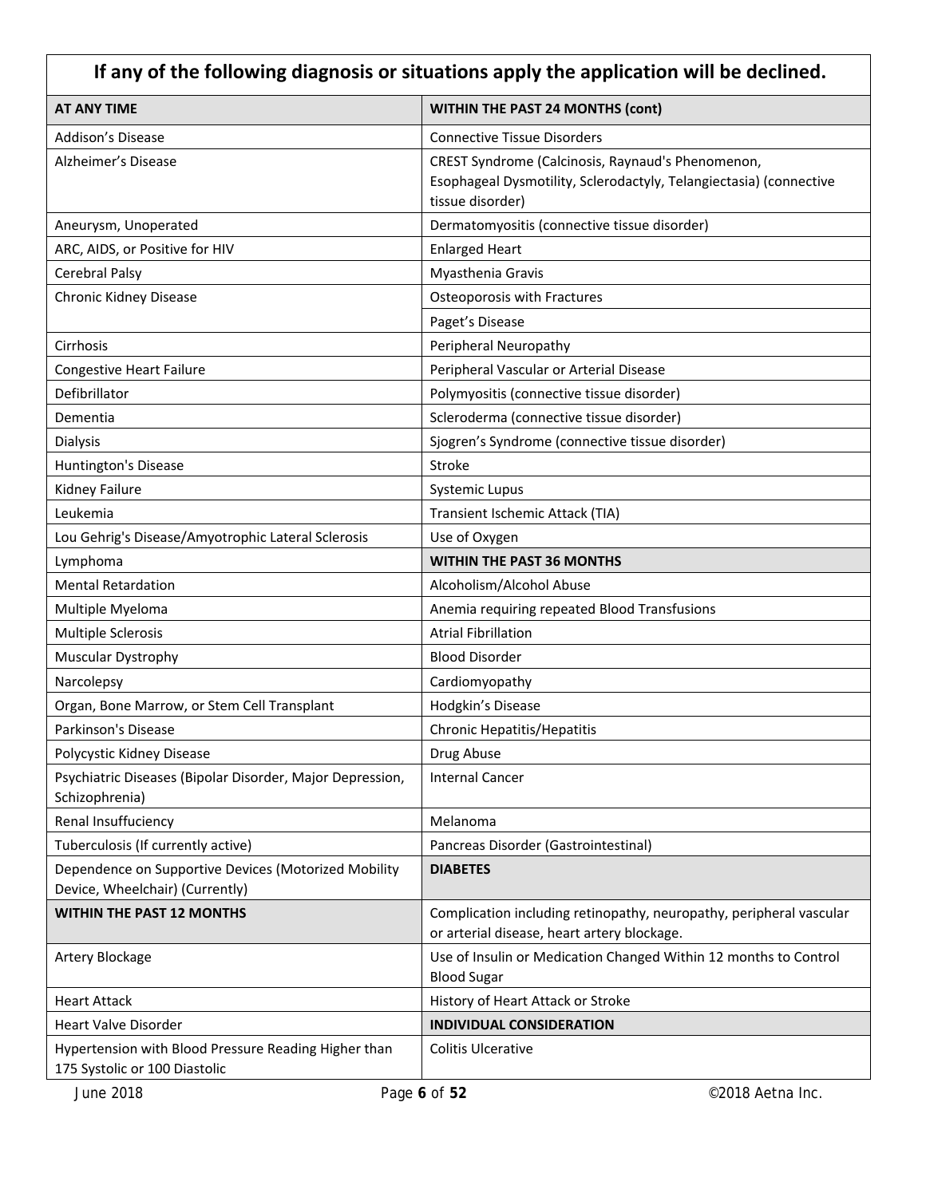| If any of the following diagnosis or situations apply the application will be declined. | |
|---|---|
| **AT ANY TIME** | **WITHIN THE PAST 24 MONTHS (cont)** |
| Addison's Disease | Connective Tissue Disorders |
| Alzheimer's Disease | CREST Syndrome (Calcinosis, Raynaud's Phenomenon, Esophageal Dysmotility, Sclerodactyly, Telangiectasia) (connective tissue disorder) |
| Aneurysm, Unoperated | Dermatomyositis (connective tissue disorder) |
| ARC, AIDS, or Positive for HIV | Enlarged Heart |
| Cerebral Palsy | Myasthenia Gravis |
| Chronic Kidney Disease | Osteoporosis with Fractures |
| | Paget's Disease |
| Cirrhosis | Peripheral Neuropathy |
| Congestive Heart Failure | Peripheral Vascular or Arterial Disease |
| Defibrillator | Polymyositis (connective tissue disorder) |
| Dementia | Scleroderma (connective tissue disorder) |
| Dialysis | Sjogren's Syndrome (connective tissue disorder) |
| Huntington's Disease | Stroke |
| Kidney Failure | Systemic Lupus |
| Leukemia | Transient Ischemic Attack (TIA) |
| Lou Gehrig's Disease/Amyotrophic Lateral Sclerosis | Use of Oxygen |
| Lymphoma | **WITHIN THE PAST 36 MONTHS** |
| Mental Retardation | Alcoholism/Alcohol Abuse |
| Multiple Myeloma | Anemia requiring repeated Blood Transfusions |
| Multiple Sclerosis | Atrial Fibrillation |
| Muscular Dystrophy | Blood Disorder |
| Narcolepsy | Cardiomyopathy |
| Organ, Bone Marrow, or Stem Cell Transplant | Hodgkin's Disease |
| Parkinson's Disease | Chronic Hepatitis/Hepatitis |
| Polycystic Kidney Disease | Drug Abuse |
| Psychiatric Diseases (Bipolar Disorder, Major Depression, Schizophrenia) | Internal Cancer |
| Renal Insufficiency | Melanoma |
| Tuberculosis (If currently active) | Pancreas Disorder (Gastrointestinal) |
| Dependence on Supportive Devices (Motorized Mobility Device, Wheelchair) (Currently) | **DIABETES** |
| **WITHIN THE PAST 12 MONTHS** | Complication including retinopathy, neuropathy, peripheral vascular or arterial disease, heart artery blockage. |
| Artery Blockage | Use of Insulin or Medication Changed Within 12 months to Control Blood Sugar |
| Heart Attack | History of Heart Attack or Stroke |
| Heart Valve Disorder | **INDIVIDUAL CONSIDERATION** |
| Hypertension with Blood Pressure Reading Higher than 175 Systolic or 100 Diastolic | Colitis Ulcerative |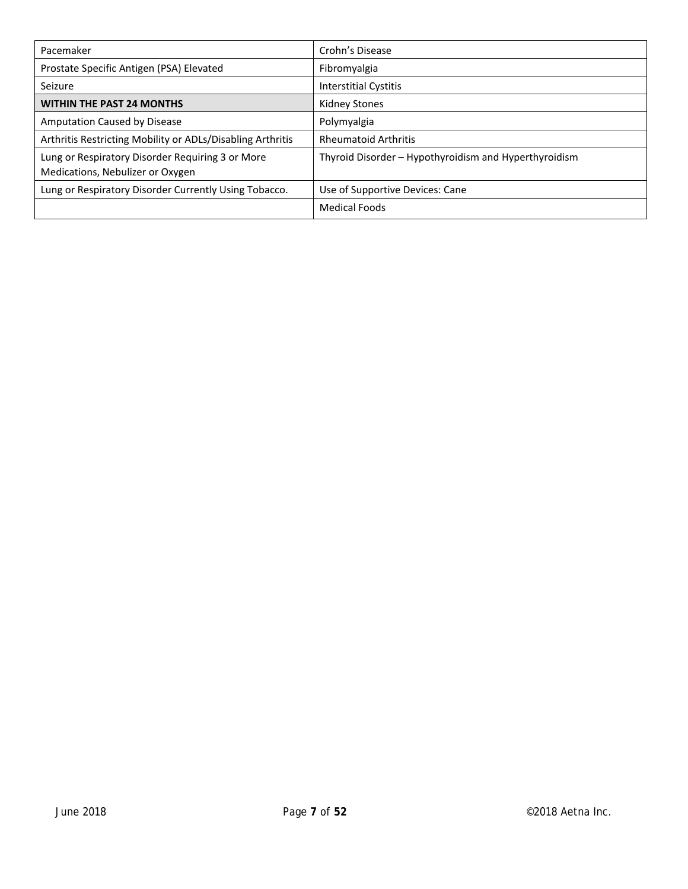| | |
|---|---|
| Pacemaker | Crohn's Disease |
| Prostate Specific Antigen (PSA) Elevated | Fibromyalgia |
| Seizure | Interstitial Cystitis |
| **WITHIN THE PAST 24 MONTHS** | Kidney Stones |
| Amputation Caused by Disease | Polymyalgia |
| Arthritis Restricting Mobility or ADLs/Disabling Arthritis | Rheumatoid Arthritis |
| Lung or Respiratory Disorder Requiring 3 or More Medications, Nebulizer or Oxygen | Thyroid Disorder – Hypothyroidism and Hyperthyroidism |
| Lung or Respiratory Disorder Currently Using Tobacco. | Use of Supportive Devices: Cane |
| | Medical Foods |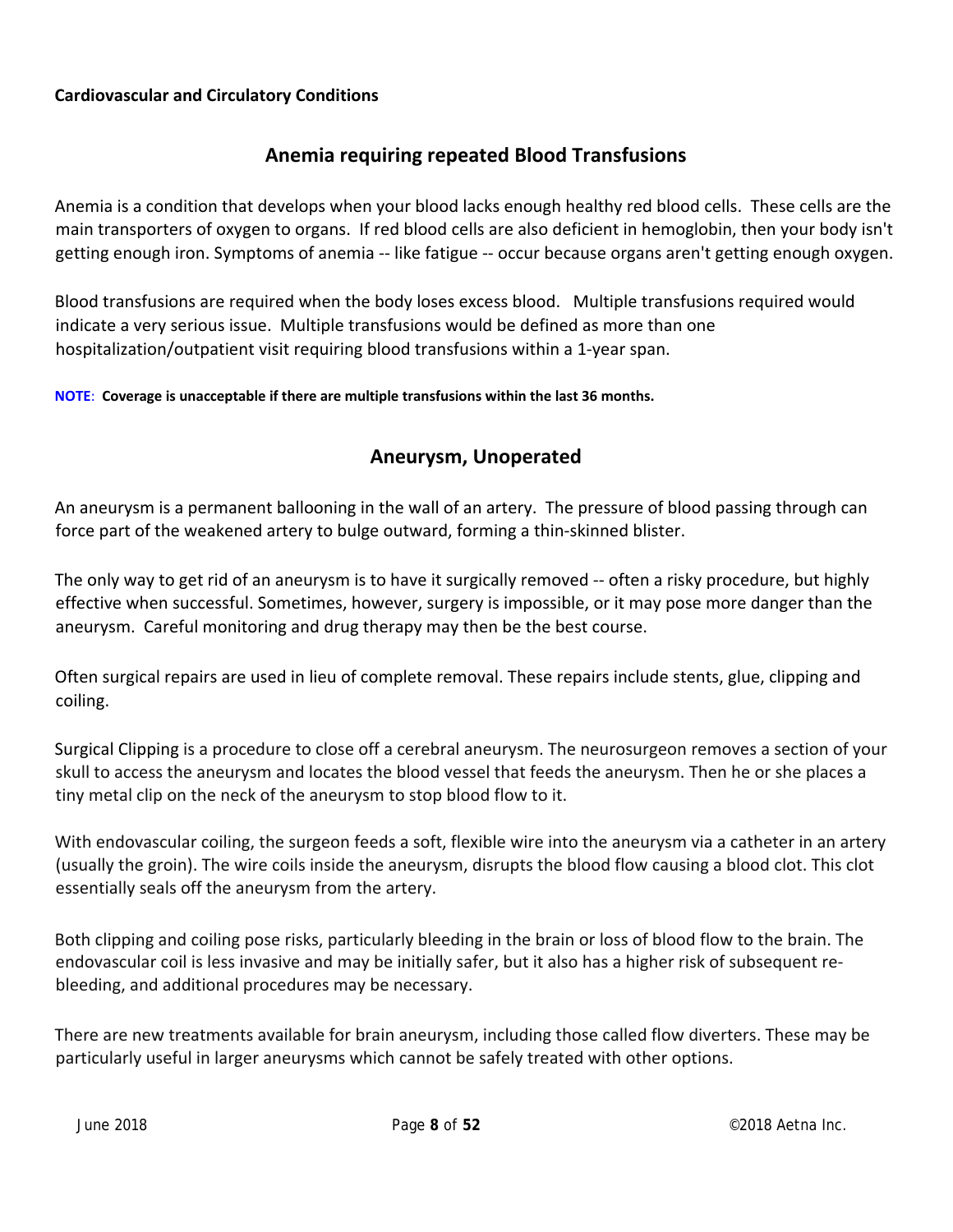**Cardiovascular and Circulatory Conditions**

## Anemia requiring repeated Blood Transfusions

Anemia is a condition that develops when your blood lacks enough healthy red blood cells. These cells are the main transporters of oxygen to organs. If red blood cells are also deficient in hemoglobin, then your body isn't getting enough iron. Symptoms of anemia -- like fatigue -- occur because organs aren't getting enough oxygen.

Blood transfusions are required when the body loses excess blood. Multiple transfusions required would indicate a very serious issue. Multiple transfusions would be defined as more than one hospitalization/outpatient visit requiring blood transfusions within a 1-year span.

**NOTE: Coverage is unacceptable if there are multiple transfusions within the last 36 months.**

## Aneurysm, Unoperated

An aneurysm is a permanent ballooning in the wall of an artery. The pressure of blood passing through can force part of the weakened artery to bulge outward, forming a thin-skinned blister.

The only way to get rid of an aneurysm is to have it surgically removed -- often a risky procedure, but highly effective when successful. Sometimes, however, surgery is impossible, or it may pose more danger than the aneurysm. Careful monitoring and drug therapy may then be the best course.

Often surgical repairs are used in lieu of complete removal. These repairs include stents, glue, clipping and coiling.

Surgical Clipping is a procedure to close off a cerebral aneurysm. The neurosurgeon removes a section of your skull to access the aneurysm and locates the blood vessel that feeds the aneurysm. Then he or she places a tiny metal clip on the neck of the aneurysm to stop blood flow to it.

With endovascular coiling, the surgeon feeds a soft, flexible wire into the aneurysm via a catheter in an artery (usually the groin). The wire coils inside the aneurysm, disrupts the blood flow causing a blood clot. This clot essentially seals off the aneurysm from the artery.

Both clipping and coiling pose risks, particularly bleeding in the brain or loss of blood flow to the brain. The endovascular coil is less invasive and may be initially safer, but it also has a higher risk of subsequent re-bleeding, and additional procedures may be necessary.

There are new treatments available for brain aneurysm, including those called flow diverters. These may be particularly useful in larger aneurysms which cannot be safely treated with other options.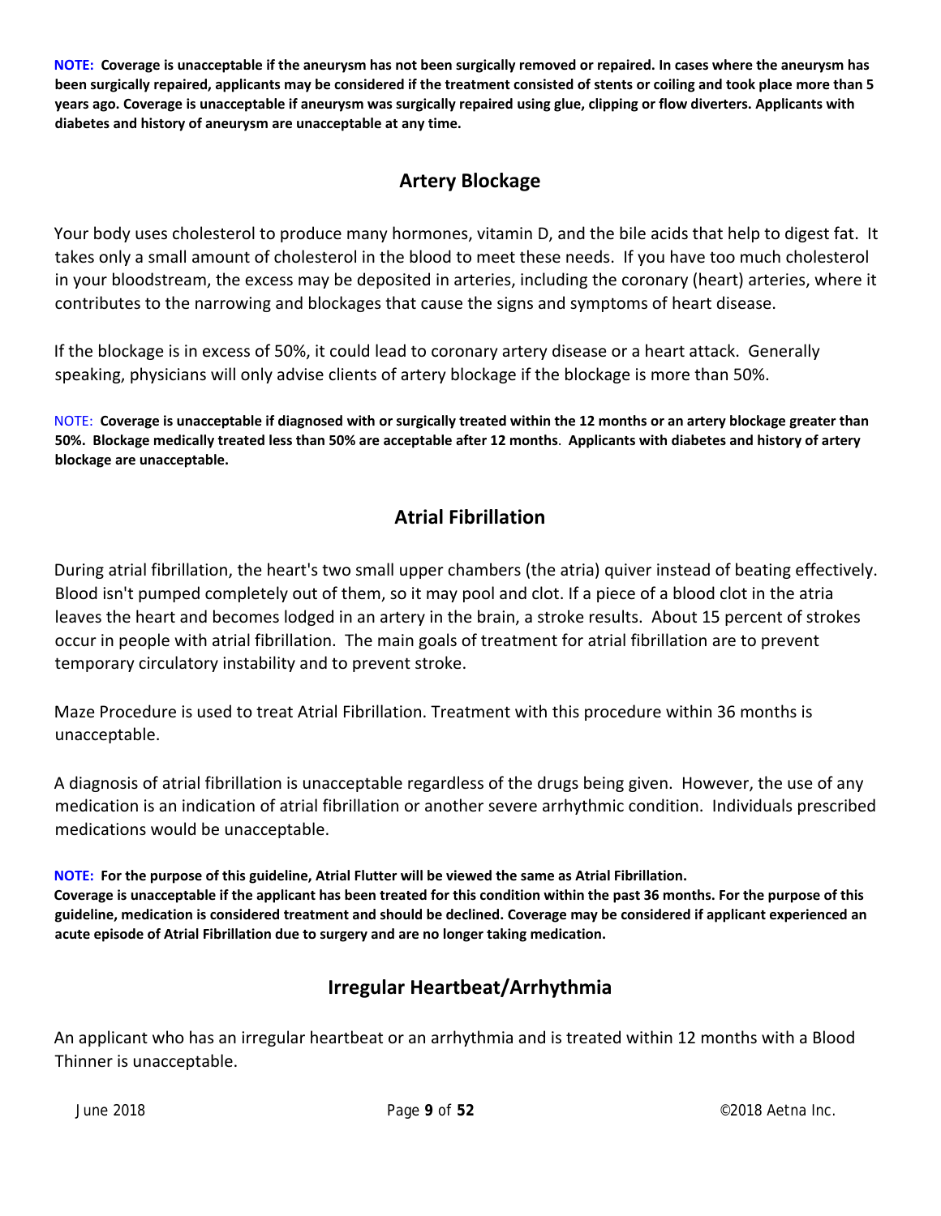**NOTE: Coverage is unacceptable if the aneurysm has not been surgically removed or repaired. In cases where the aneurysm has been surgically repaired, applicants may be considered if the treatment consisted of stents or coiling and took place more than 5 years ago. Coverage is unacceptable if aneurysm was surgically repaired using glue, clipping or flow diverters. Applicants with diabetes and history of aneurysm are unacceptable at any time.**

## Artery Blockage

Your body uses cholesterol to produce many hormones, vitamin D, and the bile acids that help to digest fat. It takes only a small amount of cholesterol in the blood to meet these needs. If you have too much cholesterol in your bloodstream, the excess may be deposited in arteries, including the coronary (heart) arteries, where it contributes to the narrowing and blockages that cause the signs and symptoms of heart disease.

If the blockage is in excess of 50%, it could lead to coronary artery disease or a heart attack. Generally speaking, physicians will only advise clients of artery blockage if the blockage is more than 50%.

NOTE: **Coverage is unacceptable if diagnosed with or surgically treated within the 12 months or an artery blockage greater than 50%. Blockage medically treated less than 50% are acceptable after 12 months**. **Applicants with diabetes and history of artery blockage are unacceptable.**

## Atrial Fibrillation

During atrial fibrillation, the heart's two small upper chambers (the atria) quiver instead of beating effectively. Blood isn't pumped completely out of them, so it may pool and clot. If a piece of a blood clot in the atria leaves the heart and becomes lodged in an artery in the brain, a stroke results. About 15 percent of strokes occur in people with atrial fibrillation. The main goals of treatment for atrial fibrillation are to prevent temporary circulatory instability and to prevent stroke.

Maze Procedure is used to treat Atrial Fibrillation. Treatment with this procedure within 36 months is unacceptable.

A diagnosis of atrial fibrillation is unacceptable regardless of the drugs being given. However, the use of any medication is an indication of atrial fibrillation or another severe arrhythmic condition. Individuals prescribed medications would be unacceptable.

**NOTE: For the purpose of this guideline, Atrial Flutter will be viewed the same as Atrial Fibrillation.**
**Coverage is unacceptable if the applicant has been treated for this condition within the past 36 months. For the purpose of this guideline, medication is considered treatment and should be declined. Coverage may be considered if applicant experienced an acute episode of Atrial Fibrillation due to surgery and are no longer taking medication.**

## Irregular Heartbeat/Arrhythmia

An applicant who has an irregular heartbeat or an arrhythmia and is treated within 12 months with a Blood Thinner is unacceptable.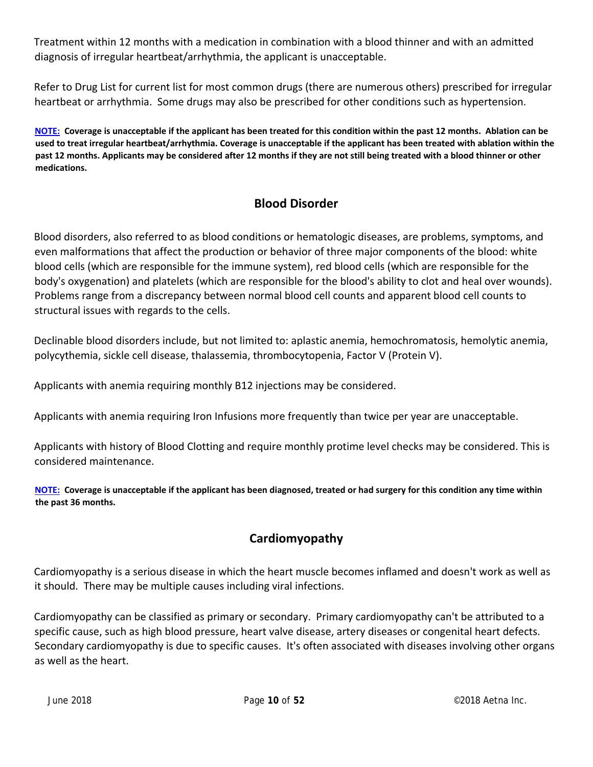Treatment within 12 months with a medication in combination with a blood thinner and with an admitted diagnosis of irregular heartbeat/arrhythmia, the applicant is unacceptable.

Refer to Drug List for current list for most common drugs (there are numerous others) prescribed for irregular heartbeat or arrhythmia. Some drugs may also be prescribed for other conditions such as hypertension.

**NOTE: Coverage is unacceptable if the applicant has been treated for this condition within the past 12 months. Ablation can be used to treat irregular heartbeat/arrhythmia. Coverage is unacceptable if the applicant has been treated with ablation within the past 12 months. Applicants may be considered after 12 months if they are not still being treated with a blood thinner or other medications.**

## Blood Disorder

Blood disorders, also referred to as blood conditions or hematologic diseases, are problems, symptoms, and even malformations that affect the production or behavior of three major components of the blood: white blood cells (which are responsible for the immune system), red blood cells (which are responsible for the body's oxygenation) and platelets (which are responsible for the blood's ability to clot and heal over wounds). Problems range from a discrepancy between normal blood cell counts and apparent blood cell counts to structural issues with regards to the cells.

Declinable blood disorders include, but not limited to: aplastic anemia, hemochromatosis, hemolytic anemia, polycythemia, sickle cell disease, thalassemia, thrombocytopenia, Factor V (Protein V).

Applicants with anemia requiring monthly B12 injections may be considered.

Applicants with anemia requiring Iron Infusions more frequently than twice per year are unacceptable.

Applicants with history of Blood Clotting and require monthly protime level checks may be considered. This is considered maintenance.

**NOTE: Coverage is unacceptable if the applicant has been diagnosed, treated or had surgery for this condition any time within the past 36 months.**

## Cardiomyopathy

Cardiomyopathy is a serious disease in which the heart muscle becomes inflamed and doesn't work as well as it should. There may be multiple causes including viral infections.

Cardiomyopathy can be classified as primary or secondary. Primary cardiomyopathy can't be attributed to a specific cause, such as high blood pressure, heart valve disease, artery diseases or congenital heart defects. Secondary cardiomyopathy is due to specific causes. It's often associated with diseases involving other organs as well as the heart.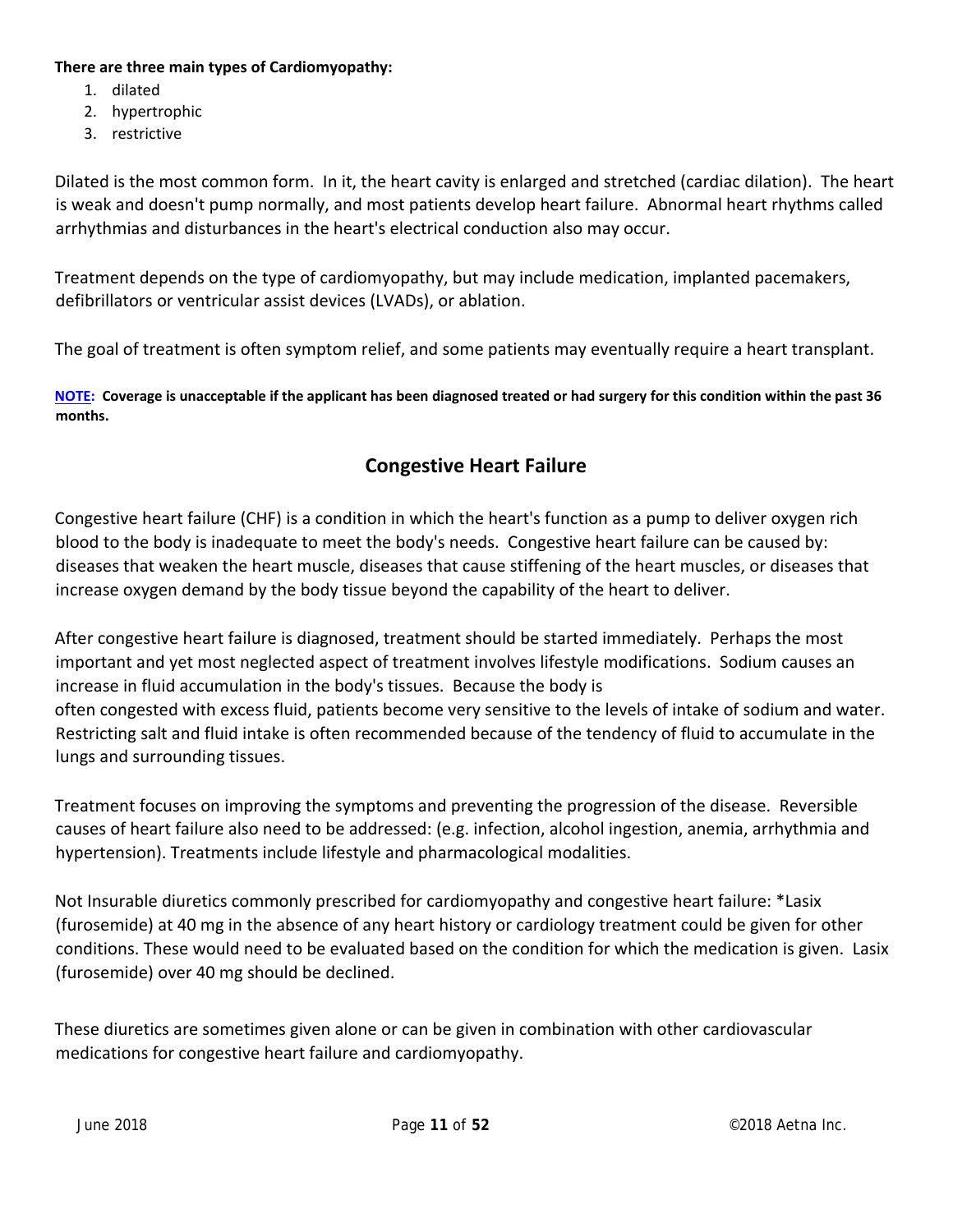**There are three main types of Cardiomyopathy:**

1. dilated
2. hypertrophic
3. restrictive

Dilated is the most common form. In it, the heart cavity is enlarged and stretched (cardiac dilation). The heart is weak and doesn't pump normally, and most patients develop heart failure. Abnormal heart rhythms called arrhythmias and disturbances in the heart's electrical conduction also may occur.

Treatment depends on the type of cardiomyopathy, but may include medication, implanted pacemakers, defibrillators or ventricular assist devices (LVADs), or ablation.

The goal of treatment is often symptom relief, and some patients may eventually require a heart transplant.

**NOTE: Coverage is unacceptable if the applicant has been diagnosed treated or had surgery for this condition within the past 36 months.**

## Congestive Heart Failure

Congestive heart failure (CHF) is a condition in which the heart's function as a pump to deliver oxygen rich blood to the body is inadequate to meet the body's needs. Congestive heart failure can be caused by: diseases that weaken the heart muscle, diseases that cause stiffening of the heart muscles, or diseases that increase oxygen demand by the body tissue beyond the capability of the heart to deliver.

After congestive heart failure is diagnosed, treatment should be started immediately. Perhaps the most important and yet most neglected aspect of treatment involves lifestyle modifications. Sodium causes an increase in fluid accumulation in the body's tissues. Because the body is often congested with excess fluid, patients become very sensitive to the levels of intake of sodium and water. Restricting salt and fluid intake is often recommended because of the tendency of fluid to accumulate in the lungs and surrounding tissues.

Treatment focuses on improving the symptoms and preventing the progression of the disease. Reversible causes of heart failure also need to be addressed: (e.g. infection, alcohol ingestion, anemia, arrhythmia and hypertension). Treatments include lifestyle and pharmacological modalities.

Not Insurable diuretics commonly prescribed for cardiomyopathy and congestive heart failure: *Lasix (furosemide) at 40 mg in the absence of any heart history or cardiology treatment could be given for other conditions. These would need to be evaluated based on the condition for which the medication is given. Lasix (furosemide) over 40 mg should be declined.

These diuretics are sometimes given alone or can be given in combination with other cardiovascular medications for congestive heart failure and cardiomyopathy.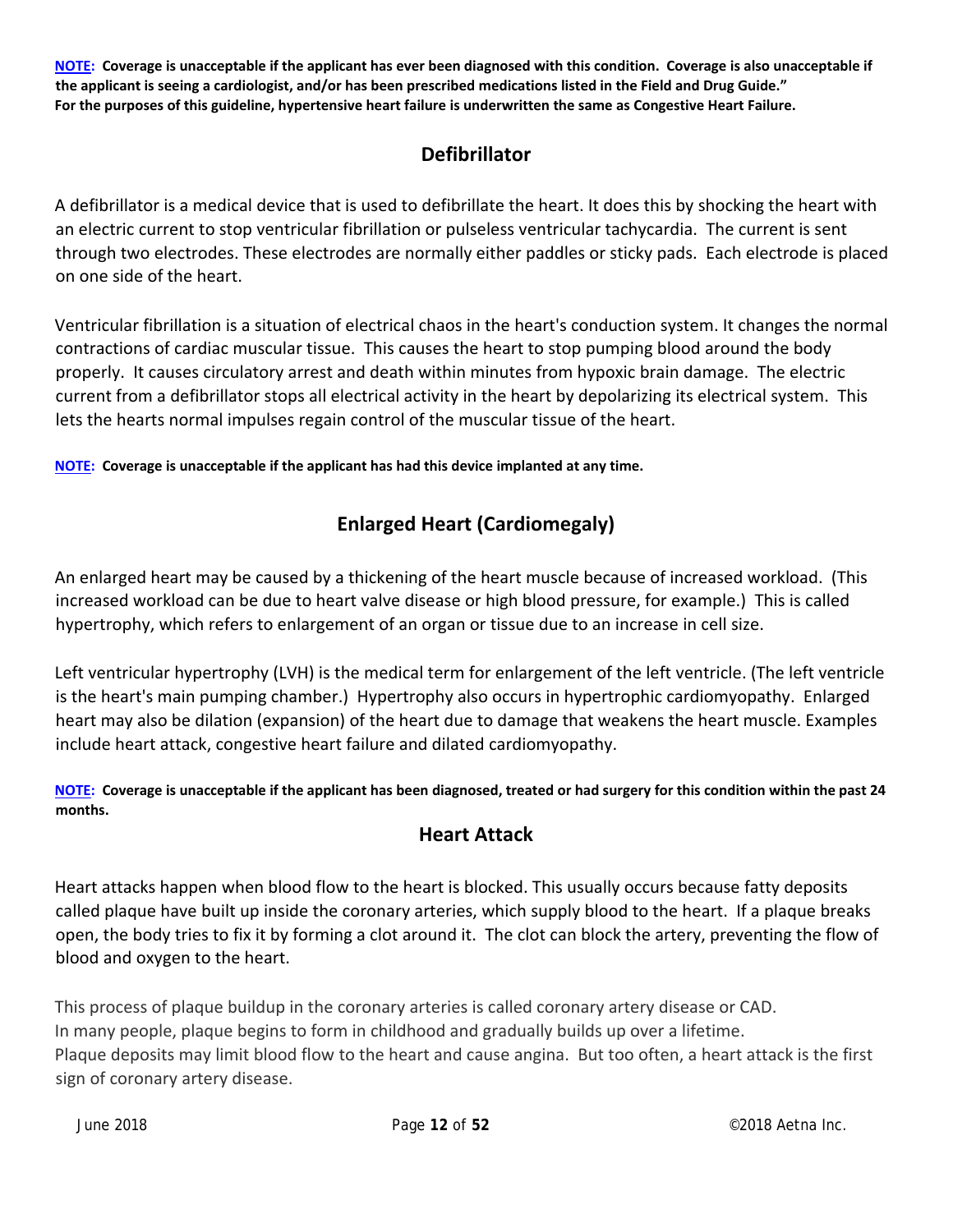**NOTE: Coverage is unacceptable if the applicant has ever been diagnosed with this condition. Coverage is also unacceptable if the applicant is seeing a cardiologist, and/or has been prescribed medications listed in the Field and Drug Guide." For the purposes of this guideline, hypertensive heart failure is underwritten the same as Congestive Heart Failure.**

## Defibrillator

A defibrillator is a medical device that is used to defibrillate the heart. It does this by shocking the heart with an electric current to stop ventricular fibrillation or pulseless ventricular tachycardia. The current is sent through two electrodes. These electrodes are normally either paddles or sticky pads. Each electrode is placed on one side of the heart.

Ventricular fibrillation is a situation of electrical chaos in the heart's conduction system. It changes the normal contractions of cardiac muscular tissue. This causes the heart to stop pumping blood around the body properly. It causes circulatory arrest and death within minutes from hypoxic brain damage. The electric current from a defibrillator stops all electrical activity in the heart by depolarizing its electrical system. This lets the hearts normal impulses regain control of the muscular tissue of the heart.

**NOTE: Coverage is unacceptable if the applicant has had this device implanted at any time.**

## Enlarged Heart (Cardiomegaly)

An enlarged heart may be caused by a thickening of the heart muscle because of increased workload. (This increased workload can be due to heart valve disease or high blood pressure, for example.) This is called hypertrophy, which refers to enlargement of an organ or tissue due to an increase in cell size.

Left ventricular hypertrophy (LVH) is the medical term for enlargement of the left ventricle. (The left ventricle is the heart's main pumping chamber.) Hypertrophy also occurs in hypertrophic cardiomyopathy. Enlarged heart may also be dilation (expansion) of the heart due to damage that weakens the heart muscle. Examples include heart attack, congestive heart failure and dilated cardiomyopathy.

**NOTE: Coverage is unacceptable if the applicant has been diagnosed, treated or had surgery for this condition within the past 24 months.**

## Heart Attack

Heart attacks happen when blood flow to the heart is blocked. This usually occurs because fatty deposits called plaque have built up inside the coronary arteries, which supply blood to the heart. If a plaque breaks open, the body tries to fix it by forming a clot around it. The clot can block the artery, preventing the flow of blood and oxygen to the heart.

This process of plaque buildup in the coronary arteries is called coronary artery disease or CAD. In many people, plaque begins to form in childhood and gradually builds up over a lifetime. Plaque deposits may limit blood flow to the heart and cause angina. But too often, a heart attack is the first sign of coronary artery disease.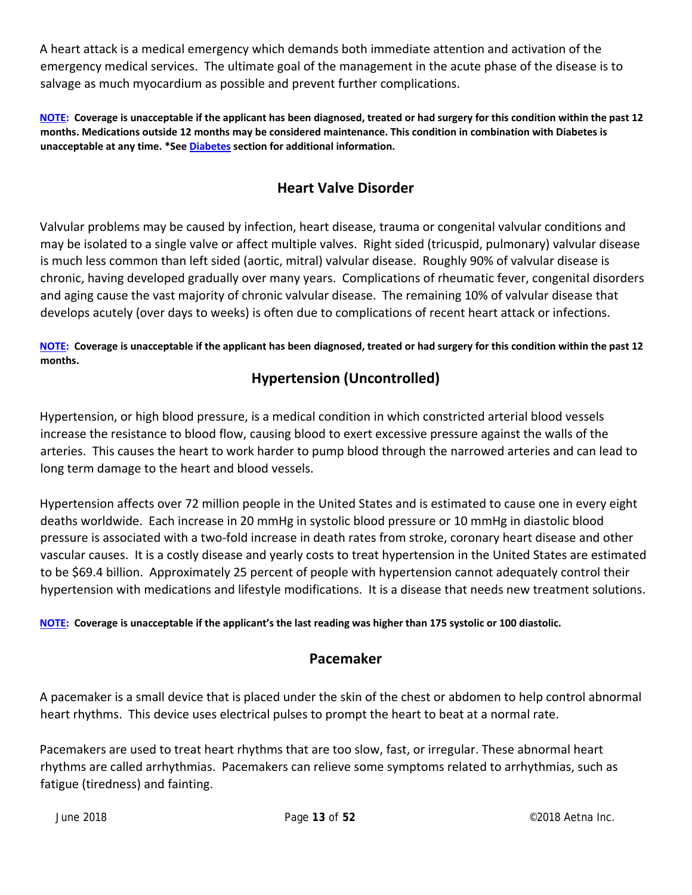A heart attack is a medical emergency which demands both immediate attention and activation of the emergency medical services. The ultimate goal of the management in the acute phase of the disease is to salvage as much myocardium as possible and prevent further complications.

**NOTE: Coverage is unacceptable if the applicant has been diagnosed, treated or had surgery for this condition within the past 12 months. Medications outside 12 months may be considered maintenance. This condition in combination with Diabetes is unacceptable at any time. *See Diabetes section for additional information.**

## Heart Valve Disorder

Valvular problems may be caused by infection, heart disease, trauma or congenital valvular conditions and may be isolated to a single valve or affect multiple valves. Right sided (tricuspid, pulmonary) valvular disease is much less common than left sided (aortic, mitral) valvular disease. Roughly 90% of valvular disease is chronic, having developed gradually over many years. Complications of rheumatic fever, congenital disorders and aging cause the vast majority of chronic valvular disease. The remaining 10% of valvular disease that develops acutely (over days to weeks) is often due to complications of recent heart attack or infections.

**NOTE: Coverage is unacceptable if the applicant has been diagnosed, treated or had surgery for this condition within the past 12 months.**

## Hypertension (Uncontrolled)

Hypertension, or high blood pressure, is a medical condition in which constricted arterial blood vessels increase the resistance to blood flow, causing blood to exert excessive pressure against the walls of the arteries. This causes the heart to work harder to pump blood through the narrowed arteries and can lead to long term damage to the heart and blood vessels.

Hypertension affects over 72 million people in the United States and is estimated to cause one in every eight deaths worldwide. Each increase in 20 mmHg in systolic blood pressure or 10 mmHg in diastolic blood pressure is associated with a two-fold increase in death rates from stroke, coronary heart disease and other vascular causes. It is a costly disease and yearly costs to treat hypertension in the United States are estimated to be $69.4 billion. Approximately 25 percent of people with hypertension cannot adequately control their hypertension with medications and lifestyle modifications. It is a disease that needs new treatment solutions.

**NOTE: Coverage is unacceptable if the applicant's the last reading was higher than 175 systolic or 100 diastolic.**

## Pacemaker

A pacemaker is a small device that is placed under the skin of the chest or abdomen to help control abnormal heart rhythms. This device uses electrical pulses to prompt the heart to beat at a normal rate.

Pacemakers are used to treat heart rhythms that are too slow, fast, or irregular. These abnormal heart rhythms are called arrhythmias. Pacemakers can relieve some symptoms related to arrhythmias, such as fatigue (tiredness) and fainting.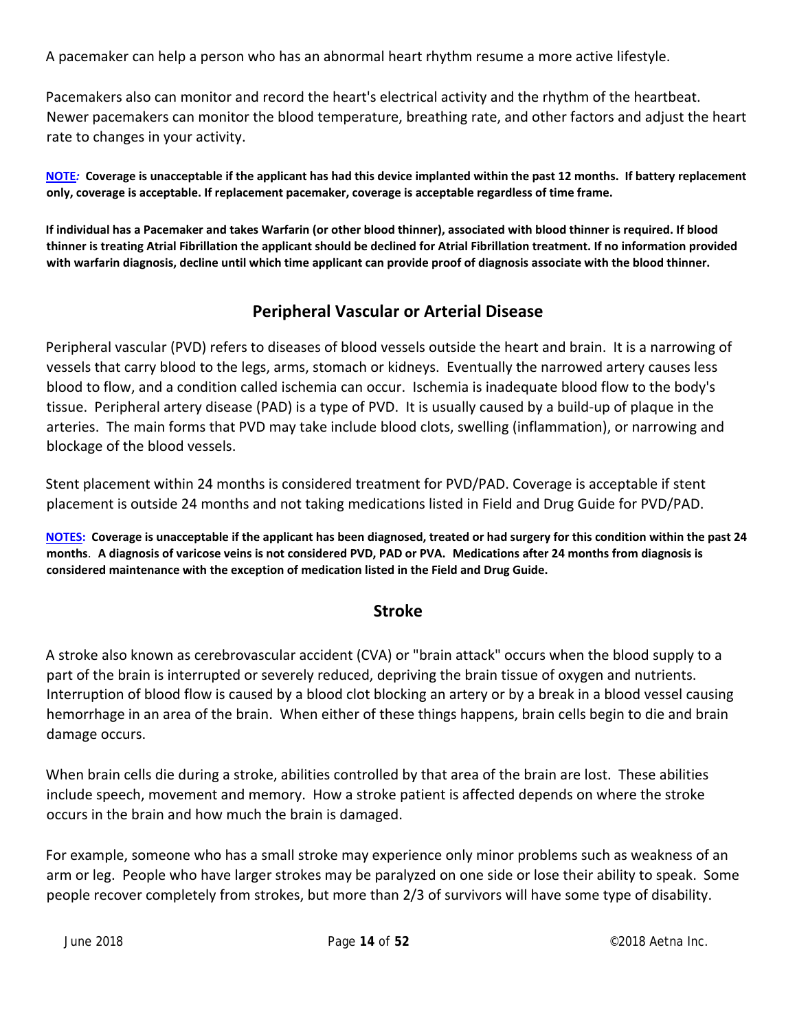A pacemaker can help a person who has an abnormal heart rhythm resume a more active lifestyle.

Pacemakers also can monitor and record the heart's electrical activity and the rhythm of the heartbeat. Newer pacemakers can monitor the blood temperature, breathing rate, and other factors and adjust the heart rate to changes in your activity.

**NOTE*:* Coverage is unacceptable if the applicant has had this device implanted within the past 12 months. If battery replacement only, coverage is acceptable. If replacement pacemaker, coverage is acceptable regardless of time frame.**

**If individual has a Pacemaker and takes Warfarin (or other blood thinner), associated with blood thinner is required. If blood thinner is treating Atrial Fibrillation the applicant should be declined for Atrial Fibrillation treatment. If no information provided with warfarin diagnosis, decline until which time applicant can provide proof of diagnosis associate with the blood thinner.**

## Peripheral Vascular or Arterial Disease

Peripheral vascular (PVD) refers to diseases of blood vessels outside the heart and brain. It is a narrowing of vessels that carry blood to the legs, arms, stomach or kidneys. Eventually the narrowed artery causes less blood to flow, and a condition called ischemia can occur. Ischemia is inadequate blood flow to the body's tissue. Peripheral artery disease (PAD) is a type of PVD. It is usually caused by a build-up of plaque in the arteries. The main forms that PVD may take include blood clots, swelling (inflammation), or narrowing and blockage of the blood vessels.

Stent placement within 24 months is considered treatment for PVD/PAD. Coverage is acceptable if stent placement is outside 24 months and not taking medications listed in Field and Drug Guide for PVD/PAD.

**NOTES: Coverage is unacceptable if the applicant has been diagnosed, treated or had surgery for this condition within the past 24 months. A diagnosis of varicose veins is not considered PVD, PAD or PVA. Medications after 24 months from diagnosis is considered maintenance with the exception of medication listed in the Field and Drug Guide.**

## Stroke

A stroke also known as cerebrovascular accident (CVA) or "brain attack" occurs when the blood supply to a part of the brain is interrupted or severely reduced, depriving the brain tissue of oxygen and nutrients. Interruption of blood flow is caused by a blood clot blocking an artery or by a break in a blood vessel causing hemorrhage in an area of the brain. When either of these things happens, brain cells begin to die and brain damage occurs.

When brain cells die during a stroke, abilities controlled by that area of the brain are lost. These abilities include speech, movement and memory. How a stroke patient is affected depends on where the stroke occurs in the brain and how much the brain is damaged.

For example, someone who has a small stroke may experience only minor problems such as weakness of an arm or leg. People who have larger strokes may be paralyzed on one side or lose their ability to speak. Some people recover completely from strokes, but more than 2/3 of survivors will have some type of disability.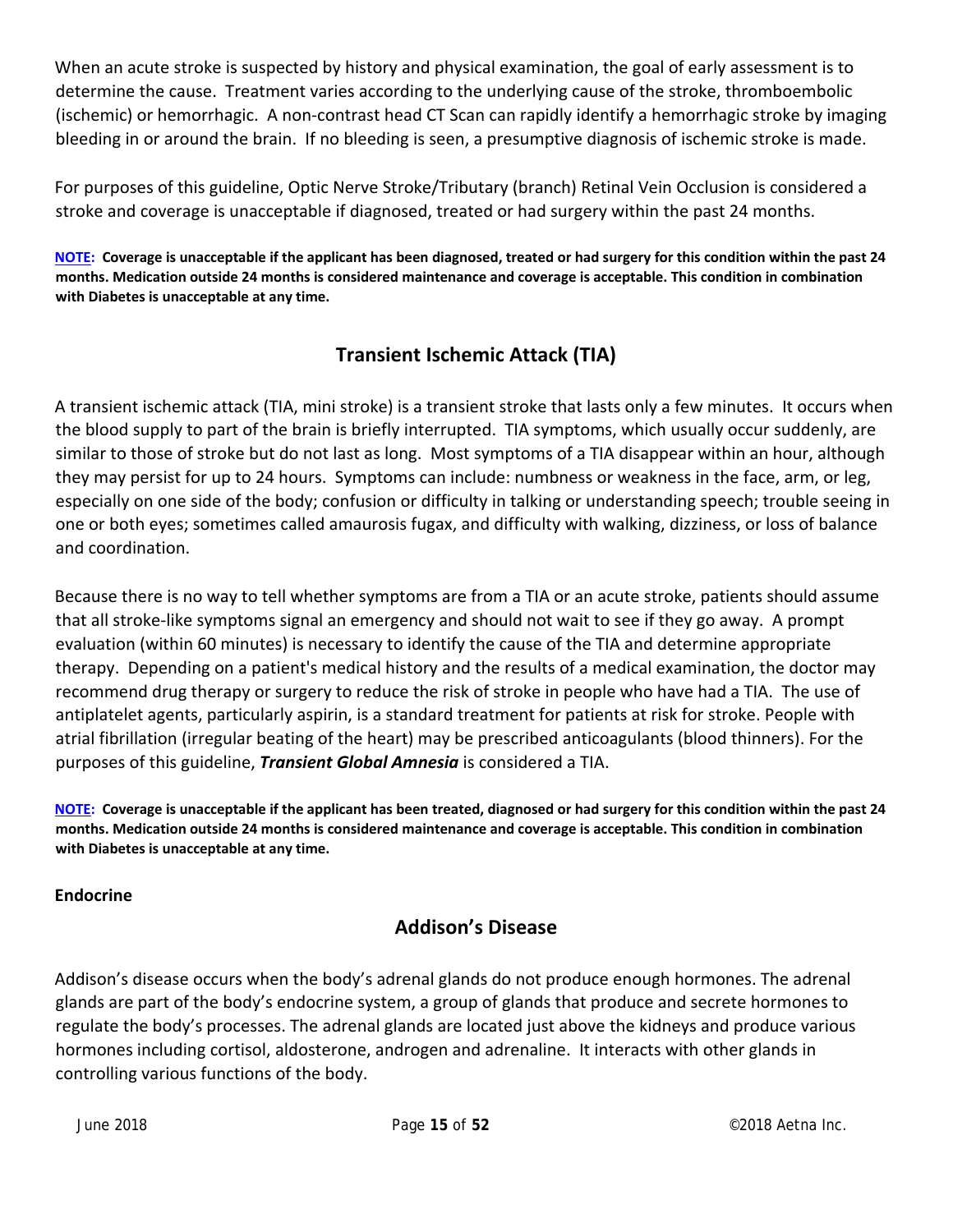When an acute stroke is suspected by history and physical examination, the goal of early assessment is to determine the cause. Treatment varies according to the underlying cause of the stroke, thromboembolic (ischemic) or hemorrhagic. A non-contrast head CT Scan can rapidly identify a hemorrhagic stroke by imaging bleeding in or around the brain. If no bleeding is seen, a presumptive diagnosis of ischemic stroke is made.

For purposes of this guideline, Optic Nerve Stroke/Tributary (branch) Retinal Vein Occlusion is considered a stroke and coverage is unacceptable if diagnosed, treated or had surgery within the past 24 months.

**NOTE: Coverage is unacceptable if the applicant has been diagnosed, treated or had surgery for this condition within the past 24 months. Medication outside 24 months is considered maintenance and coverage is acceptable. This condition in combination with Diabetes is unacceptable at any time.**

## Transient Ischemic Attack (TIA)

A transient ischemic attack (TIA, mini stroke) is a transient stroke that lasts only a few minutes. It occurs when the blood supply to part of the brain is briefly interrupted. TIA symptoms, which usually occur suddenly, are similar to those of stroke but do not last as long. Most symptoms of a TIA disappear within an hour, although they may persist for up to 24 hours. Symptoms can include: numbness or weakness in the face, arm, or leg, especially on one side of the body; confusion or difficulty in talking or understanding speech; trouble seeing in one or both eyes; sometimes called amaurosis fugax, and difficulty with walking, dizziness, or loss of balance and coordination.

Because there is no way to tell whether symptoms are from a TIA or an acute stroke, patients should assume that all stroke-like symptoms signal an emergency and should not wait to see if they go away. A prompt evaluation (within 60 minutes) is necessary to identify the cause of the TIA and determine appropriate therapy. Depending on a patient's medical history and the results of a medical examination, the doctor may recommend drug therapy or surgery to reduce the risk of stroke in people who have had a TIA. The use of antiplatelet agents, particularly aspirin, is a standard treatment for patients at risk for stroke. People with atrial fibrillation (irregular beating of the heart) may be prescribed anticoagulants (blood thinners). For the purposes of this guideline, ***Transient Global Amnesia*** is considered a TIA.

**NOTE: Coverage is unacceptable if the applicant has been treated, diagnosed or had surgery for this condition within the past 24 months. Medication outside 24 months is considered maintenance and coverage is acceptable. This condition in combination with Diabetes is unacceptable at any time.**

### Endocrine

## Addison's Disease

Addison's disease occurs when the body's adrenal glands do not produce enough hormones. The adrenal glands are part of the body's endocrine system, a group of glands that produce and secrete hormones to regulate the body's processes. The adrenal glands are located just above the kidneys and produce various hormones including cortisol, aldosterone, androgen and adrenaline. It interacts with other glands in controlling various functions of the body.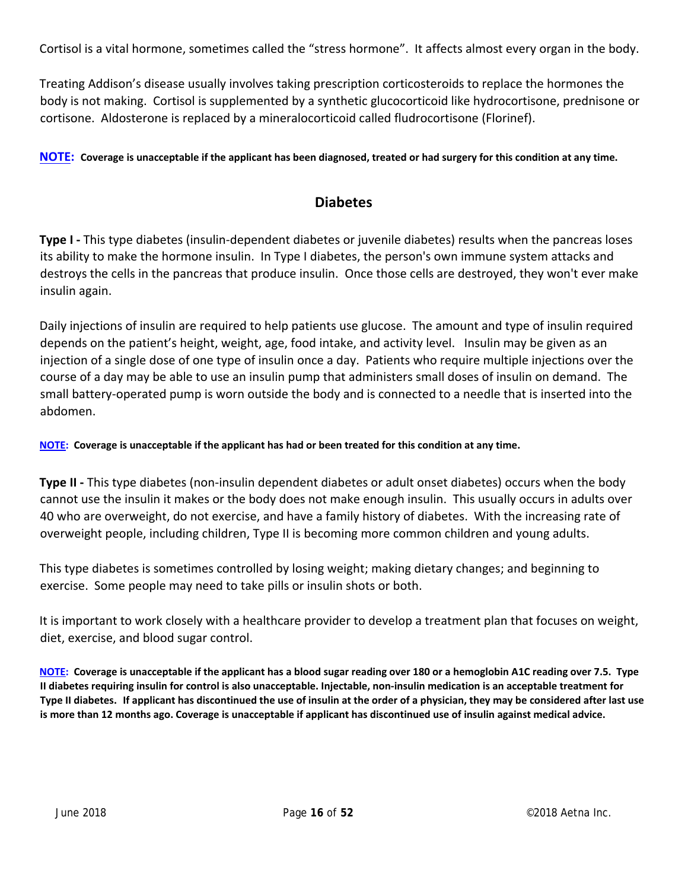Cortisol is a vital hormone, sometimes called the "stress hormone". It affects almost every organ in the body.

Treating Addison's disease usually involves taking prescription corticosteroids to replace the hormones the body is not making. Cortisol is supplemented by a synthetic glucocorticoid like hydrocortisone, prednisone or cortisone. Aldosterone is replaced by a mineralocorticoid called fludrocortisone (Florinef).

**NOTE: Coverage is unacceptable if the applicant has been diagnosed, treated or had surgery for this condition at any time.**

## Diabetes

**Type I -** This type diabetes (insulin-dependent diabetes or juvenile diabetes) results when the pancreas loses its ability to make the hormone insulin. In Type I diabetes, the person's own immune system attacks and destroys the cells in the pancreas that produce insulin. Once those cells are destroyed, they won't ever make insulin again.

Daily injections of insulin are required to help patients use glucose. The amount and type of insulin required depends on the patient's height, weight, age, food intake, and activity level. Insulin may be given as an injection of a single dose of one type of insulin once a day. Patients who require multiple injections over the course of a day may be able to use an insulin pump that administers small doses of insulin on demand. The small battery-operated pump is worn outside the body and is connected to a needle that is inserted into the abdomen.

**NOTE: Coverage is unacceptable if the applicant has had or been treated for this condition at any time.**

**Type II -** This type diabetes (non-insulin dependent diabetes or adult onset diabetes) occurs when the body cannot use the insulin it makes or the body does not make enough insulin. This usually occurs in adults over 40 who are overweight, do not exercise, and have a family history of diabetes. With the increasing rate of overweight people, including children, Type II is becoming more common children and young adults.

This type diabetes is sometimes controlled by losing weight; making dietary changes; and beginning to exercise. Some people may need to take pills or insulin shots or both.

It is important to work closely with a healthcare provider to develop a treatment plan that focuses on weight, diet, exercise, and blood sugar control.

**NOTE: Coverage is unacceptable if the applicant has a blood sugar reading over 180 or a hemoglobin A1C reading over 7.5. Type II diabetes requiring insulin for control is also unacceptable. Injectable, non-insulin medication is an acceptable treatment for Type II diabetes. If applicant has discontinued the use of insulin at the order of a physician, they may be considered after last use is more than 12 months ago. Coverage is unacceptable if applicant has discontinued use of insulin against medical advice.**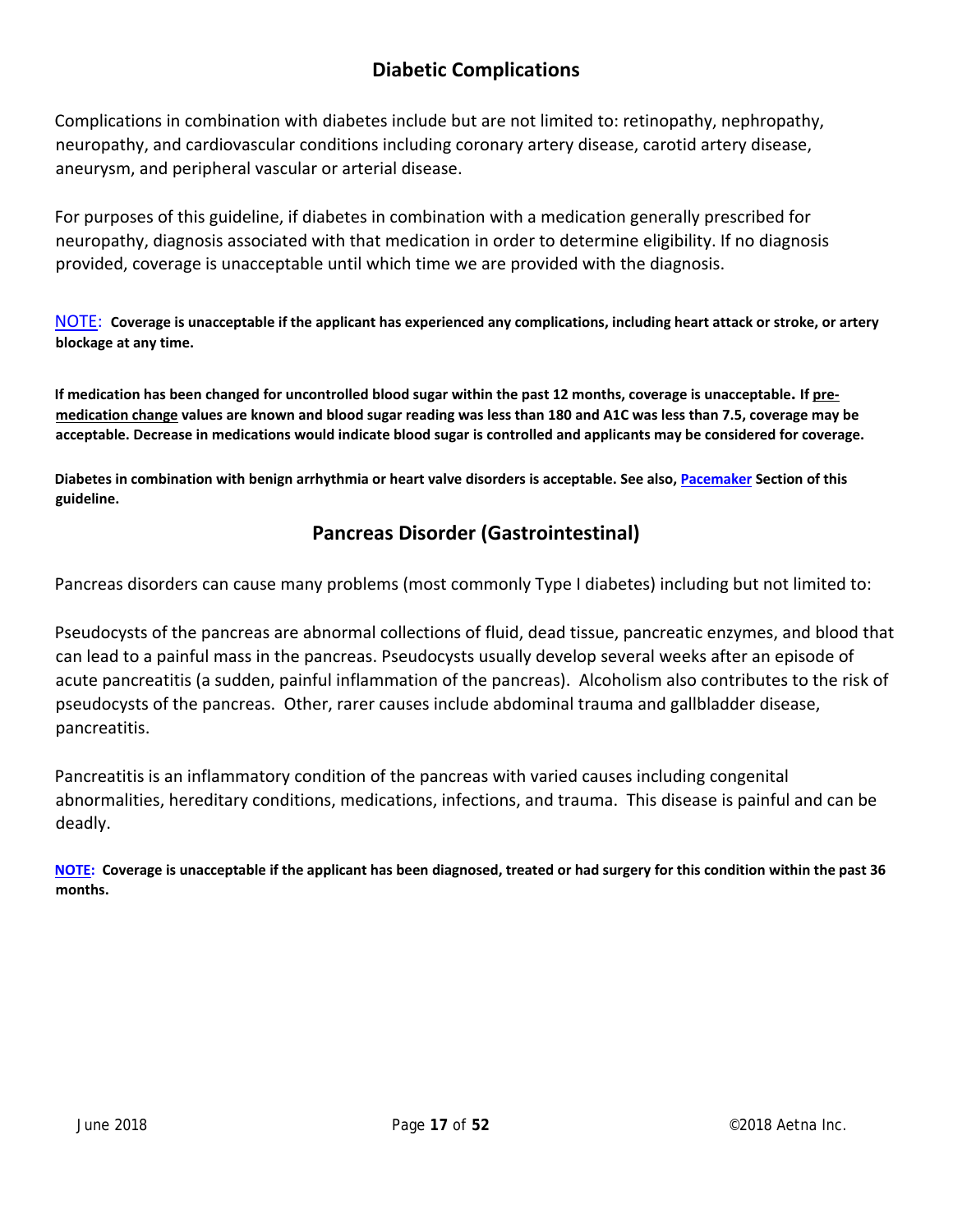## Diabetic Complications

Complications in combination with diabetes include but are not limited to: retinopathy, nephropathy, neuropathy, and cardiovascular conditions including coronary artery disease, carotid artery disease, aneurysm, and peripheral vascular or arterial disease.

For purposes of this guideline, if diabetes in combination with a medication generally prescribed for neuropathy, diagnosis associated with that medication in order to determine eligibility. If no diagnosis provided, coverage is unacceptable until which time we are provided with the diagnosis.

NOTE: **Coverage is unacceptable if the applicant has experienced any complications, including heart attack or stroke, or artery blockage at any time.**

**If medication has been changed for uncontrolled blood sugar within the past 12 months, coverage is unacceptable. If <u>pre-medication change</u> values are known and blood sugar reading was less than 180 and A1C was less than 7.5, coverage may be acceptable. Decrease in medications would indicate blood sugar is controlled and applicants may be considered for coverage.**

**Diabetes in combination with benign arrhythmia or heart valve disorders is acceptable. See also, Pacemaker Section of this guideline.**

## Pancreas Disorder (Gastrointestinal)

Pancreas disorders can cause many problems (most commonly Type I diabetes) including but not limited to:

Pseudocysts of the pancreas are abnormal collections of fluid, dead tissue, pancreatic enzymes, and blood that can lead to a painful mass in the pancreas. Pseudocysts usually develop several weeks after an episode of acute pancreatitis (a sudden, painful inflammation of the pancreas). Alcoholism also contributes to the risk of pseudocysts of the pancreas. Other, rarer causes include abdominal trauma and gallbladder disease, pancreatitis.

Pancreatitis is an inflammatory condition of the pancreas with varied causes including congenital abnormalities, hereditary conditions, medications, infections, and trauma. This disease is painful and can be deadly.

**NOTE: Coverage is unacceptable if the applicant has been diagnosed, treated or had surgery for this condition within the past 36 months.**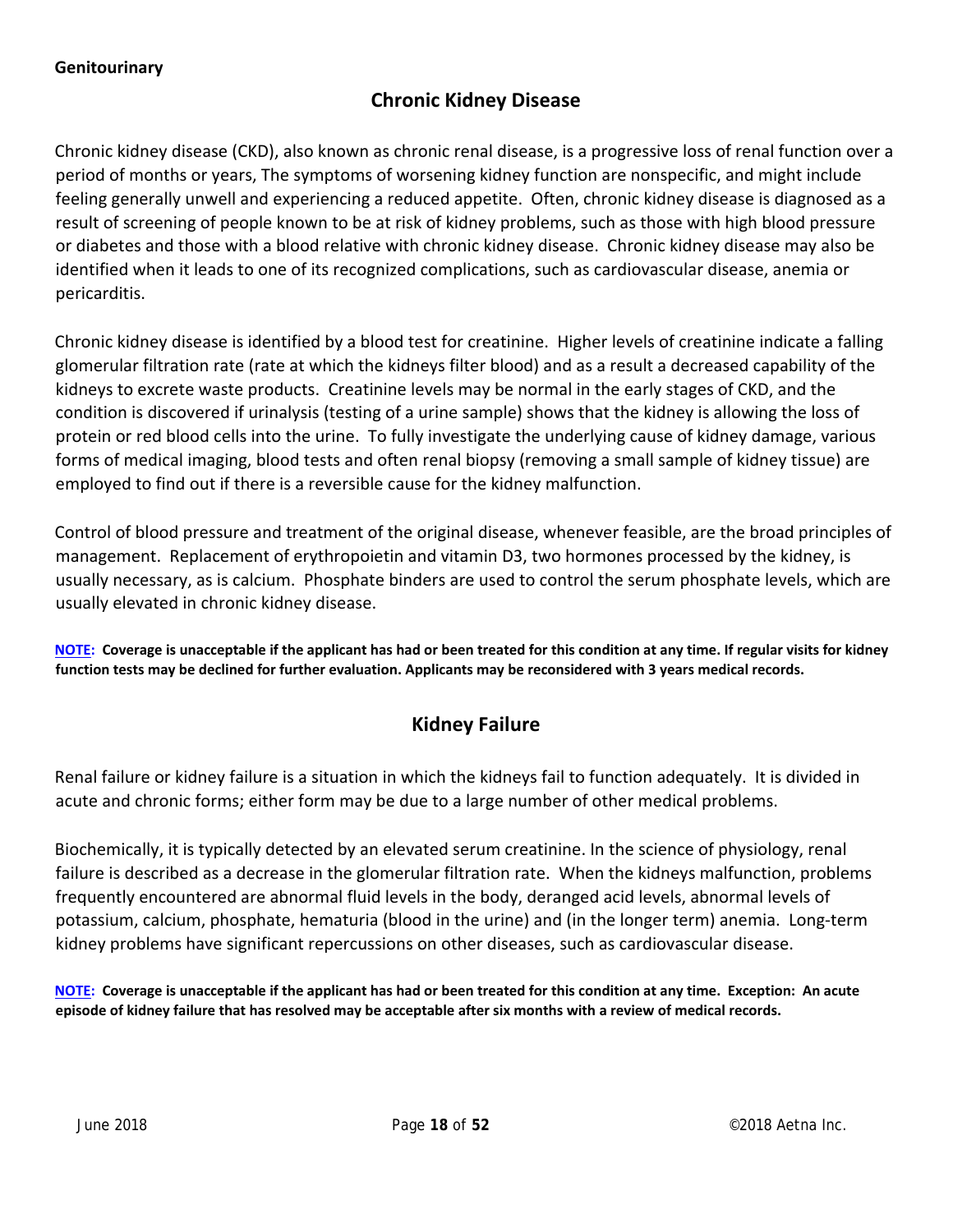**Genitourinary**

## Chronic Kidney Disease

Chronic kidney disease (CKD), also known as chronic renal disease, is a progressive loss of renal function over a period of months or years, The symptoms of worsening kidney function are nonspecific, and might include feeling generally unwell and experiencing a reduced appetite. Often, chronic kidney disease is diagnosed as a result of screening of people known to be at risk of kidney problems, such as those with high blood pressure or diabetes and those with a blood relative with chronic kidney disease. Chronic kidney disease may also be identified when it leads to one of its recognized complications, such as cardiovascular disease, anemia or pericarditis.

Chronic kidney disease is identified by a blood test for creatinine. Higher levels of creatinine indicate a falling glomerular filtration rate (rate at which the kidneys filter blood) and as a result a decreased capability of the kidneys to excrete waste products. Creatinine levels may be normal in the early stages of CKD, and the condition is discovered if urinalysis (testing of a urine sample) shows that the kidney is allowing the loss of protein or red blood cells into the urine. To fully investigate the underlying cause of kidney damage, various forms of medical imaging, blood tests and often renal biopsy (removing a small sample of kidney tissue) are employed to find out if there is a reversible cause for the kidney malfunction.

Control of blood pressure and treatment of the original disease, whenever feasible, are the broad principles of management. Replacement of erythropoietin and vitamin D3, two hormones processed by the kidney, is usually necessary, as is calcium. Phosphate binders are used to control the serum phosphate levels, which are usually elevated in chronic kidney disease.

**NOTE: Coverage is unacceptable if the applicant has had or been treated for this condition at any time. If regular visits for kidney function tests may be declined for further evaluation. Applicants may be reconsidered with 3 years medical records.**

## Kidney Failure

Renal failure or kidney failure is a situation in which the kidneys fail to function adequately. It is divided in acute and chronic forms; either form may be due to a large number of other medical problems.

Biochemically, it is typically detected by an elevated serum creatinine. In the science of physiology, renal failure is described as a decrease in the glomerular filtration rate. When the kidneys malfunction, problems frequently encountered are abnormal fluid levels in the body, deranged acid levels, abnormal levels of potassium, calcium, phosphate, hematuria (blood in the urine) and (in the longer term) anemia. Long-term kidney problems have significant repercussions on other diseases, such as cardiovascular disease.

**NOTE: Coverage is unacceptable if the applicant has had or been treated for this condition at any time. Exception: An acute episode of kidney failure that has resolved may be acceptable after six months with a review of medical records.**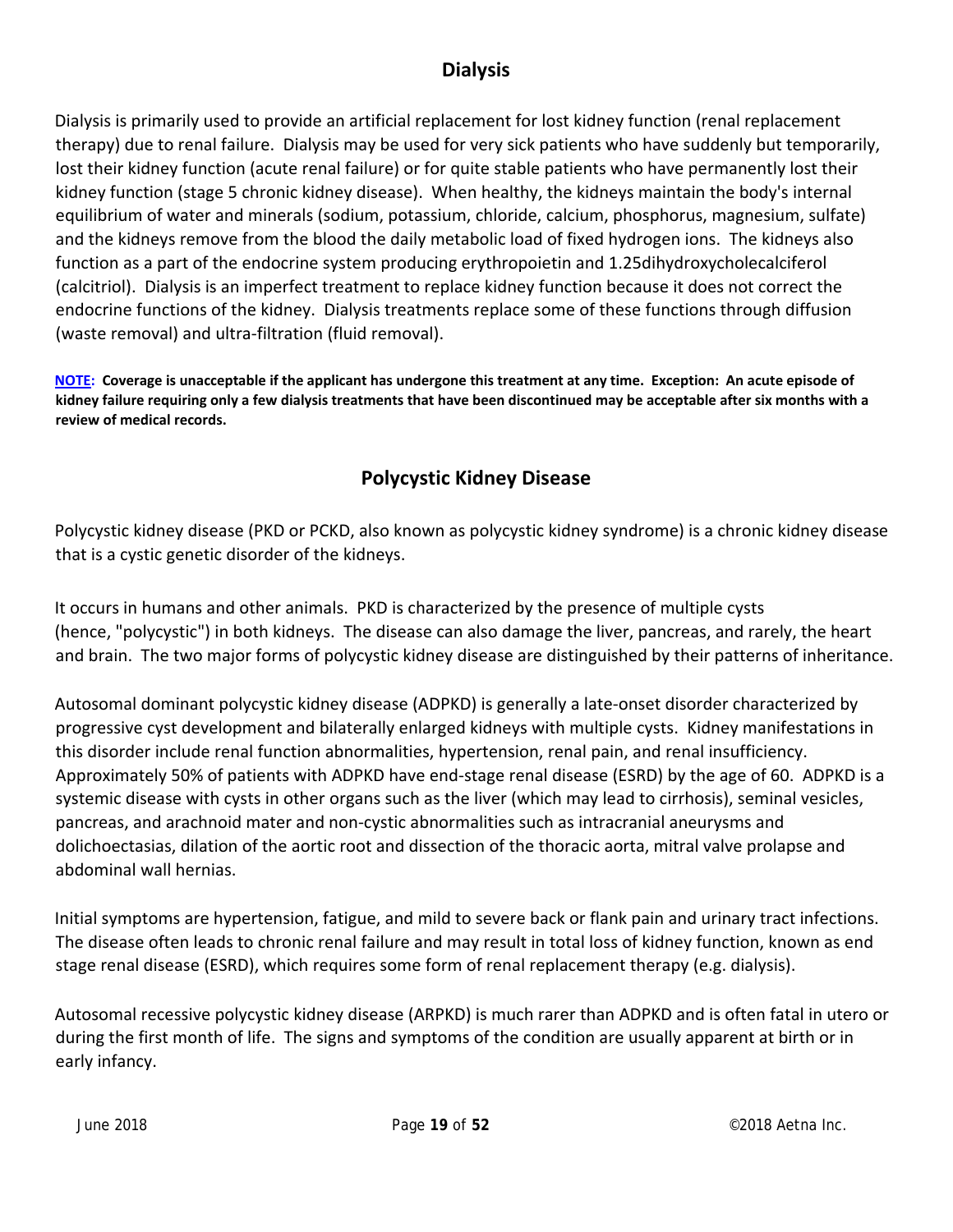## Dialysis

Dialysis is primarily used to provide an artificial replacement for lost kidney function (renal replacement therapy) due to renal failure. Dialysis may be used for very sick patients who have suddenly but temporarily, lost their kidney function (acute renal failure) or for quite stable patients who have permanently lost their kidney function (stage 5 chronic kidney disease). When healthy, the kidneys maintain the body's internal equilibrium of water and minerals (sodium, potassium, chloride, calcium, phosphorus, magnesium, sulfate) and the kidneys remove from the blood the daily metabolic load of fixed hydrogen ions. The kidneys also function as a part of the endocrine system producing erythropoietin and 1.25dihydroxycholecalciferol (calcitriol). Dialysis is an imperfect treatment to replace kidney function because it does not correct the endocrine functions of the kidney. Dialysis treatments replace some of these functions through diffusion (waste removal) and ultra-filtration (fluid removal).

**NOTE: Coverage is unacceptable if the applicant has undergone this treatment at any time. Exception: An acute episode of kidney failure requiring only a few dialysis treatments that have been discontinued may be acceptable after six months with a review of medical records.**

## Polycystic Kidney Disease

Polycystic kidney disease (PKD or PCKD, also known as polycystic kidney syndrome) is a chronic kidney disease that is a cystic genetic disorder of the kidneys.

It occurs in humans and other animals. PKD is characterized by the presence of multiple cysts (hence, "polycystic") in both kidneys. The disease can also damage the liver, pancreas, and rarely, the heart and brain. The two major forms of polycystic kidney disease are distinguished by their patterns of inheritance.

Autosomal dominant polycystic kidney disease (ADPKD) is generally a late-onset disorder characterized by progressive cyst development and bilaterally enlarged kidneys with multiple cysts. Kidney manifestations in this disorder include renal function abnormalities, hypertension, renal pain, and renal insufficiency. Approximately 50% of patients with ADPKD have end-stage renal disease (ESRD) by the age of 60. ADPKD is a systemic disease with cysts in other organs such as the liver (which may lead to cirrhosis), seminal vesicles, pancreas, and arachnoid mater and non-cystic abnormalities such as intracranial aneurysms and dolichoectasias, dilation of the aortic root and dissection of the thoracic aorta, mitral valve prolapse and abdominal wall hernias.

Initial symptoms are hypertension, fatigue, and mild to severe back or flank pain and urinary tract infections. The disease often leads to chronic renal failure and may result in total loss of kidney function, known as end stage renal disease (ESRD), which requires some form of renal replacement therapy (e.g. dialysis).

Autosomal recessive polycystic kidney disease (ARPKD) is much rarer than ADPKD and is often fatal in utero or during the first month of life. The signs and symptoms of the condition are usually apparent at birth or in early infancy.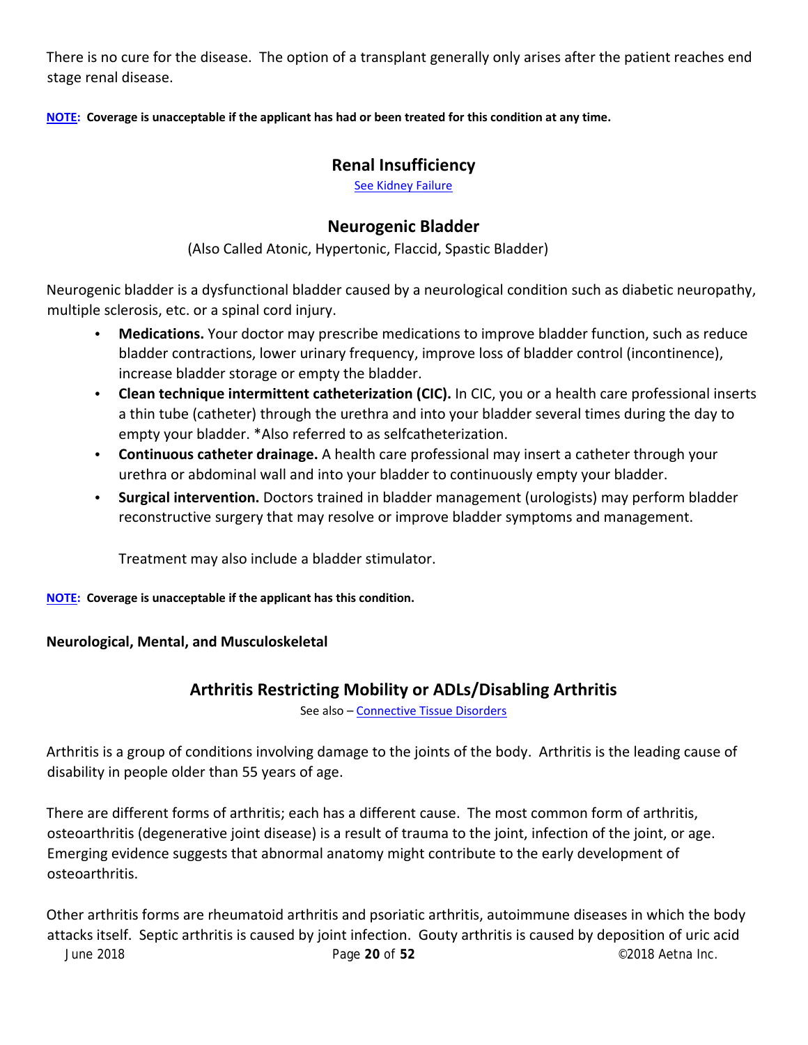There is no cure for the disease. The option of a transplant generally only arises after the patient reaches end stage renal disease.

**NOTE: Coverage is unacceptable if the applicant has had or been treated for this condition at any time.**

## Renal Insufficiency

See Kidney Failure

## Neurogenic Bladder

(Also Called Atonic, Hypertonic, Flaccid, Spastic Bladder)

Neurogenic bladder is a dysfunctional bladder caused by a neurological condition such as diabetic neuropathy, multiple sclerosis, etc. or a spinal cord injury.

- **Medications.** Your doctor may prescribe medications to improve bladder function, such as reduce bladder contractions, lower urinary frequency, improve loss of bladder control (incontinence), increase bladder storage or empty the bladder.
- **Clean technique intermittent catheterization (CIC).** In CIC, you or a health care professional inserts a thin tube (catheter) through the urethra and into your bladder several times during the day to empty your bladder. *Also referred to as selfcatheterization.
- **Continuous catheter drainage.** A health care professional may insert a catheter through your urethra or abdominal wall and into your bladder to continuously empty your bladder.
- **Surgical intervention.** Doctors trained in bladder management (urologists) may perform bladder reconstructive surgery that may resolve or improve bladder symptoms and management.

Treatment may also include a bladder stimulator.

**NOTE: Coverage is unacceptable if the applicant has this condition.**

### Neurological, Mental, and Musculoskeletal

## Arthritis Restricting Mobility or ADLs/Disabling Arthritis

See also – Connective Tissue Disorders

Arthritis is a group of conditions involving damage to the joints of the body. Arthritis is the leading cause of disability in people older than 55 years of age.

There are different forms of arthritis; each has a different cause. The most common form of arthritis, osteoarthritis (degenerative joint disease) is a result of trauma to the joint, infection of the joint, or age. Emerging evidence suggests that abnormal anatomy might contribute to the early development of osteoarthritis.

Other arthritis forms are rheumatoid arthritis and psoriatic arthritis, autoimmune diseases in which the body attacks itself. Septic arthritis is caused by joint infection. Gouty arthritis is caused by deposition of uric acid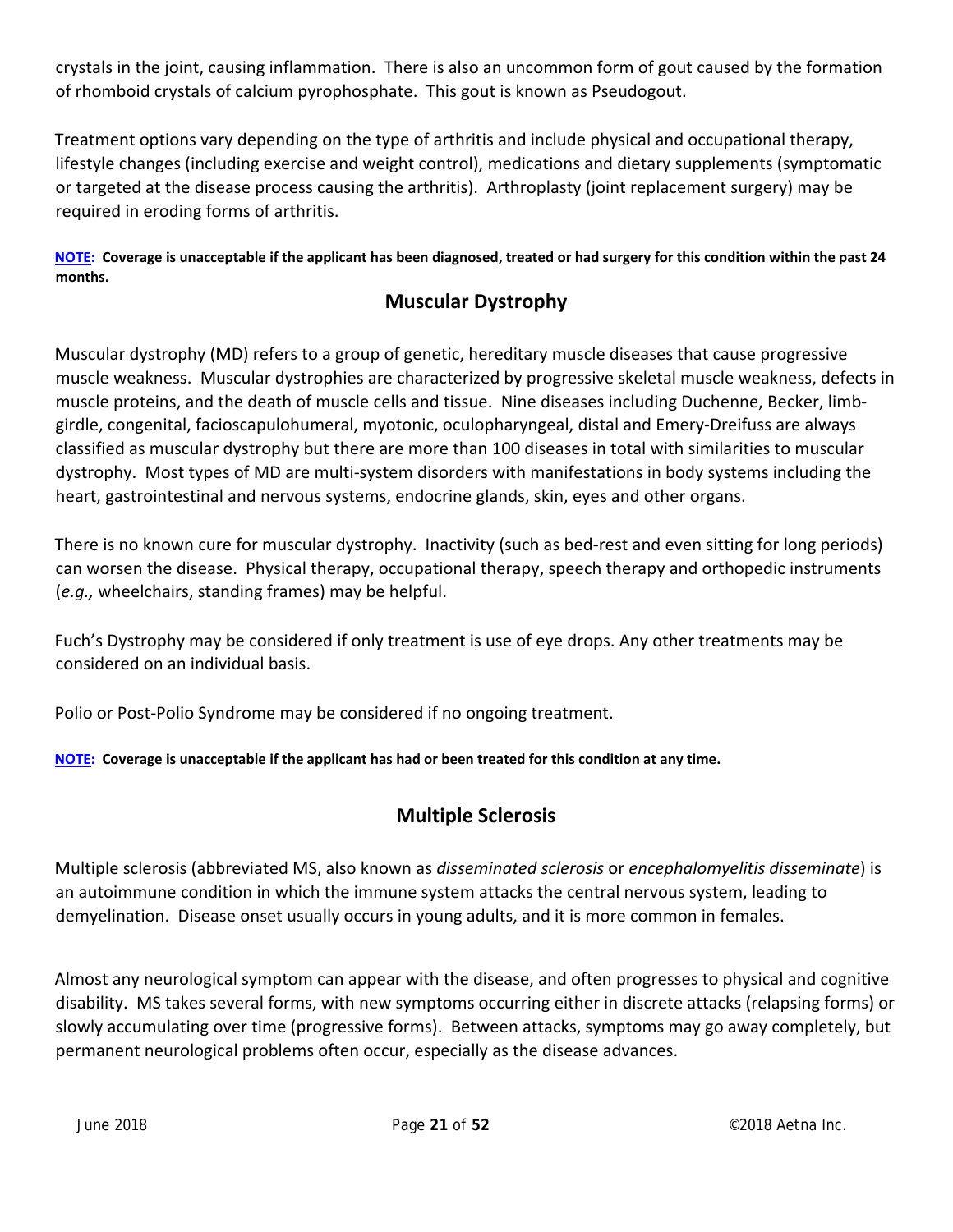crystals in the joint, causing inflammation. There is also an uncommon form of gout caused by the formation of rhomboid crystals of calcium pyrophosphate. This gout is known as Pseudogout.

Treatment options vary depending on the type of arthritis and include physical and occupational therapy, lifestyle changes (including exercise and weight control), medications and dietary supplements (symptomatic or targeted at the disease process causing the arthritis). Arthroplasty (joint replacement surgery) may be required in eroding forms of arthritis.

**NOTE: Coverage is unacceptable if the applicant has been diagnosed, treated or had surgery for this condition within the past 24 months.**

## Muscular Dystrophy

Muscular dystrophy (MD) refers to a group of genetic, hereditary muscle diseases that cause progressive muscle weakness. Muscular dystrophies are characterized by progressive skeletal muscle weakness, defects in muscle proteins, and the death of muscle cells and tissue. Nine diseases including Duchenne, Becker, limb-girdle, congenital, facioscapulohumeral, myotonic, oculopharyngeal, distal and Emery-Dreifuss are always classified as muscular dystrophy but there are more than 100 diseases in total with similarities to muscular dystrophy. Most types of MD are multi-system disorders with manifestations in body systems including the heart, gastrointestinal and nervous systems, endocrine glands, skin, eyes and other organs.

There is no known cure for muscular dystrophy. Inactivity (such as bed-rest and even sitting for long periods) can worsen the disease. Physical therapy, occupational therapy, speech therapy and orthopedic instruments (*e.g.,* wheelchairs, standing frames) may be helpful.

Fuch's Dystrophy may be considered if only treatment is use of eye drops. Any other treatments may be considered on an individual basis.

Polio or Post-Polio Syndrome may be considered if no ongoing treatment.

**NOTE: Coverage is unacceptable if the applicant has had or been treated for this condition at any time.**

## Multiple Sclerosis

Multiple sclerosis (abbreviated MS, also known as *disseminated sclerosis* or *encephalomyelitis disseminate*) is an autoimmune condition in which the immune system attacks the central nervous system, leading to demyelination. Disease onset usually occurs in young adults, and it is more common in females.

Almost any neurological symptom can appear with the disease, and often progresses to physical and cognitive disability. MS takes several forms, with new symptoms occurring either in discrete attacks (relapsing forms) or slowly accumulating over time (progressive forms). Between attacks, symptoms may go away completely, but permanent neurological problems often occur, especially as the disease advances.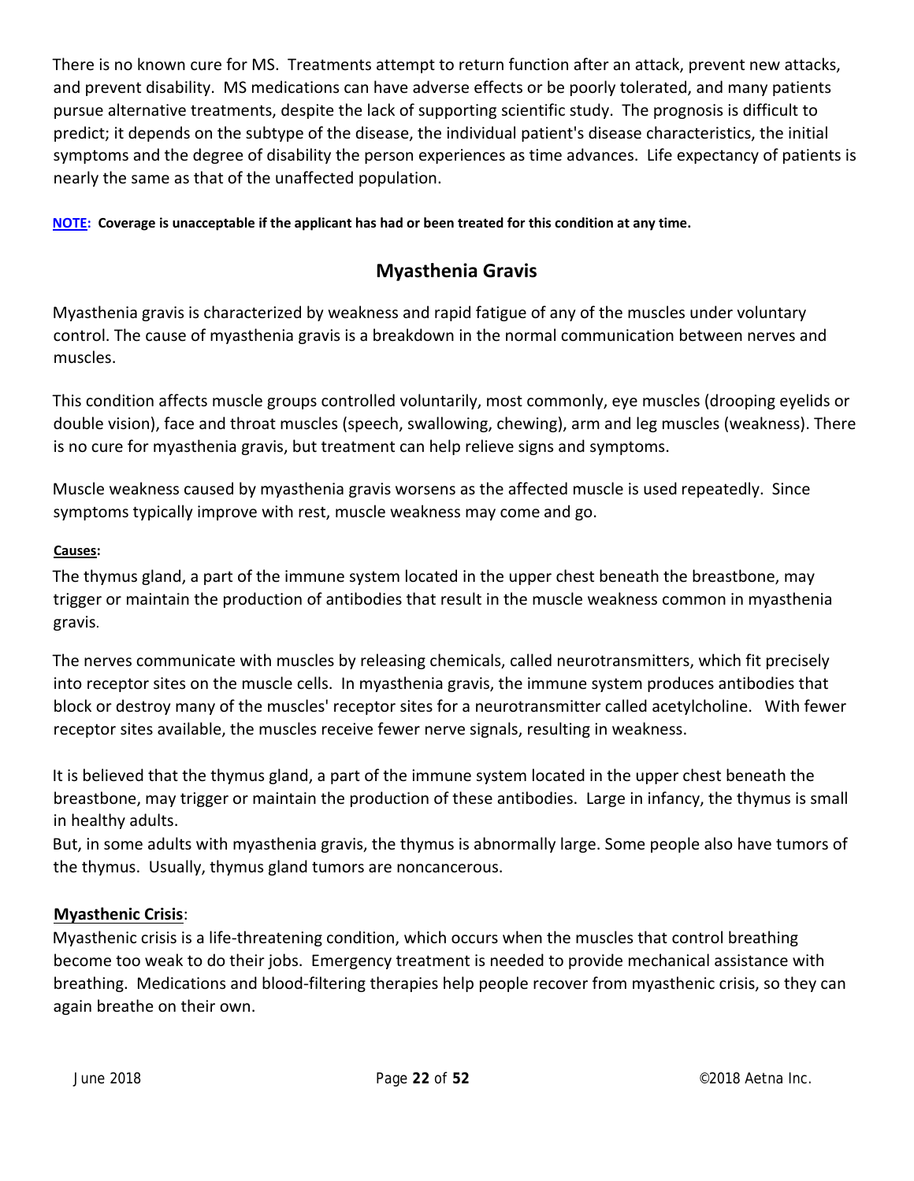There is no known cure for MS. Treatments attempt to return function after an attack, prevent new attacks, and prevent disability. MS medications can have adverse effects or be poorly tolerated, and many patients pursue alternative treatments, despite the lack of supporting scientific study. The prognosis is difficult to predict; it depends on the subtype of the disease, the individual patient's disease characteristics, the initial symptoms and the degree of disability the person experiences as time advances. Life expectancy of patients is nearly the same as that of the unaffected population.

**NOTE: Coverage is unacceptable if the applicant has had or been treated for this condition at any time.**

## Myasthenia Gravis

Myasthenia gravis is characterized by weakness and rapid fatigue of any of the muscles under voluntary control. The cause of myasthenia gravis is a breakdown in the normal communication between nerves and muscles.

This condition affects muscle groups controlled voluntarily, most commonly, eye muscles (drooping eyelids or double vision), face and throat muscles (speech, swallowing, chewing), arm and leg muscles (weakness). There is no cure for myasthenia gravis, but treatment can help relieve signs and symptoms.

Muscle weakness caused by myasthenia gravis worsens as the affected muscle is used repeatedly. Since symptoms typically improve with rest, muscle weakness may come and go.

**Causes:**

The thymus gland, a part of the immune system located in the upper chest beneath the breastbone, may trigger or maintain the production of antibodies that result in the muscle weakness common in myasthenia gravis.

The nerves communicate with muscles by releasing chemicals, called neurotransmitters, which fit precisely into receptor sites on the muscle cells. In myasthenia gravis, the immune system produces antibodies that block or destroy many of the muscles' receptor sites for a neurotransmitter called acetylcholine. With fewer receptor sites available, the muscles receive fewer nerve signals, resulting in weakness.

It is believed that the thymus gland, a part of the immune system located in the upper chest beneath the breastbone, may trigger or maintain the production of these antibodies. Large in infancy, the thymus is small in healthy adults.
But, in some adults with myasthenia gravis, the thymus is abnormally large. Some people also have tumors of the thymus. Usually, thymus gland tumors are noncancerous.

**Myasthenic Crisis**:
Myasthenic crisis is a life-threatening condition, which occurs when the muscles that control breathing become too weak to do their jobs. Emergency treatment is needed to provide mechanical assistance with breathing. Medications and blood-filtering therapies help people recover from myasthenic crisis, so they can again breathe on their own.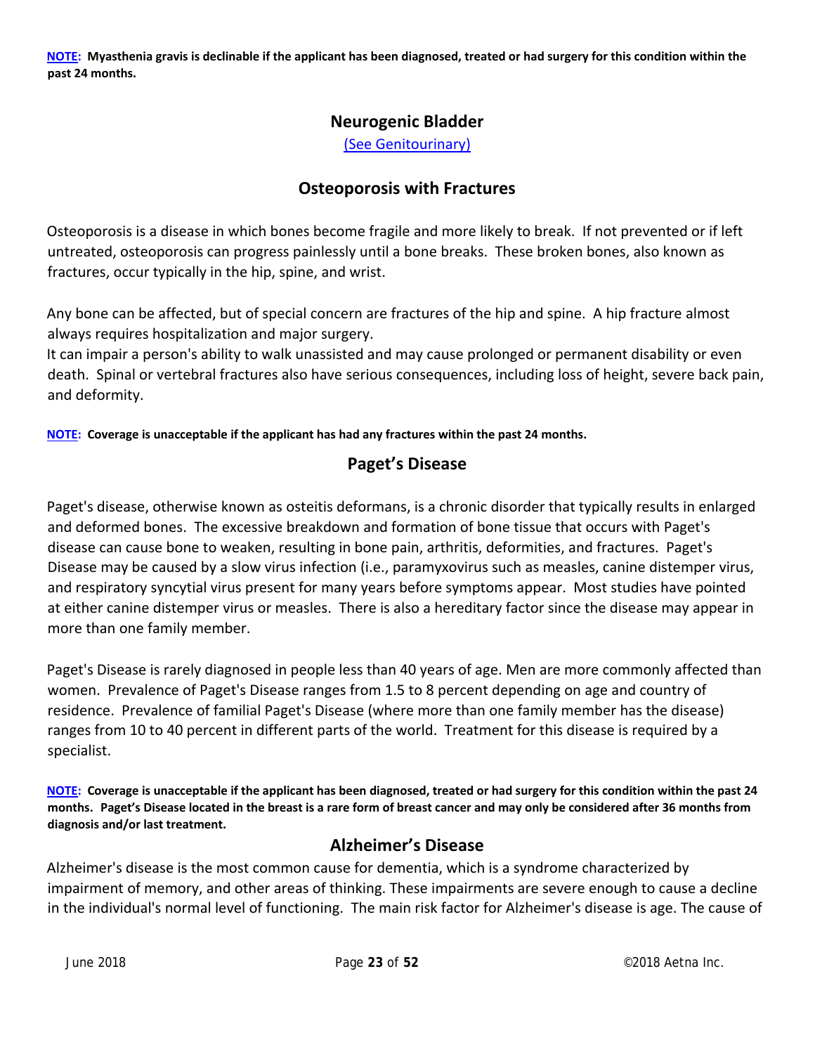**NOTE: Myasthenia gravis is declinable if the applicant has been diagnosed, treated or had surgery for this condition within the past 24 months.**

## Neurogenic Bladder

(See Genitourinary)

## Osteoporosis with Fractures

Osteoporosis is a disease in which bones become fragile and more likely to break. If not prevented or if left untreated, osteoporosis can progress painlessly until a bone breaks. These broken bones, also known as fractures, occur typically in the hip, spine, and wrist.

Any bone can be affected, but of special concern are fractures of the hip and spine. A hip fracture almost always requires hospitalization and major surgery.
It can impair a person's ability to walk unassisted and may cause prolonged or permanent disability or even death. Spinal or vertebral fractures also have serious consequences, including loss of height, severe back pain, and deformity.

**NOTE: Coverage is unacceptable if the applicant has had any fractures within the past 24 months.**

## Paget's Disease

Paget's disease, otherwise known as osteitis deformans, is a chronic disorder that typically results in enlarged and deformed bones. The excessive breakdown and formation of bone tissue that occurs with Paget's disease can cause bone to weaken, resulting in bone pain, arthritis, deformities, and fractures. Paget's Disease may be caused by a slow virus infection (i.e., paramyxovirus such as measles, canine distemper virus, and respiratory syncytial virus present for many years before symptoms appear. Most studies have pointed at either canine distemper virus or measles. There is also a hereditary factor since the disease may appear in more than one family member.

Paget's Disease is rarely diagnosed in people less than 40 years of age. Men are more commonly affected than women. Prevalence of Paget's Disease ranges from 1.5 to 8 percent depending on age and country of residence. Prevalence of familial Paget's Disease (where more than one family member has the disease) ranges from 10 to 40 percent in different parts of the world. Treatment for this disease is required by a specialist.

**NOTE: Coverage is unacceptable if the applicant has been diagnosed, treated or had surgery for this condition within the past 24 months. Paget's Disease located in the breast is a rare form of breast cancer and may only be considered after 36 months from diagnosis and/or last treatment.**

## Alzheimer's Disease

Alzheimer's disease is the most common cause for dementia, which is a syndrome characterized by impairment of memory, and other areas of thinking. These impairments are severe enough to cause a decline in the individual's normal level of functioning. The main risk factor for Alzheimer's disease is age. The cause of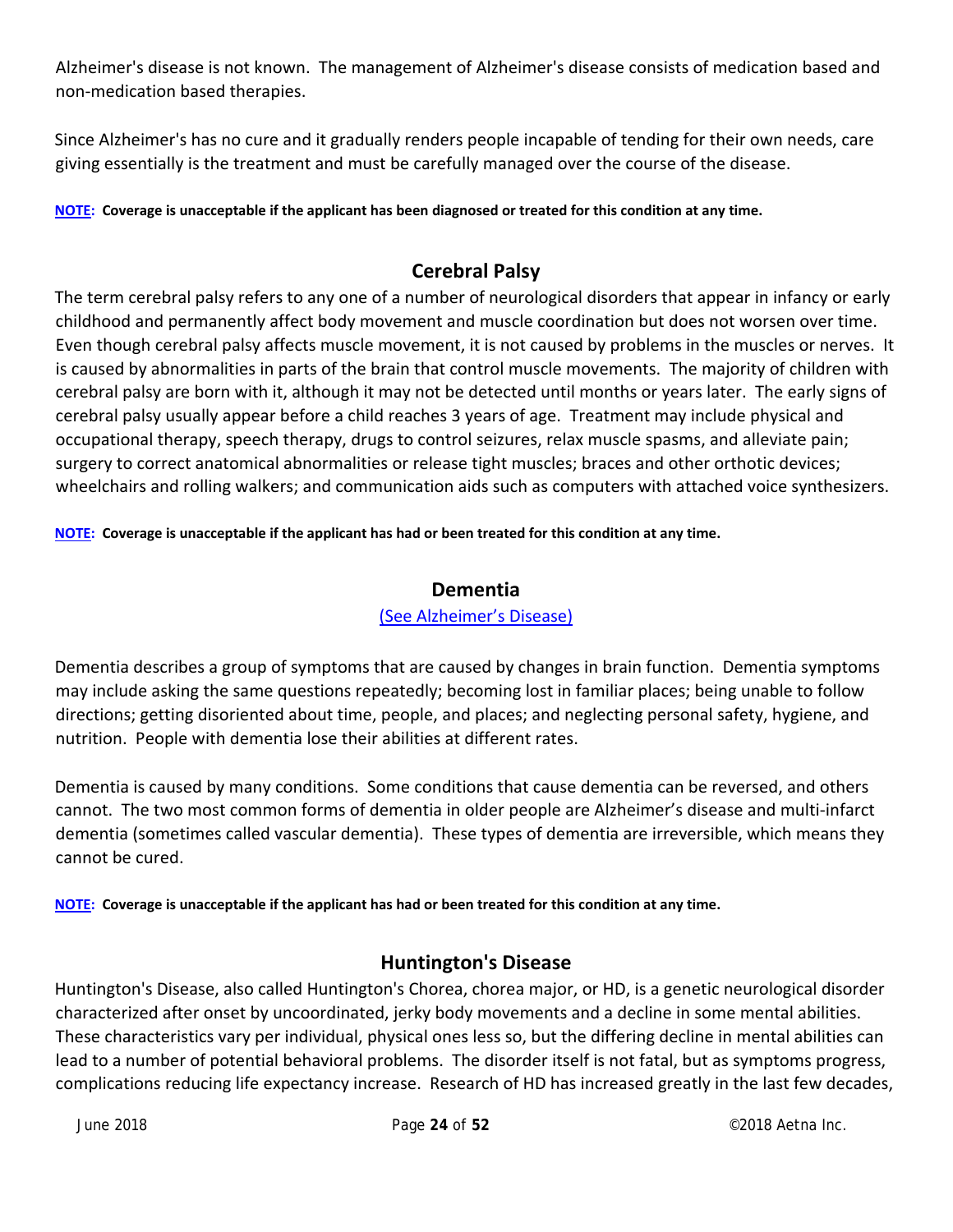Alzheimer's disease is not known. The management of Alzheimer's disease consists of medication based and non-medication based therapies.

Since Alzheimer's has no cure and it gradually renders people incapable of tending for their own needs, care giving essentially is the treatment and must be carefully managed over the course of the disease.

**NOTE: Coverage is unacceptable if the applicant has been diagnosed or treated for this condition at any time.**

## Cerebral Palsy

The term cerebral palsy refers to any one of a number of neurological disorders that appear in infancy or early childhood and permanently affect body movement and muscle coordination but does not worsen over time. Even though cerebral palsy affects muscle movement, it is not caused by problems in the muscles or nerves. It is caused by abnormalities in parts of the brain that control muscle movements. The majority of children with cerebral palsy are born with it, although it may not be detected until months or years later. The early signs of cerebral palsy usually appear before a child reaches 3 years of age. Treatment may include physical and occupational therapy, speech therapy, drugs to control seizures, relax muscle spasms, and alleviate pain; surgery to correct anatomical abnormalities or release tight muscles; braces and other orthotic devices; wheelchairs and rolling walkers; and communication aids such as computers with attached voice synthesizers.

**NOTE: Coverage is unacceptable if the applicant has had or been treated for this condition at any time.**

## Dementia

(See Alzheimer's Disease)

Dementia describes a group of symptoms that are caused by changes in brain function. Dementia symptoms may include asking the same questions repeatedly; becoming lost in familiar places; being unable to follow directions; getting disoriented about time, people, and places; and neglecting personal safety, hygiene, and nutrition. People with dementia lose their abilities at different rates.

Dementia is caused by many conditions. Some conditions that cause dementia can be reversed, and others cannot. The two most common forms of dementia in older people are Alzheimer's disease and multi-infarct dementia (sometimes called vascular dementia). These types of dementia are irreversible, which means they cannot be cured.

**NOTE: Coverage is unacceptable if the applicant has had or been treated for this condition at any time.**

## Huntington's Disease

Huntington's Disease, also called Huntington's Chorea, chorea major, or HD, is a genetic neurological disorder characterized after onset by uncoordinated, jerky body movements and a decline in some mental abilities. These characteristics vary per individual, physical ones less so, but the differing decline in mental abilities can lead to a number of potential behavioral problems. The disorder itself is not fatal, but as symptoms progress, complications reducing life expectancy increase. Research of HD has increased greatly in the last few decades,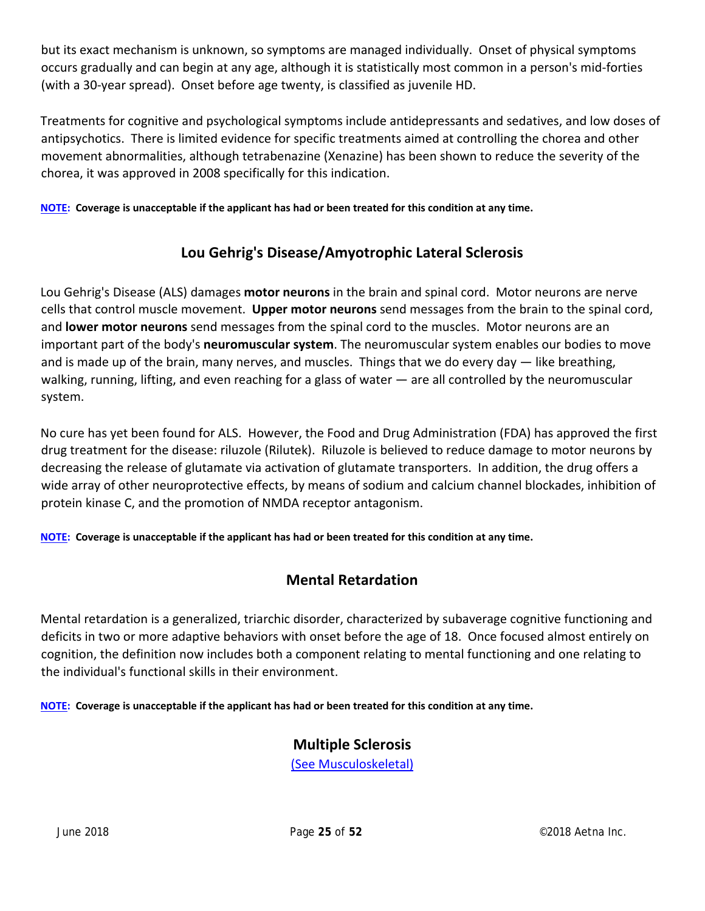but its exact mechanism is unknown, so symptoms are managed individually. Onset of physical symptoms occurs gradually and can begin at any age, although it is statistically most common in a person's mid-forties (with a 30-year spread). Onset before age twenty, is classified as juvenile HD.

Treatments for cognitive and psychological symptoms include antidepressants and sedatives, and low doses of antipsychotics. There is limited evidence for specific treatments aimed at controlling the chorea and other movement abnormalities, although tetrabenazine (Xenazine) has been shown to reduce the severity of the chorea, it was approved in 2008 specifically for this indication.

**NOTE: Coverage is unacceptable if the applicant has had or been treated for this condition at any time.**

## Lou Gehrig's Disease/Amyotrophic Lateral Sclerosis

Lou Gehrig's Disease (ALS) damages **motor neurons** in the brain and spinal cord. Motor neurons are nerve cells that control muscle movement. **Upper motor neurons** send messages from the brain to the spinal cord, and **lower motor neurons** send messages from the spinal cord to the muscles. Motor neurons are an important part of the body's **neuromuscular system**. The neuromuscular system enables our bodies to move and is made up of the brain, many nerves, and muscles. Things that we do every day — like breathing, walking, running, lifting, and even reaching for a glass of water — are all controlled by the neuromuscular system.

No cure has yet been found for ALS. However, the Food and Drug Administration (FDA) has approved the first drug treatment for the disease: riluzole (Rilutek). Riluzole is believed to reduce damage to motor neurons by decreasing the release of glutamate via activation of glutamate transporters. In addition, the drug offers a wide array of other neuroprotective effects, by means of sodium and calcium channel blockades, inhibition of protein kinase C, and the promotion of NMDA receptor antagonism.

**NOTE: Coverage is unacceptable if the applicant has had or been treated for this condition at any time.**

## Mental Retardation

Mental retardation is a generalized, triarchic disorder, characterized by subaverage cognitive functioning and deficits in two or more adaptive behaviors with onset before the age of 18. Once focused almost entirely on cognition, the definition now includes both a component relating to mental functioning and one relating to the individual's functional skills in their environment.

**NOTE: Coverage is unacceptable if the applicant has had or been treated for this condition at any time.**

## Multiple Sclerosis

(See Musculoskeletal)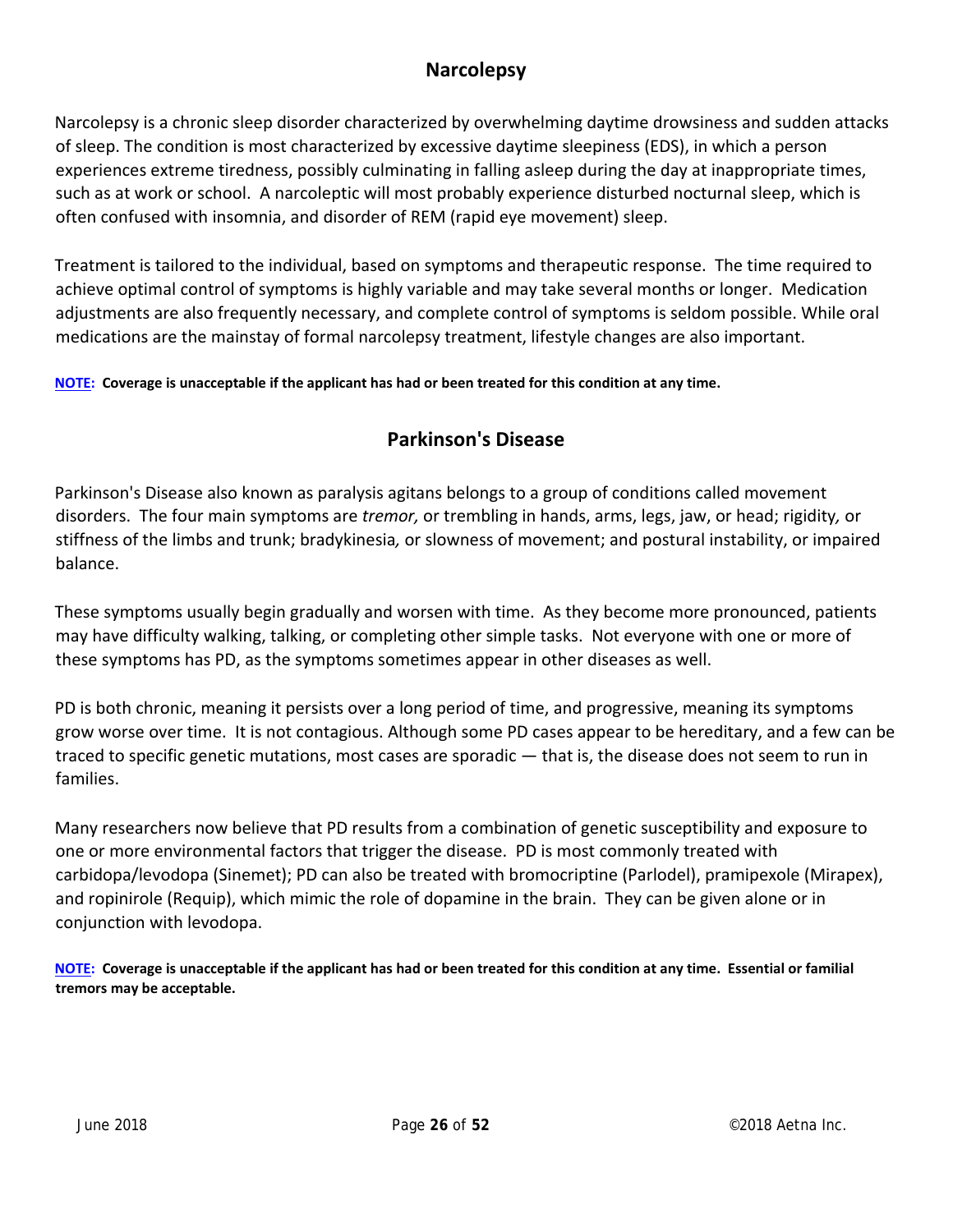## Narcolepsy

Narcolepsy is a chronic sleep disorder characterized by overwhelming daytime drowsiness and sudden attacks of sleep. The condition is most characterized by excessive daytime sleepiness (EDS), in which a person experiences extreme tiredness, possibly culminating in falling asleep during the day at inappropriate times, such as at work or school. A narcoleptic will most probably experience disturbed nocturnal sleep, which is often confused with insomnia, and disorder of REM (rapid eye movement) sleep.

Treatment is tailored to the individual, based on symptoms and therapeutic response. The time required to achieve optimal control of symptoms is highly variable and may take several months or longer. Medication adjustments are also frequently necessary, and complete control of symptoms is seldom possible. While oral medications are the mainstay of formal narcolepsy treatment, lifestyle changes are also important.

**NOTE: Coverage is unacceptable if the applicant has had or been treated for this condition at any time.**

## Parkinson's Disease

Parkinson's Disease also known as paralysis agitans belongs to a group of conditions called movement disorders. The four main symptoms are *tremor,* or trembling in hands, arms, legs, jaw, or head; rigidity*,* or stiffness of the limbs and trunk; bradykinesia*,* or slowness of movement; and postural instability, or impaired balance.

These symptoms usually begin gradually and worsen with time. As they become more pronounced, patients may have difficulty walking, talking, or completing other simple tasks. Not everyone with one or more of these symptoms has PD, as the symptoms sometimes appear in other diseases as well.

PD is both chronic, meaning it persists over a long period of time, and progressive, meaning its symptoms grow worse over time. It is not contagious. Although some PD cases appear to be hereditary, and a few can be traced to specific genetic mutations, most cases are sporadic — that is, the disease does not seem to run in families.

Many researchers now believe that PD results from a combination of genetic susceptibility and exposure to one or more environmental factors that trigger the disease. PD is most commonly treated with carbidopa/levodopa (Sinemet); PD can also be treated with bromocriptine (Parlodel), pramipexole (Mirapex), and ropinirole (Requip), which mimic the role of dopamine in the brain. They can be given alone or in conjunction with levodopa.

**NOTE: Coverage is unacceptable if the applicant has had or been treated for this condition at any time. Essential or familial tremors may be acceptable.**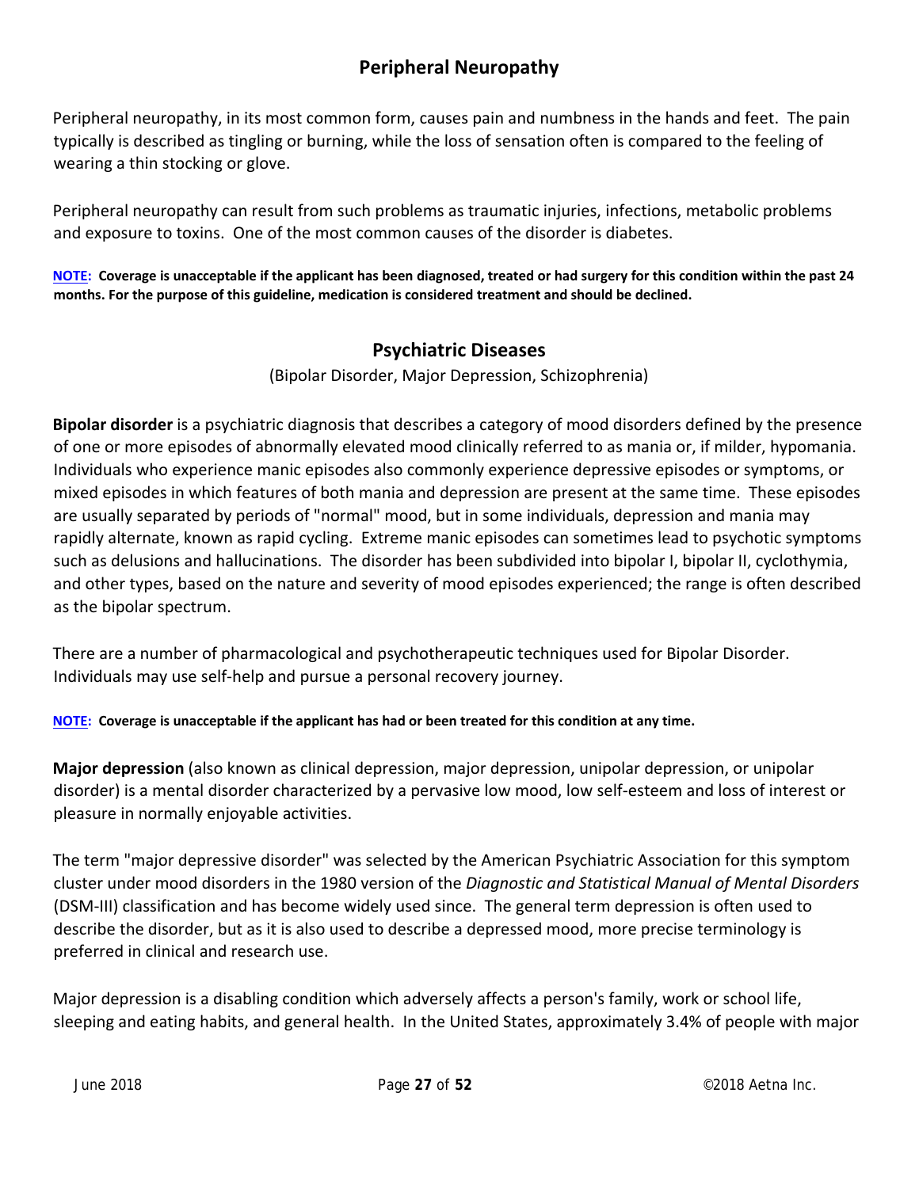## Peripheral Neuropathy

Peripheral neuropathy, in its most common form, causes pain and numbness in the hands and feet. The pain typically is described as tingling or burning, while the loss of sensation often is compared to the feeling of wearing a thin stocking or glove.

Peripheral neuropathy can result from such problems as traumatic injuries, infections, metabolic problems and exposure to toxins. One of the most common causes of the disorder is diabetes.

**NOTE: Coverage is unacceptable if the applicant has been diagnosed, treated or had surgery for this condition within the past 24 months. For the purpose of this guideline, medication is considered treatment and should be declined.**

## Psychiatric Diseases

(Bipolar Disorder, Major Depression, Schizophrenia)

**Bipolar disorder** is a psychiatric diagnosis that describes a category of mood disorders defined by the presence of one or more episodes of abnormally elevated mood clinically referred to as mania or, if milder, hypomania. Individuals who experience manic episodes also commonly experience depressive episodes or symptoms, or mixed episodes in which features of both mania and depression are present at the same time. These episodes are usually separated by periods of "normal" mood, but in some individuals, depression and mania may rapidly alternate, known as rapid cycling. Extreme manic episodes can sometimes lead to psychotic symptoms such as delusions and hallucinations. The disorder has been subdivided into bipolar I, bipolar II, cyclothymia, and other types, based on the nature and severity of mood episodes experienced; the range is often described as the bipolar spectrum.

There are a number of pharmacological and psychotherapeutic techniques used for Bipolar Disorder. Individuals may use self-help and pursue a personal recovery journey.

**NOTE: Coverage is unacceptable if the applicant has had or been treated for this condition at any time.**

**Major depression** (also known as clinical depression, major depression, unipolar depression, or unipolar disorder) is a mental disorder characterized by a pervasive low mood, low self-esteem and loss of interest or pleasure in normally enjoyable activities.

The term "major depressive disorder" was selected by the American Psychiatric Association for this symptom cluster under mood disorders in the 1980 version of the *Diagnostic and Statistical Manual of Mental Disorders* (DSM-III) classification and has become widely used since. The general term depression is often used to describe the disorder, but as it is also used to describe a depressed mood, more precise terminology is preferred in clinical and research use.

Major depression is a disabling condition which adversely affects a person's family, work or school life, sleeping and eating habits, and general health. In the United States, approximately 3.4% of people with major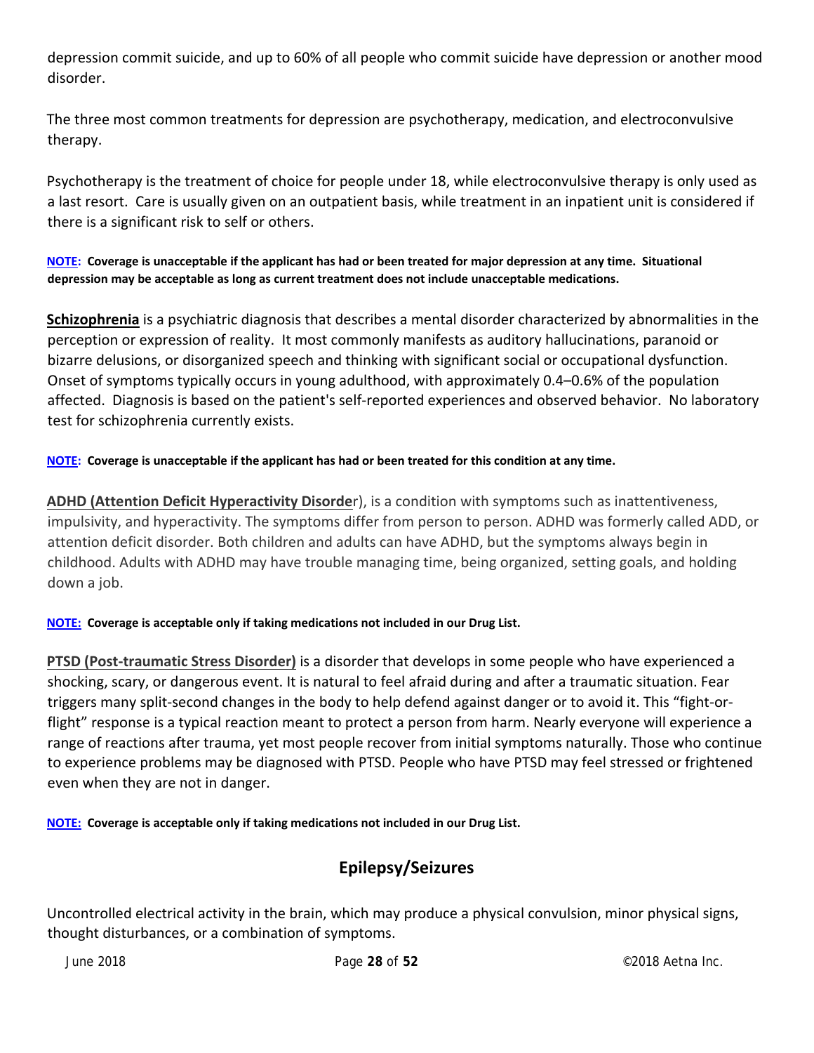depression commit suicide, and up to 60% of all people who commit suicide have depression or another mood disorder.

The three most common treatments for depression are psychotherapy, medication, and electroconvulsive therapy.

Psychotherapy is the treatment of choice for people under 18, while electroconvulsive therapy is only used as a last resort. Care is usually given on an outpatient basis, while treatment in an inpatient unit is considered if there is a significant risk to self or others.

**NOTE: Coverage is unacceptable if the applicant has had or been treated for major depression at any time. Situational depression may be acceptable as long as current treatment does not include unacceptable medications.**

**Schizophrenia** is a psychiatric diagnosis that describes a mental disorder characterized by abnormalities in the perception or expression of reality. It most commonly manifests as auditory hallucinations, paranoid or bizarre delusions, or disorganized speech and thinking with significant social or occupational dysfunction. Onset of symptoms typically occurs in young adulthood, with approximately 0.4–0.6% of the population affected. Diagnosis is based on the patient's self-reported experiences and observed behavior. No laboratory test for schizophrenia currently exists.

**NOTE: Coverage is unacceptable if the applicant has had or been treated for this condition at any time.**

**ADHD (Attention Deficit Hyperactivity Disorder**), is a condition with symptoms such as inattentiveness, impulsivity, and hyperactivity. The symptoms differ from person to person. ADHD was formerly called ADD, or attention deficit disorder. Both children and adults can have ADHD, but the symptoms always begin in childhood. Adults with ADHD may have trouble managing time, being organized, setting goals, and holding down a job.

**NOTE: Coverage is acceptable only if taking medications not included in our Drug List.**

**PTSD (Post-traumatic Stress Disorder)** is a disorder that develops in some people who have experienced a shocking, scary, or dangerous event. It is natural to feel afraid during and after a traumatic situation. Fear triggers many split-second changes in the body to help defend against danger or to avoid it. This "fight-or-flight" response is a typical reaction meant to protect a person from harm. Nearly everyone will experience a range of reactions after trauma, yet most people recover from initial symptoms naturally. Those who continue to experience problems may be diagnosed with PTSD. People who have PTSD may feel stressed or frightened even when they are not in danger.

**NOTE: Coverage is acceptable only if taking medications not included in our Drug List.**

## Epilepsy/Seizures

Uncontrolled electrical activity in the brain, which may produce a physical convulsion, minor physical signs, thought disturbances, or a combination of symptoms.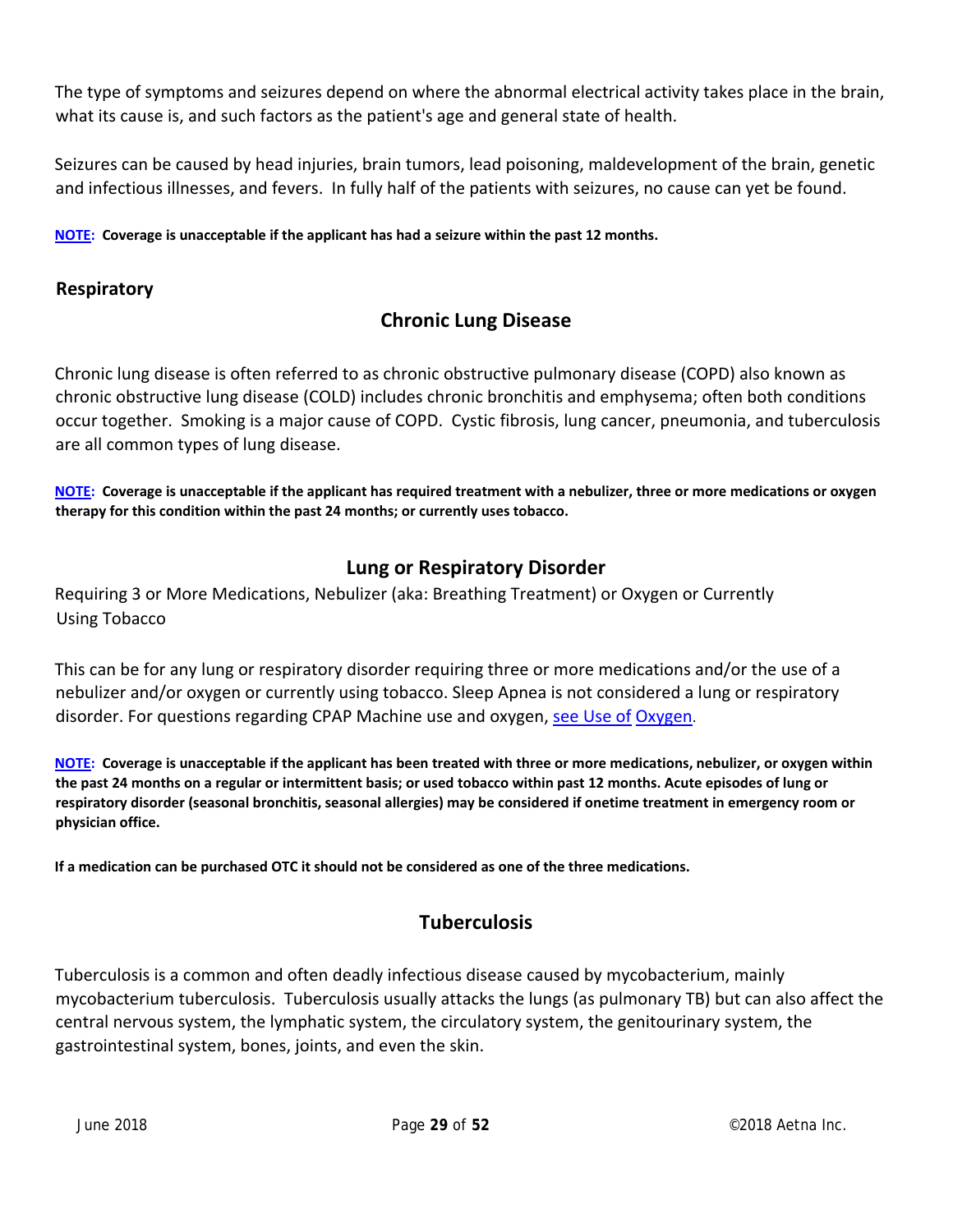The type of symptoms and seizures depend on where the abnormal electrical activity takes place in the brain, what its cause is, and such factors as the patient's age and general state of health.

Seizures can be caused by head injuries, brain tumors, lead poisoning, maldevelopment of the brain, genetic and infectious illnesses, and fevers. In fully half of the patients with seizures, no cause can yet be found.

**NOTE: Coverage is unacceptable if the applicant has had a seizure within the past 12 months.**

## Respiratory

### Chronic Lung Disease

Chronic lung disease is often referred to as chronic obstructive pulmonary disease (COPD) also known as chronic obstructive lung disease (COLD) includes chronic bronchitis and emphysema; often both conditions occur together. Smoking is a major cause of COPD. Cystic fibrosis, lung cancer, pneumonia, and tuberculosis are all common types of lung disease.

**NOTE: Coverage is unacceptable if the applicant has required treatment with a nebulizer, three or more medications or oxygen therapy for this condition within the past 24 months; or currently uses tobacco.**

### Lung or Respiratory Disorder

Requiring 3 or More Medications, Nebulizer (aka: Breathing Treatment) or Oxygen or Currently Using Tobacco

This can be for any lung or respiratory disorder requiring three or more medications and/or the use of a nebulizer and/or oxygen or currently using tobacco. Sleep Apnea is not considered a lung or respiratory disorder. For questions regarding CPAP Machine use and oxygen, see Use of Oxygen.

**NOTE: Coverage is unacceptable if the applicant has been treated with three or more medications, nebulizer, or oxygen within the past 24 months on a regular or intermittent basis; or used tobacco within past 12 months. Acute episodes of lung or respiratory disorder (seasonal bronchitis, seasonal allergies) may be considered if onetime treatment in emergency room or physician office.**

**If a medication can be purchased OTC it should not be considered as one of the three medications.**

### Tuberculosis

Tuberculosis is a common and often deadly infectious disease caused by mycobacterium, mainly mycobacterium tuberculosis. Tuberculosis usually attacks the lungs (as pulmonary TB) but can also affect the central nervous system, the lymphatic system, the circulatory system, the genitourinary system, the gastrointestinal system, bones, joints, and even the skin.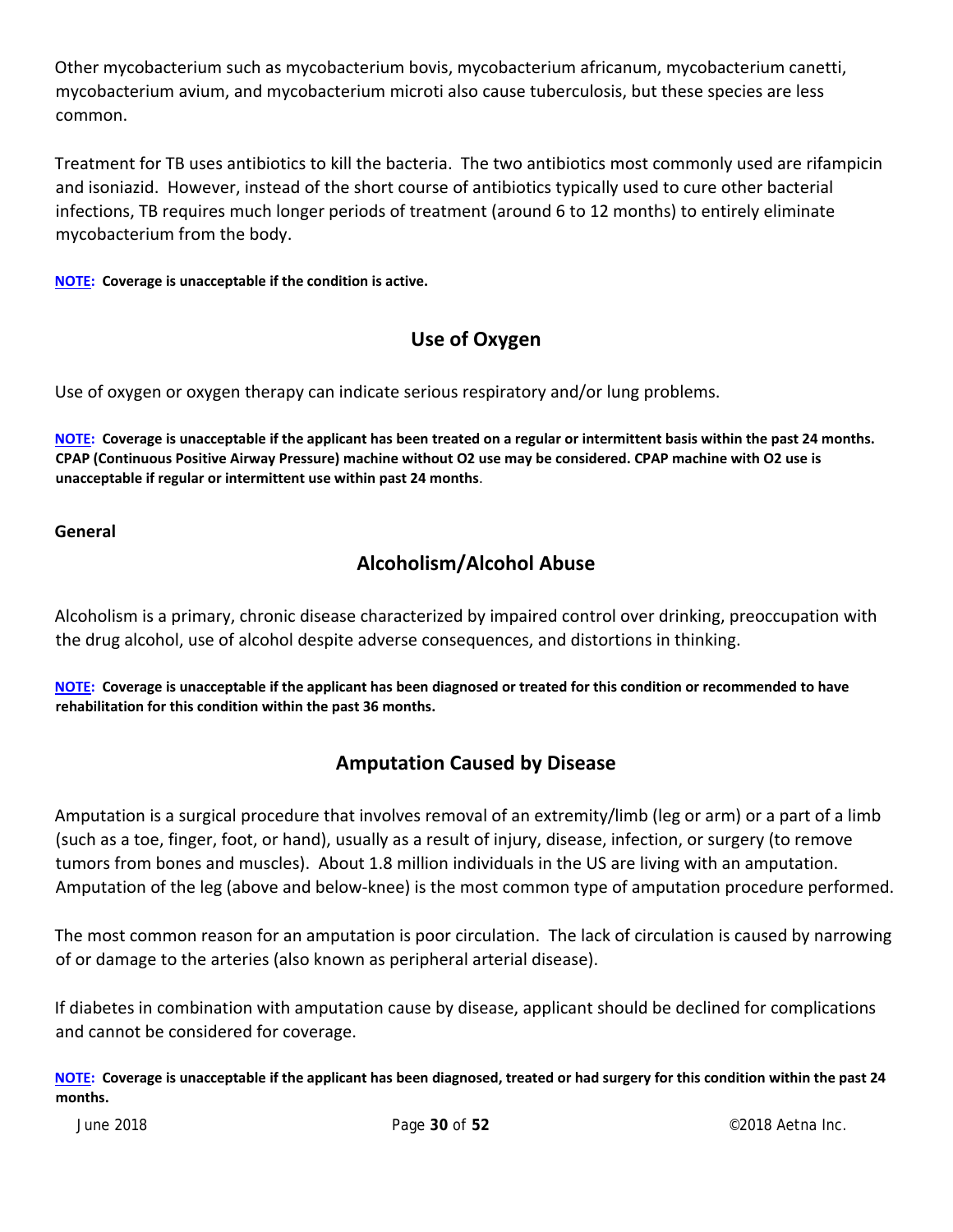Other mycobacterium such as mycobacterium bovis, mycobacterium africanum, mycobacterium canetti, mycobacterium avium, and mycobacterium microti also cause tuberculosis, but these species are less common.

Treatment for TB uses antibiotics to kill the bacteria. The two antibiotics most commonly used are rifampicin and isoniazid. However, instead of the short course of antibiotics typically used to cure other bacterial infections, TB requires much longer periods of treatment (around 6 to 12 months) to entirely eliminate mycobacterium from the body.

**NOTE: Coverage is unacceptable if the condition is active.**

## Use of Oxygen

Use of oxygen or oxygen therapy can indicate serious respiratory and/or lung problems.

**NOTE: Coverage is unacceptable if the applicant has been treated on a regular or intermittent basis within the past 24 months. CPAP (Continuous Positive Airway Pressure) machine without O2 use may be considered. CPAP machine with O2 use is unacceptable if regular or intermittent use within past 24 months**.

**General**

## Alcoholism/Alcohol Abuse

Alcoholism is a primary, chronic disease characterized by impaired control over drinking, preoccupation with the drug alcohol, use of alcohol despite adverse consequences, and distortions in thinking.

**NOTE: Coverage is unacceptable if the applicant has been diagnosed or treated for this condition or recommended to have rehabilitation for this condition within the past 36 months.**

## Amputation Caused by Disease

Amputation is a surgical procedure that involves removal of an extremity/limb (leg or arm) or a part of a limb (such as a toe, finger, foot, or hand), usually as a result of injury, disease, infection, or surgery (to remove tumors from bones and muscles). About 1.8 million individuals in the US are living with an amputation. Amputation of the leg (above and below-knee) is the most common type of amputation procedure performed.

The most common reason for an amputation is poor circulation. The lack of circulation is caused by narrowing of or damage to the arteries (also known as peripheral arterial disease).

If diabetes in combination with amputation cause by disease, applicant should be declined for complications and cannot be considered for coverage.

**NOTE: Coverage is unacceptable if the applicant has been diagnosed, treated or had surgery for this condition within the past 24 months.**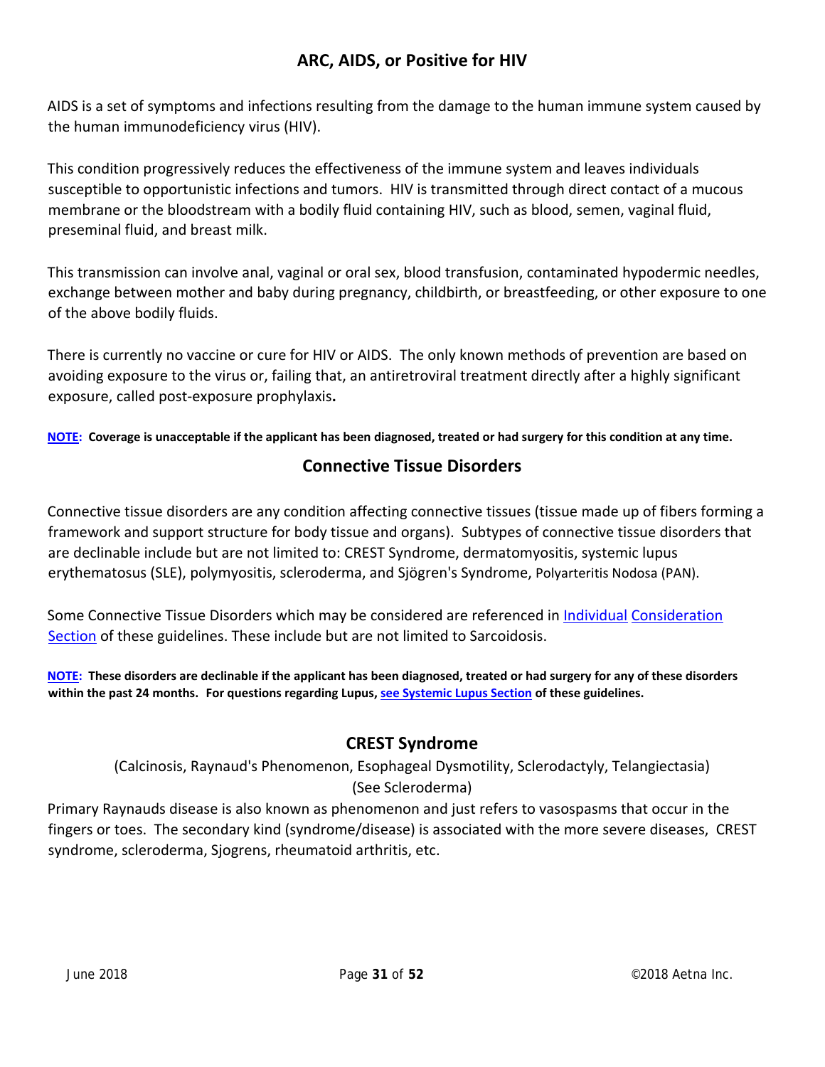## ARC, AIDS, or Positive for HIV

AIDS is a set of symptoms and infections resulting from the damage to the human immune system caused by the human immunodeficiency virus (HIV).

This condition progressively reduces the effectiveness of the immune system and leaves individuals susceptible to opportunistic infections and tumors. HIV is transmitted through direct contact of a mucous membrane or the bloodstream with a bodily fluid containing HIV, such as blood, semen, vaginal fluid, preseminal fluid, and breast milk.

This transmission can involve anal, vaginal or oral sex, blood transfusion, contaminated hypodermic needles, exchange between mother and baby during pregnancy, childbirth, or breastfeeding, or other exposure to one of the above bodily fluids.

There is currently no vaccine or cure for HIV or AIDS. The only known methods of prevention are based on avoiding exposure to the virus or, failing that, an antiretroviral treatment directly after a highly significant exposure, called post-exposure prophylaxis**.**

**NOTE: Coverage is unacceptable if the applicant has been diagnosed, treated or had surgery for this condition at any time.**

## Connective Tissue Disorders

Connective tissue disorders are any condition affecting connective tissues (tissue made up of fibers forming a framework and support structure for body tissue and organs). Subtypes of connective tissue disorders that are declinable include but are not limited to: CREST Syndrome, dermatomyositis, systemic lupus erythematosus (SLE), polymyositis, scleroderma, and Sjögren's Syndrome, Polyarteritis Nodosa (PAN).

Some Connective Tissue Disorders which may be considered are referenced in Individual Consideration Section of these guidelines. These include but are not limited to Sarcoidosis.

**NOTE: These disorders are declinable if the applicant has been diagnosed, treated or had surgery for any of these disorders within the past 24 months. For questions regarding Lupus, see Systemic Lupus Section of these guidelines.**

## CREST Syndrome

(Calcinosis, Raynaud's Phenomenon, Esophageal Dysmotility, Sclerodactyly, Telangiectasia)
(See Scleroderma)

Primary Raynauds disease is also known as phenomenon and just refers to vasospasms that occur in the fingers or toes. The secondary kind (syndrome/disease) is associated with the more severe diseases, CREST syndrome, scleroderma, Sjogrens, rheumatoid arthritis, etc.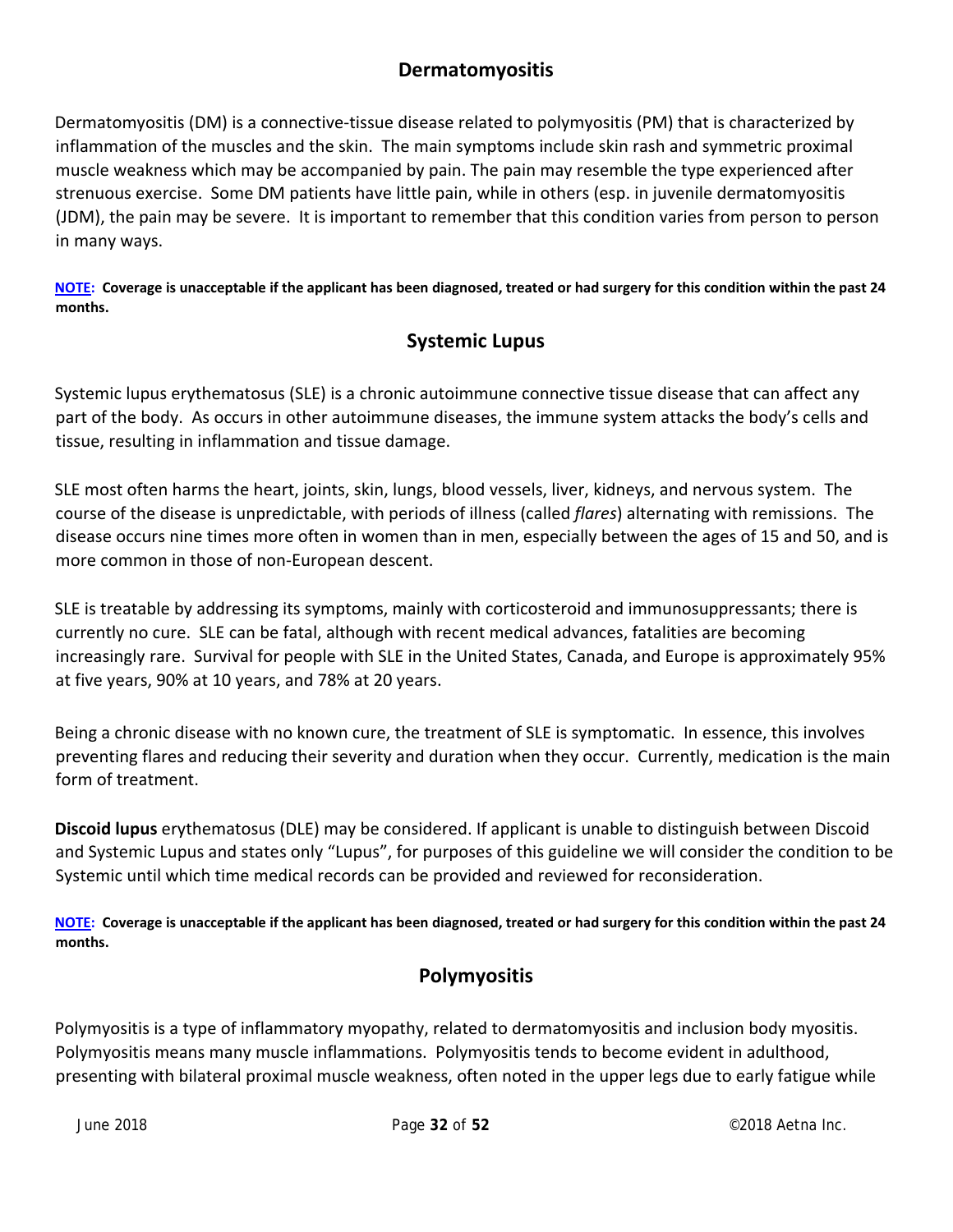## Dermatomyositis

Dermatomyositis (DM) is a connective-tissue disease related to polymyositis (PM) that is characterized by inflammation of the muscles and the skin. The main symptoms include skin rash and symmetric proximal muscle weakness which may be accompanied by pain. The pain may resemble the type experienced after strenuous exercise. Some DM patients have little pain, while in others (esp. in juvenile dermatomyositis (JDM), the pain may be severe. It is important to remember that this condition varies from person to person in many ways.

**NOTE: Coverage is unacceptable if the applicant has been diagnosed, treated or had surgery for this condition within the past 24 months.**

## Systemic Lupus

Systemic lupus erythematosus (SLE) is a chronic autoimmune connective tissue disease that can affect any part of the body. As occurs in other autoimmune diseases, the immune system attacks the body's cells and tissue, resulting in inflammation and tissue damage.

SLE most often harms the heart, joints, skin, lungs, blood vessels, liver, kidneys, and nervous system. The course of the disease is unpredictable, with periods of illness (called *flares*) alternating with remissions. The disease occurs nine times more often in women than in men, especially between the ages of 15 and 50, and is more common in those of non-European descent.

SLE is treatable by addressing its symptoms, mainly with corticosteroid and immunosuppressants; there is currently no cure. SLE can be fatal, although with recent medical advances, fatalities are becoming increasingly rare. Survival for people with SLE in the United States, Canada, and Europe is approximately 95% at five years, 90% at 10 years, and 78% at 20 years.

Being a chronic disease with no known cure, the treatment of SLE is symptomatic. In essence, this involves preventing flares and reducing their severity and duration when they occur. Currently, medication is the main form of treatment.

**Discoid lupus** erythematosus (DLE) may be considered. If applicant is unable to distinguish between Discoid and Systemic Lupus and states only "Lupus", for purposes of this guideline we will consider the condition to be Systemic until which time medical records can be provided and reviewed for reconsideration.

**NOTE: Coverage is unacceptable if the applicant has been diagnosed, treated or had surgery for this condition within the past 24 months.**

## Polymyositis

Polymyositis is a type of inflammatory myopathy, related to dermatomyositis and inclusion body myositis. Polymyositis means many muscle inflammations. Polymyositis tends to become evident in adulthood, presenting with bilateral proximal muscle weakness, often noted in the upper legs due to early fatigue while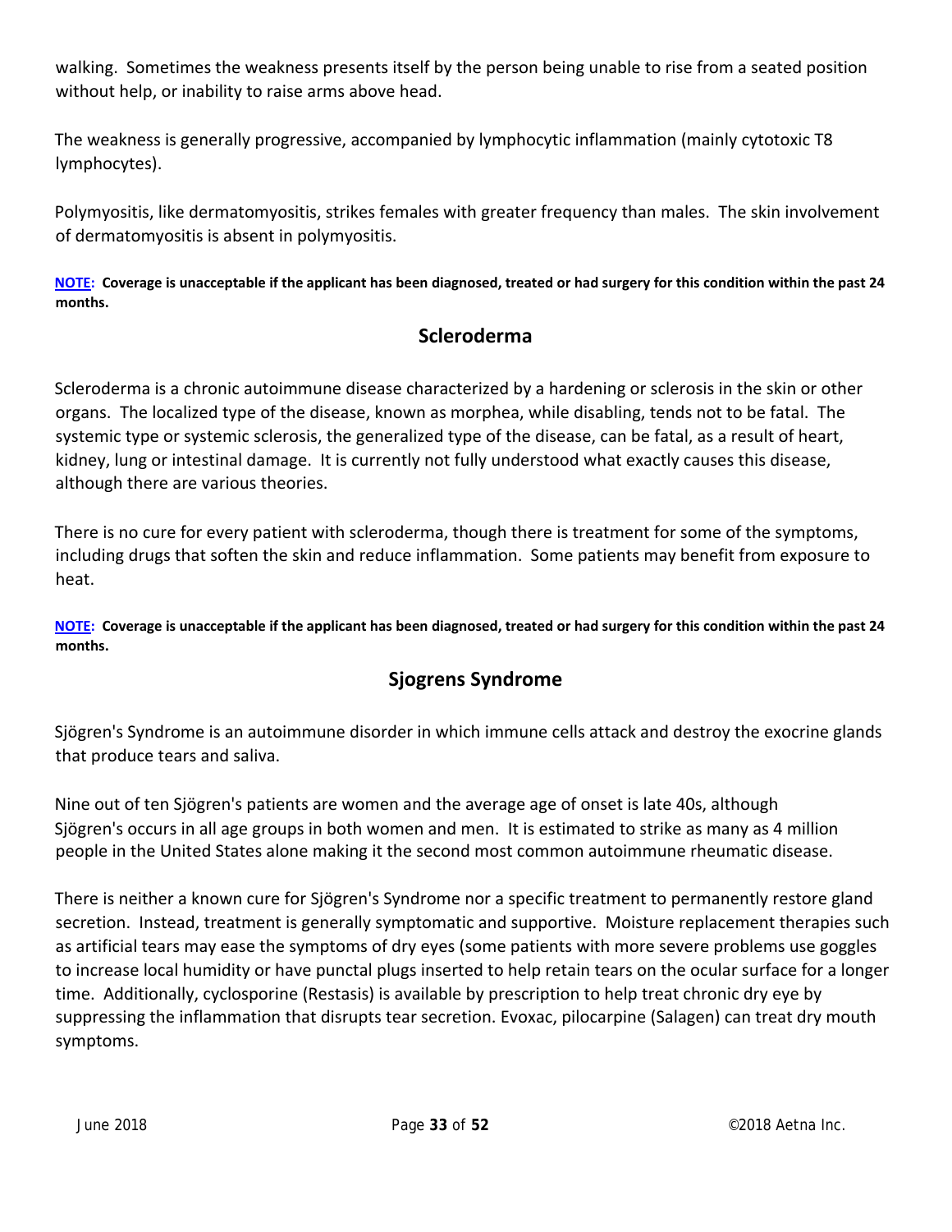walking. Sometimes the weakness presents itself by the person being unable to rise from a seated position without help, or inability to raise arms above head.

The weakness is generally progressive, accompanied by lymphocytic inflammation (mainly cytotoxic T8 lymphocytes).

Polymyositis, like dermatomyositis, strikes females with greater frequency than males. The skin involvement of dermatomyositis is absent in polymyositis.

**NOTE: Coverage is unacceptable if the applicant has been diagnosed, treated or had surgery for this condition within the past 24 months.**

## Scleroderma

Scleroderma is a chronic autoimmune disease characterized by a hardening or sclerosis in the skin or other organs. The localized type of the disease, known as morphea, while disabling, tends not to be fatal. The systemic type or systemic sclerosis, the generalized type of the disease, can be fatal, as a result of heart, kidney, lung or intestinal damage. It is currently not fully understood what exactly causes this disease, although there are various theories.

There is no cure for every patient with scleroderma, though there is treatment for some of the symptoms, including drugs that soften the skin and reduce inflammation. Some patients may benefit from exposure to heat.

**NOTE: Coverage is unacceptable if the applicant has been diagnosed, treated or had surgery for this condition within the past 24 months.**

## Sjogrens Syndrome

Sjögren's Syndrome is an autoimmune disorder in which immune cells attack and destroy the exocrine glands that produce tears and saliva.

Nine out of ten Sjögren's patients are women and the average age of onset is late 40s, although Sjögren's occurs in all age groups in both women and men. It is estimated to strike as many as 4 million people in the United States alone making it the second most common autoimmune rheumatic disease.

There is neither a known cure for Sjögren's Syndrome nor a specific treatment to permanently restore gland secretion. Instead, treatment is generally symptomatic and supportive. Moisture replacement therapies such as artificial tears may ease the symptoms of dry eyes (some patients with more severe problems use goggles to increase local humidity or have punctal plugs inserted to help retain tears on the ocular surface for a longer time. Additionally, cyclosporine (Restasis) is available by prescription to help treat chronic dry eye by suppressing the inflammation that disrupts tear secretion. Evoxac, pilocarpine (Salagen) can treat dry mouth symptoms.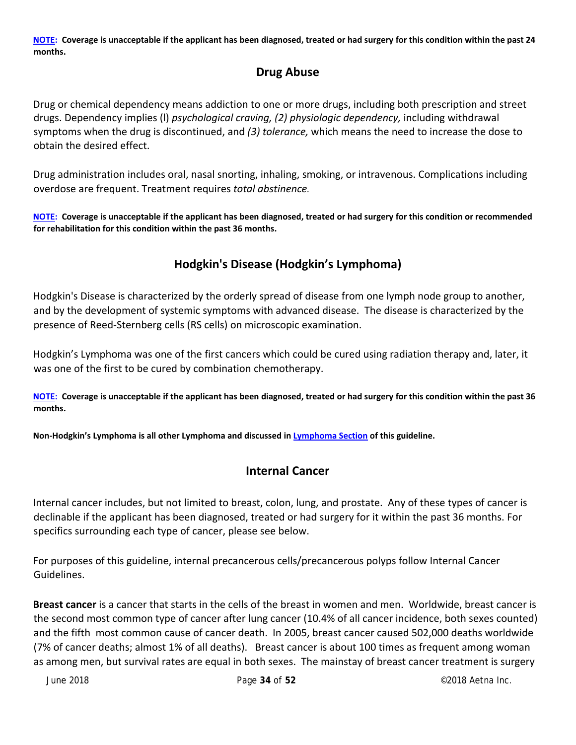**NOTE: Coverage is unacceptable if the applicant has been diagnosed, treated or had surgery for this condition within the past 24 months.**

## Drug Abuse

Drug or chemical dependency means addiction to one or more drugs, including both prescription and street drugs. Dependency implies (l) *psychological craving, (2) physiologic dependency,* including withdrawal symptoms when the drug is discontinued, and *(3) tolerance,* which means the need to increase the dose to obtain the desired effect.

Drug administration includes oral, nasal snorting, inhaling, smoking, or intravenous. Complications including overdose are frequent. Treatment requires *total abstinence.*

**NOTE: Coverage is unacceptable if the applicant has been diagnosed, treated or had surgery for this condition or recommended for rehabilitation for this condition within the past 36 months.**

## Hodgkin's Disease (Hodgkin's Lymphoma)

Hodgkin's Disease is characterized by the orderly spread of disease from one lymph node group to another, and by the development of systemic symptoms with advanced disease. The disease is characterized by the presence of Reed-Sternberg cells (RS cells) on microscopic examination.

Hodgkin's Lymphoma was one of the first cancers which could be cured using radiation therapy and, later, it was one of the first to be cured by combination chemotherapy.

**NOTE: Coverage is unacceptable if the applicant has been diagnosed, treated or had surgery for this condition within the past 36 months.**

**Non-Hodgkin's Lymphoma is all other Lymphoma and discussed in Lymphoma Section of this guideline.**

## Internal Cancer

Internal cancer includes, but not limited to breast, colon, lung, and prostate. Any of these types of cancer is declinable if the applicant has been diagnosed, treated or had surgery for it within the past 36 months. For specifics surrounding each type of cancer, please see below.

For purposes of this guideline, internal precancerous cells/precancerous polyps follow Internal Cancer Guidelines.

**Breast cancer** is a cancer that starts in the cells of the breast in women and men. Worldwide, breast cancer is the second most common type of cancer after lung cancer (10.4% of all cancer incidence, both sexes counted) and the fifth most common cause of cancer death. In 2005, breast cancer caused 502,000 deaths worldwide (7% of cancer deaths; almost 1% of all deaths). Breast cancer is about 100 times as frequent among woman as among men, but survival rates are equal in both sexes. The mainstay of breast cancer treatment is surgery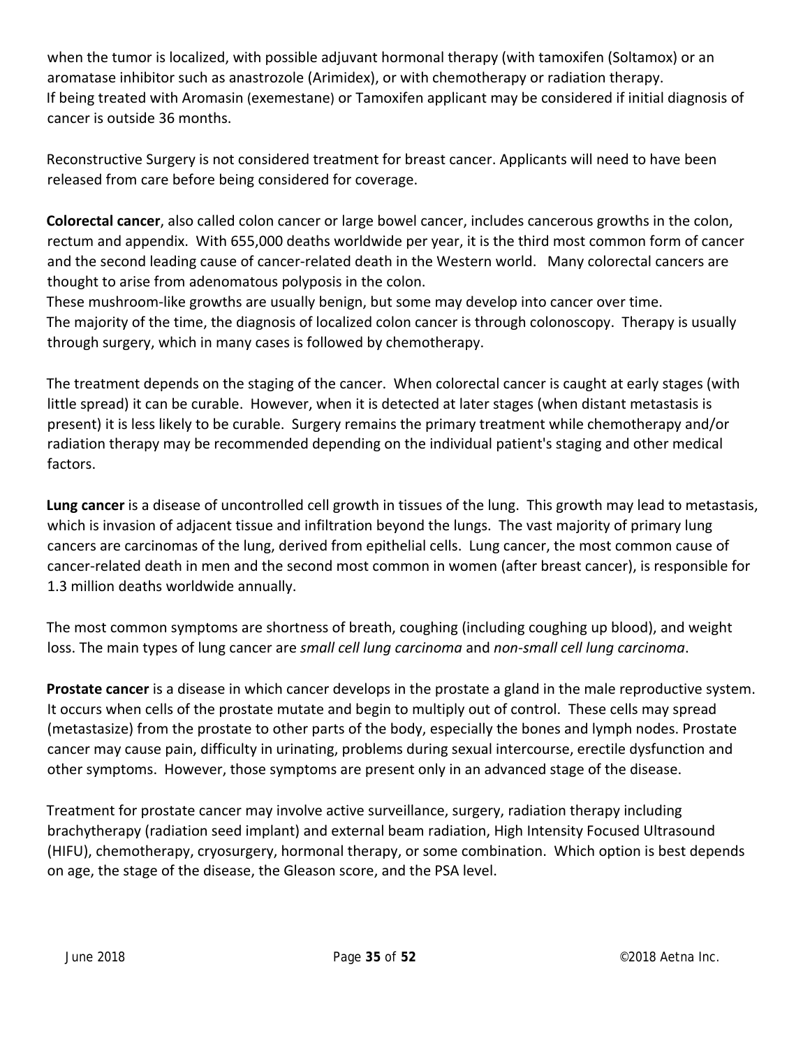when the tumor is localized, with possible adjuvant hormonal therapy (with tamoxifen (Soltamox) or an aromatase inhibitor such as anastrozole (Arimidex), or with chemotherapy or radiation therapy.
If being treated with Aromasin (exemestane) or Tamoxifen applicant may be considered if initial diagnosis of cancer is outside 36 months.

Reconstructive Surgery is not considered treatment for breast cancer. Applicants will need to have been released from care before being considered for coverage.

**Colorectal cancer**, also called colon cancer or large bowel cancer, includes cancerous growths in the colon, rectum and appendix. With 655,000 deaths worldwide per year, it is the third most common form of cancer and the second leading cause of cancer-related death in the Western world. Many colorectal cancers are thought to arise from adenomatous polyposis in the colon.
These mushroom-like growths are usually benign, but some may develop into cancer over time.
The majority of the time, the diagnosis of localized colon cancer is through colonoscopy. Therapy is usually through surgery, which in many cases is followed by chemotherapy.

The treatment depends on the staging of the cancer. When colorectal cancer is caught at early stages (with little spread) it can be curable. However, when it is detected at later stages (when distant metastasis is present) it is less likely to be curable. Surgery remains the primary treatment while chemotherapy and/or radiation therapy may be recommended depending on the individual patient's staging and other medical factors.

**Lung cancer** is a disease of uncontrolled cell growth in tissues of the lung. This growth may lead to metastasis, which is invasion of adjacent tissue and infiltration beyond the lungs. The vast majority of primary lung cancers are carcinomas of the lung, derived from epithelial cells. Lung cancer, the most common cause of cancer-related death in men and the second most common in women (after breast cancer), is responsible for 1.3 million deaths worldwide annually.

The most common symptoms are shortness of breath, coughing (including coughing up blood), and weight loss. The main types of lung cancer are *small cell lung carcinoma* and *non-small cell lung carcinoma*.

**Prostate cancer** is a disease in which cancer develops in the prostate a gland in the male reproductive system. It occurs when cells of the prostate mutate and begin to multiply out of control. These cells may spread (metastasize) from the prostate to other parts of the body, especially the bones and lymph nodes. Prostate cancer may cause pain, difficulty in urinating, problems during sexual intercourse, erectile dysfunction and other symptoms. However, those symptoms are present only in an advanced stage of the disease.

Treatment for prostate cancer may involve active surveillance, surgery, radiation therapy including brachytherapy (radiation seed implant) and external beam radiation, High Intensity Focused Ultrasound (HIFU), chemotherapy, cryosurgery, hormonal therapy, or some combination. Which option is best depends on age, the stage of the disease, the Gleason score, and the PSA level.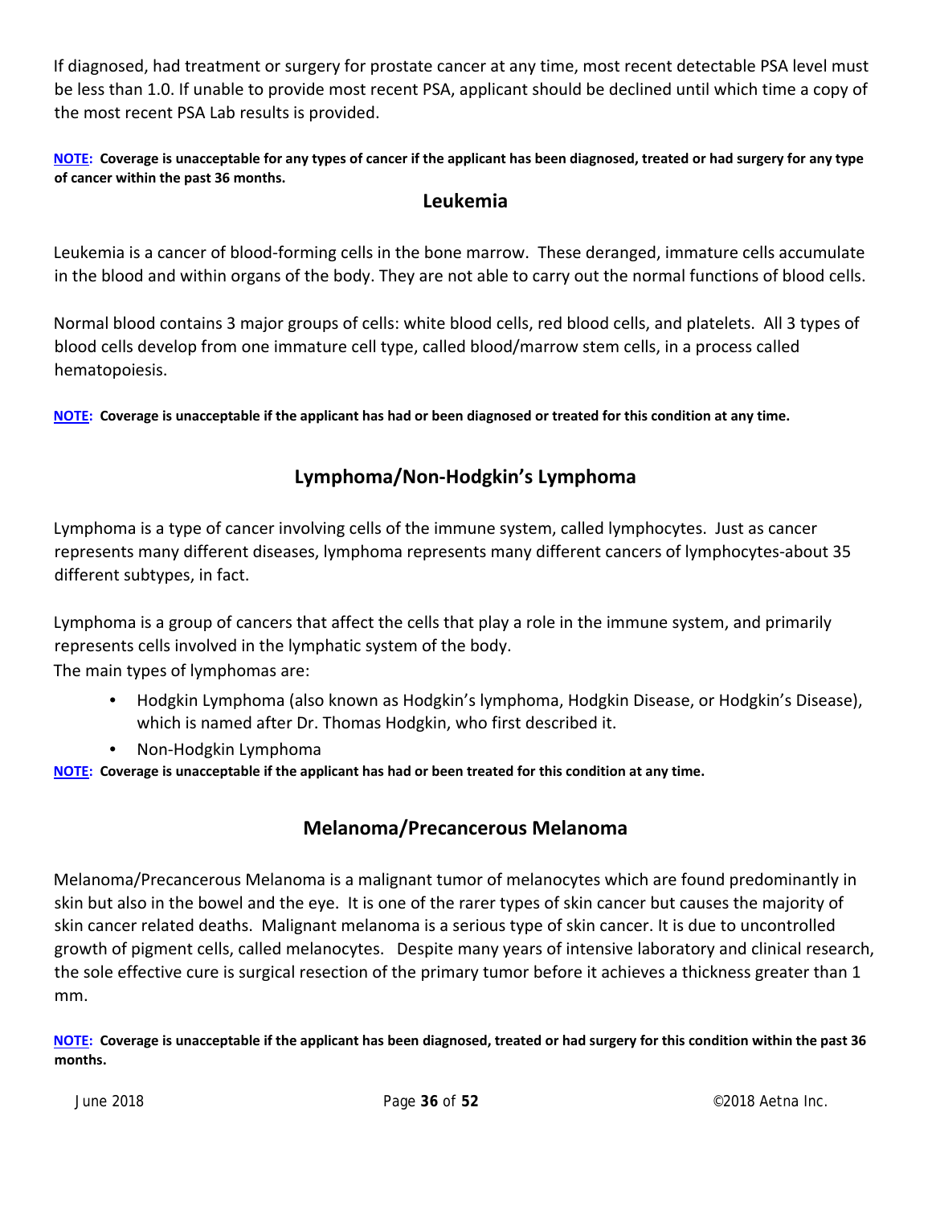If diagnosed, had treatment or surgery for prostate cancer at any time, most recent detectable PSA level must be less than 1.0. If unable to provide most recent PSA, applicant should be declined until which time a copy of the most recent PSA Lab results is provided.

**NOTE: Coverage is unacceptable for any types of cancer if the applicant has been diagnosed, treated or had surgery for any type of cancer within the past 36 months.**

## Leukemia

Leukemia is a cancer of blood-forming cells in the bone marrow. These deranged, immature cells accumulate in the blood and within organs of the body. They are not able to carry out the normal functions of blood cells.

Normal blood contains 3 major groups of cells: white blood cells, red blood cells, and platelets. All 3 types of blood cells develop from one immature cell type, called blood/marrow stem cells, in a process called hematopoiesis.

**NOTE: Coverage is unacceptable if the applicant has had or been diagnosed or treated for this condition at any time.**

## Lymphoma/Non-Hodgkin's Lymphoma

Lymphoma is a type of cancer involving cells of the immune system, called lymphocytes. Just as cancer represents many different diseases, lymphoma represents many different cancers of lymphocytes-about 35 different subtypes, in fact.

Lymphoma is a group of cancers that affect the cells that play a role in the immune system, and primarily represents cells involved in the lymphatic system of the body.
The main types of lymphomas are:

- Hodgkin Lymphoma (also known as Hodgkin's lymphoma, Hodgkin Disease, or Hodgkin's Disease), which is named after Dr. Thomas Hodgkin, who first described it.
- Non-Hodgkin Lymphoma

**NOTE: Coverage is unacceptable if the applicant has had or been treated for this condition at any time.**

## Melanoma/Precancerous Melanoma

Melanoma/Precancerous Melanoma is a malignant tumor of melanocytes which are found predominantly in skin but also in the bowel and the eye. It is one of the rarer types of skin cancer but causes the majority of skin cancer related deaths. Malignant melanoma is a serious type of skin cancer. It is due to uncontrolled growth of pigment cells, called melanocytes. Despite many years of intensive laboratory and clinical research, the sole effective cure is surgical resection of the primary tumor before it achieves a thickness greater than 1 mm.

**NOTE: Coverage is unacceptable if the applicant has been diagnosed, treated or had surgery for this condition within the past 36 months.**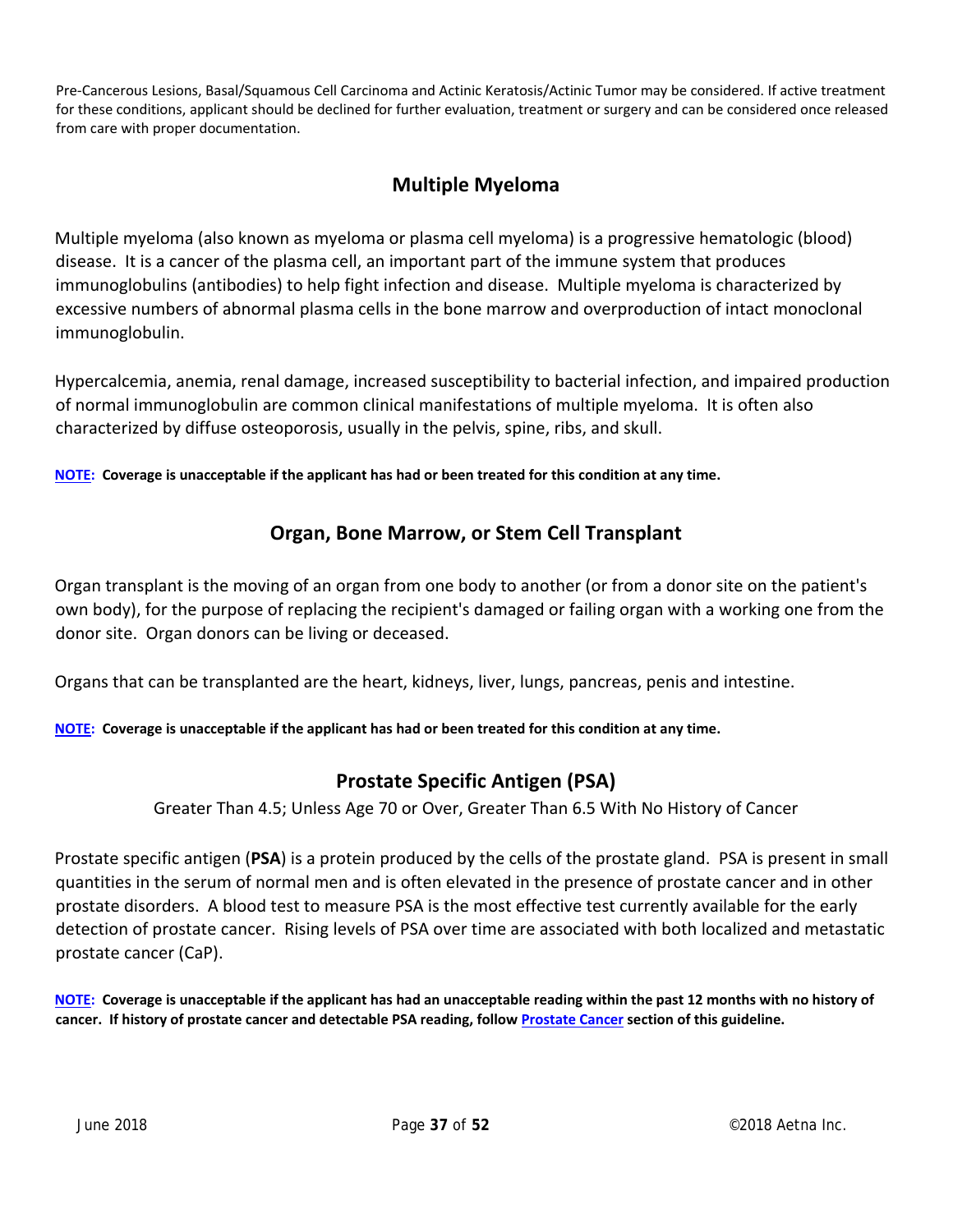Pre-Cancerous Lesions, Basal/Squamous Cell Carcinoma and Actinic Keratosis/Actinic Tumor may be considered. If active treatment for these conditions, applicant should be declined for further evaluation, treatment or surgery and can be considered once released from care with proper documentation.

## Multiple Myeloma

Multiple myeloma (also known as myeloma or plasma cell myeloma) is a progressive hematologic (blood) disease. It is a cancer of the plasma cell, an important part of the immune system that produces immunoglobulins (antibodies) to help fight infection and disease. Multiple myeloma is characterized by excessive numbers of abnormal plasma cells in the bone marrow and overproduction of intact monoclonal immunoglobulin.

Hypercalcemia, anemia, renal damage, increased susceptibility to bacterial infection, and impaired production of normal immunoglobulin are common clinical manifestations of multiple myeloma. It is often also characterized by diffuse osteoporosis, usually in the pelvis, spine, ribs, and skull.

**NOTE: Coverage is unacceptable if the applicant has had or been treated for this condition at any time.**

## Organ, Bone Marrow, or Stem Cell Transplant

Organ transplant is the moving of an organ from one body to another (or from a donor site on the patient's own body), for the purpose of replacing the recipient's damaged or failing organ with a working one from the donor site. Organ donors can be living or deceased.

Organs that can be transplanted are the heart, kidneys, liver, lungs, pancreas, penis and intestine.

**NOTE: Coverage is unacceptable if the applicant has had or been treated for this condition at any time.**

## Prostate Specific Antigen (PSA)

Greater Than 4.5; Unless Age 70 or Over, Greater Than 6.5 With No History of Cancer

Prostate specific antigen (**PSA**) is a protein produced by the cells of the prostate gland. PSA is present in small quantities in the serum of normal men and is often elevated in the presence of prostate cancer and in other prostate disorders. A blood test to measure PSA is the most effective test currently available for the early detection of prostate cancer. Rising levels of PSA over time are associated with both localized and metastatic prostate cancer (CaP).

**NOTE: Coverage is unacceptable if the applicant has had an unacceptable reading within the past 12 months with no history of cancer. If history of prostate cancer and detectable PSA reading, follow Prostate Cancer section of this guideline.**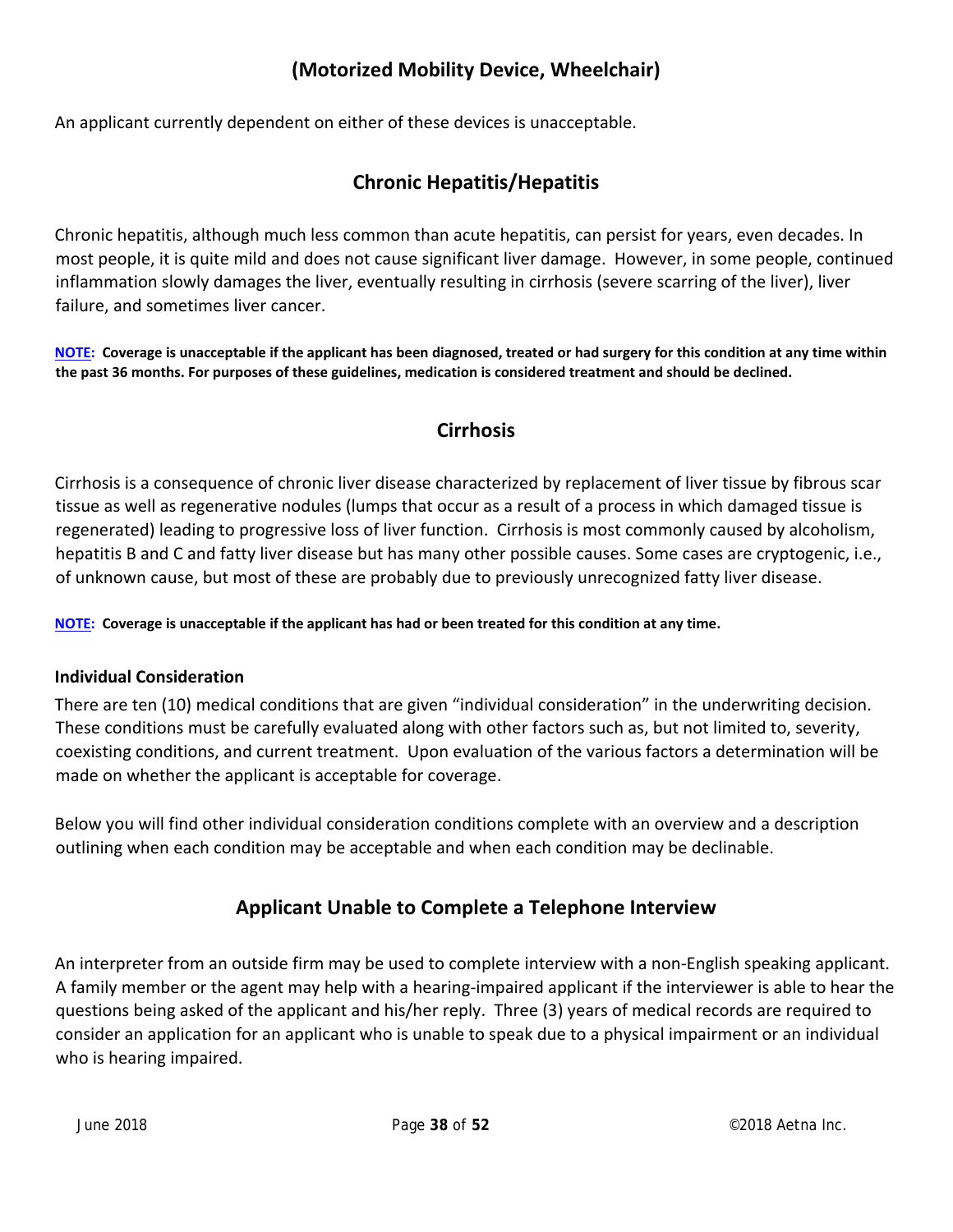## (Motorized Mobility Device, Wheelchair)

An applicant currently dependent on either of these devices is unacceptable.

## Chronic Hepatitis/Hepatitis

Chronic hepatitis, although much less common than acute hepatitis, can persist for years, even decades. In most people, it is quite mild and does not cause significant liver damage. However, in some people, continued inflammation slowly damages the liver, eventually resulting in cirrhosis (severe scarring of the liver), liver failure, and sometimes liver cancer.

**NOTE: Coverage is unacceptable if the applicant has been diagnosed, treated or had surgery for this condition at any time within the past 36 months. For purposes of these guidelines, medication is considered treatment and should be declined.**

## Cirrhosis

Cirrhosis is a consequence of chronic liver disease characterized by replacement of liver tissue by fibrous scar tissue as well as regenerative nodules (lumps that occur as a result of a process in which damaged tissue is regenerated) leading to progressive loss of liver function. Cirrhosis is most commonly caused by alcoholism, hepatitis B and C and fatty liver disease but has many other possible causes. Some cases are cryptogenic, i.e., of unknown cause, but most of these are probably due to previously unrecognized fatty liver disease.

**NOTE: Coverage is unacceptable if the applicant has had or been treated for this condition at any time.**

### Individual Consideration

There are ten (10) medical conditions that are given "individual consideration" in the underwriting decision. These conditions must be carefully evaluated along with other factors such as, but not limited to, severity, coexisting conditions, and current treatment. Upon evaluation of the various factors a determination will be made on whether the applicant is acceptable for coverage.

Below you will find other individual consideration conditions complete with an overview and a description outlining when each condition may be acceptable and when each condition may be declinable.

## Applicant Unable to Complete a Telephone Interview

An interpreter from an outside firm may be used to complete interview with a non-English speaking applicant. A family member or the agent may help with a hearing-impaired applicant if the interviewer is able to hear the questions being asked of the applicant and his/her reply. Three (3) years of medical records are required to consider an application for an applicant who is unable to speak due to a physical impairment or an individual who is hearing impaired.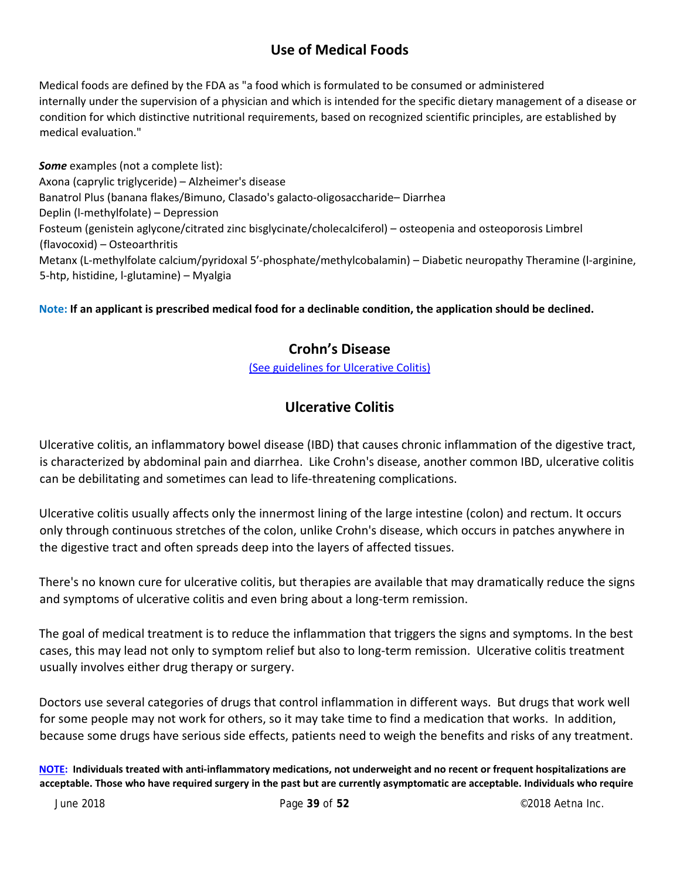## Use of Medical Foods

Medical foods are defined by the FDA as "a food which is formulated to be consumed or administered internally under the supervision of a physician and which is intended for the specific dietary management of a disease or condition for which distinctive nutritional requirements, based on recognized scientific principles, are established by medical evaluation."

***Some*** examples (not a complete list):
Axona (caprylic triglyceride) – Alzheimer's disease
Banatrol Plus (banana flakes/Bimuno, Clasado's galacto-oligosaccharide– Diarrhea
Deplin (l-methylfolate) – Depression
Fosteum (genistein aglycone/citrated zinc bisglycinate/cholecalciferol) – osteopenia and osteoporosis Limbrel (flavocoxid) – Osteoarthritis
Metanx (L-methylfolate calcium/pyridoxal 5'-phosphate/methylcobalamin) – Diabetic neuropathy Theramine (l-arginine, 5-htp, histidine, l-glutamine) – Myalgia

**Note: If an applicant is prescribed medical food for a declinable condition, the application should be declined.**

## Crohn's Disease

(See guidelines for Ulcerative Colitis)

## Ulcerative Colitis

Ulcerative colitis, an inflammatory bowel disease (IBD) that causes chronic inflammation of the digestive tract, is characterized by abdominal pain and diarrhea. Like Crohn's disease, another common IBD, ulcerative colitis can be debilitating and sometimes can lead to life-threatening complications.

Ulcerative colitis usually affects only the innermost lining of the large intestine (colon) and rectum. It occurs only through continuous stretches of the colon, unlike Crohn's disease, which occurs in patches anywhere in the digestive tract and often spreads deep into the layers of affected tissues.

There's no known cure for ulcerative colitis, but therapies are available that may dramatically reduce the signs and symptoms of ulcerative colitis and even bring about a long-term remission.

The goal of medical treatment is to reduce the inflammation that triggers the signs and symptoms. In the best cases, this may lead not only to symptom relief but also to long-term remission. Ulcerative colitis treatment usually involves either drug therapy or surgery.

Doctors use several categories of drugs that control inflammation in different ways. But drugs that work well for some people may not work for others, so it may take time to find a medication that works. In addition, because some drugs have serious side effects, patients need to weigh the benefits and risks of any treatment.

**NOTE: Individuals treated with anti-inflammatory medications, not underweight and no recent or frequent hospitalizations are acceptable. Those who have required surgery in the past but are currently asymptomatic are acceptable. Individuals who require**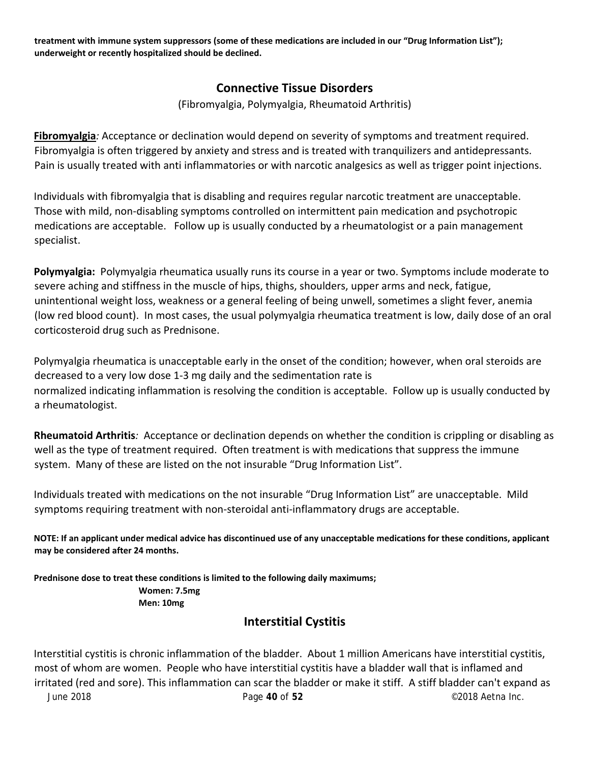**treatment with immune system suppressors (some of these medications are included in our "Drug Information List"); underweight or recently hospitalized should be declined.**

## Connective Tissue Disorders

(Fibromyalgia, Polymyalgia, Rheumatoid Arthritis)

**Fibromyalgia**: Acceptance or declination would depend on severity of symptoms and treatment required. Fibromyalgia is often triggered by anxiety and stress and is treated with tranquilizers and antidepressants. Pain is usually treated with anti inflammatories or with narcotic analgesics as well as trigger point injections.

Individuals with fibromyalgia that is disabling and requires regular narcotic treatment are unacceptable. Those with mild, non-disabling symptoms controlled on intermittent pain medication and psychotropic medications are acceptable. Follow up is usually conducted by a rheumatologist or a pain management specialist.

**Polymyalgia:** Polymyalgia rheumatica usually runs its course in a year or two. Symptoms include moderate to severe aching and stiffness in the muscle of hips, thighs, shoulders, upper arms and neck, fatigue, unintentional weight loss, weakness or a general feeling of being unwell, sometimes a slight fever, anemia (low red blood count). In most cases, the usual polymyalgia rheumatica treatment is low, daily dose of an oral corticosteroid drug such as Prednisone.

Polymyalgia rheumatica is unacceptable early in the onset of the condition; however, when oral steroids are decreased to a very low dose 1-3 mg daily and the sedimentation rate is normalized indicating inflammation is resolving the condition is acceptable. Follow up is usually conducted by a rheumatologist.

**Rheumatoid Arthritis**: Acceptance or declination depends on whether the condition is crippling or disabling as well as the type of treatment required. Often treatment is with medications that suppress the immune system. Many of these are listed on the not insurable "Drug Information List".

Individuals treated with medications on the not insurable "Drug Information List" are unacceptable. Mild symptoms requiring treatment with non-steroidal anti-inflammatory drugs are acceptable.

**NOTE: If an applicant under medical advice has discontinued use of any unacceptable medications for these conditions, applicant may be considered after 24 months.**

**Prednisone dose to treat these conditions is limited to the following daily maximums;**
**Women: 7.5mg**
**Men: 10mg**

## Interstitial Cystitis

Interstitial cystitis is chronic inflammation of the bladder. About 1 million Americans have interstitial cystitis, most of whom are women. People who have interstitial cystitis have a bladder wall that is inflamed and irritated (red and sore). This inflammation can scar the bladder or make it stiff. A stiff bladder can't expand as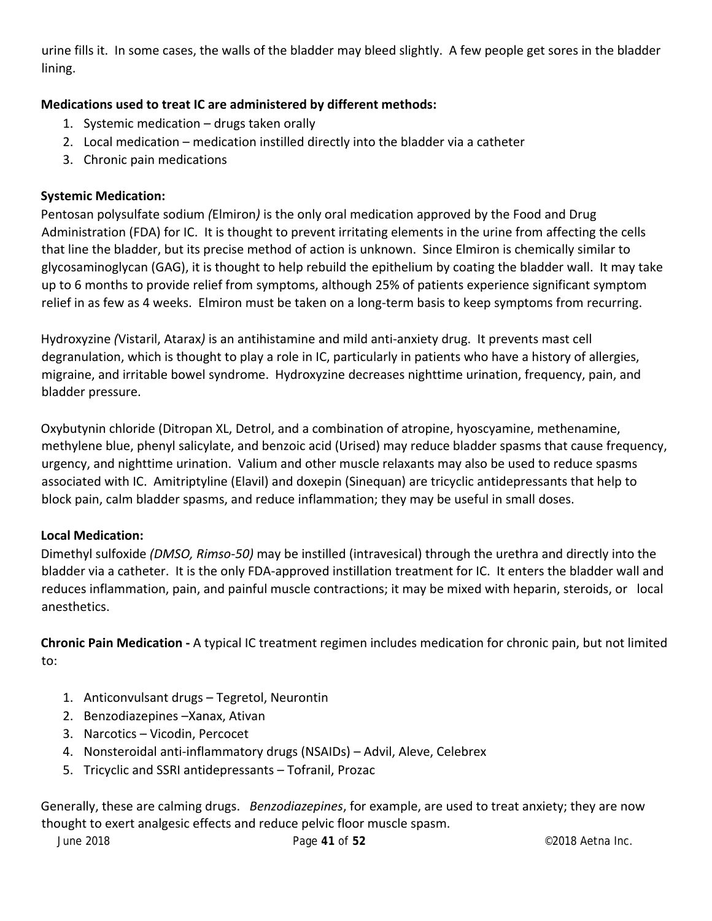urine fills it. In some cases, the walls of the bladder may bleed slightly. A few people get sores in the bladder lining.

**Medications used to treat IC are administered by different methods:**

1. Systemic medication – drugs taken orally
2. Local medication – medication instilled directly into the bladder via a catheter
3. Chronic pain medications

**Systemic Medication:**

Pentosan polysulfate sodium *(*Elmiron*)* is the only oral medication approved by the Food and Drug Administration (FDA) for IC. It is thought to prevent irritating elements in the urine from affecting the cells that line the bladder, but its precise method of action is unknown. Since Elmiron is chemically similar to glycosaminoglycan (GAG), it is thought to help rebuild the epithelium by coating the bladder wall. It may take up to 6 months to provide relief from symptoms, although 25% of patients experience significant symptom relief in as few as 4 weeks. Elmiron must be taken on a long-term basis to keep symptoms from recurring.

Hydroxyzine *(*Vistaril, Atarax*)* is an antihistamine and mild anti-anxiety drug. It prevents mast cell degranulation, which is thought to play a role in IC, particularly in patients who have a history of allergies, migraine, and irritable bowel syndrome. Hydroxyzine decreases nighttime urination, frequency, pain, and bladder pressure.

Oxybutynin chloride (Ditropan XL, Detrol, and a combination of atropine, hyoscyamine, methenamine, methylene blue, phenyl salicylate, and benzoic acid (Urised) may reduce bladder spasms that cause frequency, urgency, and nighttime urination. Valium and other muscle relaxants may also be used to reduce spasms associated with IC. Amitriptyline (Elavil) and doxepin (Sinequan) are tricyclic antidepressants that help to block pain, calm bladder spasms, and reduce inflammation; they may be useful in small doses.

**Local Medication:**

Dimethyl sulfoxide *(DMSO, Rimso-50)* may be instilled (intravesical) through the urethra and directly into the bladder via a catheter. It is the only FDA-approved instillation treatment for IC. It enters the bladder wall and reduces inflammation, pain, and painful muscle contractions; it may be mixed with heparin, steroids, or local anesthetics.

**Chronic Pain Medication -** A typical IC treatment regimen includes medication for chronic pain, but not limited to:

1. Anticonvulsant drugs – Tegretol, Neurontin
2. Benzodiazepines –Xanax, Ativan
3. Narcotics – Vicodin, Percocet
4. Nonsteroidal anti-inflammatory drugs (NSAIDs) – Advil, Aleve, Celebrex
5. Tricyclic and SSRI antidepressants – Tofranil, Prozac

Generally, these are calming drugs. *Benzodiazepines*, for example, are used to treat anxiety; they are now thought to exert analgesic effects and reduce pelvic floor muscle spasm.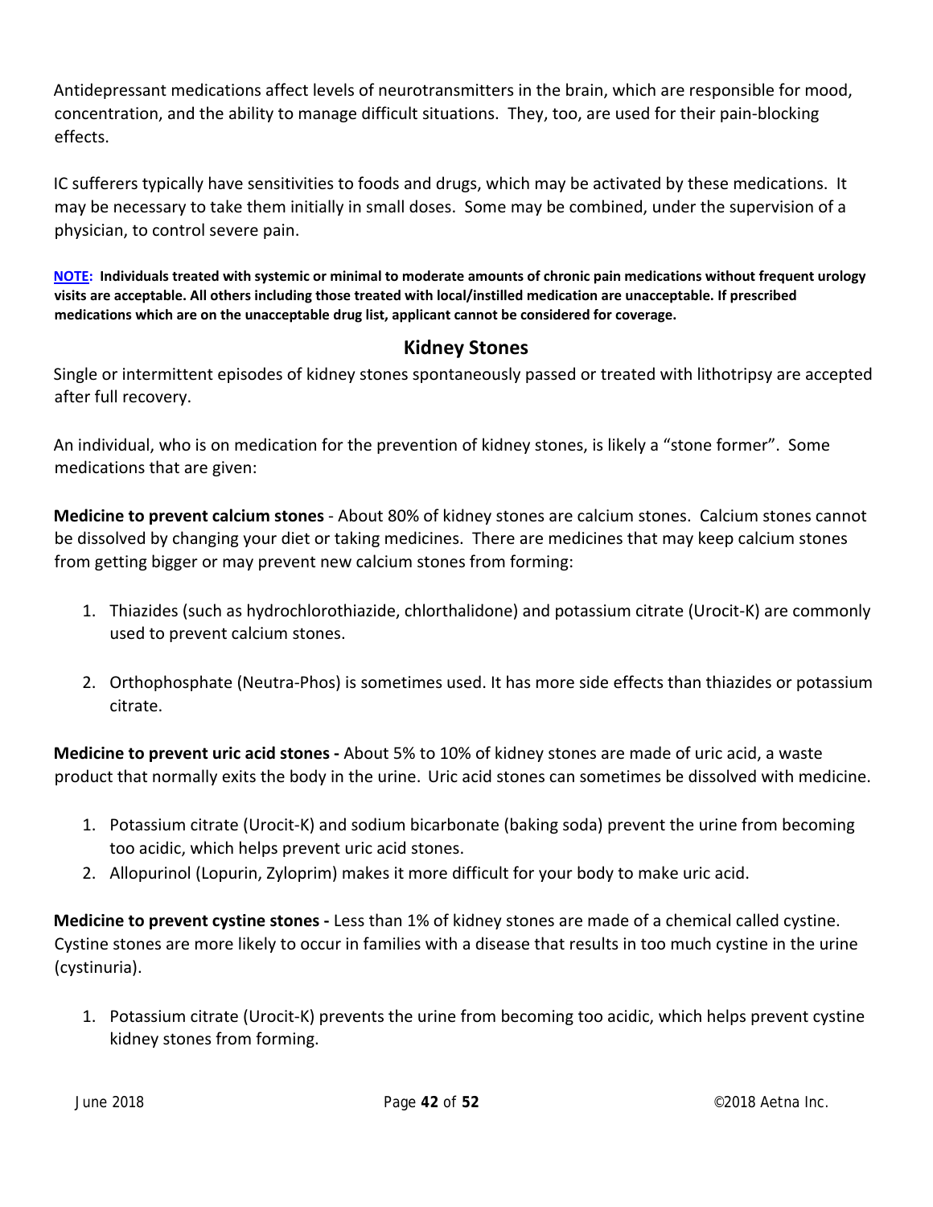Antidepressant medications affect levels of neurotransmitters in the brain, which are responsible for mood, concentration, and the ability to manage difficult situations. They, too, are used for their pain-blocking effects.

IC sufferers typically have sensitivities to foods and drugs, which may be activated by these medications. It may be necessary to take them initially in small doses. Some may be combined, under the supervision of a physician, to control severe pain.

**NOTE: Individuals treated with systemic or minimal to moderate amounts of chronic pain medications without frequent urology visits are acceptable. All others including those treated with local/instilled medication are unacceptable. If prescribed medications which are on the unacceptable drug list, applicant cannot be considered for coverage.**

## Kidney Stones

Single or intermittent episodes of kidney stones spontaneously passed or treated with lithotripsy are accepted after full recovery.

An individual, who is on medication for the prevention of kidney stones, is likely a "stone former". Some medications that are given:

**Medicine to prevent calcium stones** - About 80% of kidney stones are calcium stones. Calcium stones cannot be dissolved by changing your diet or taking medicines. There are medicines that may keep calcium stones from getting bigger or may prevent new calcium stones from forming:

1. Thiazides (such as hydrochlorothiazide, chlorthalidone) and potassium citrate (Urocit-K) are commonly used to prevent calcium stones.

2. Orthophosphate (Neutra-Phos) is sometimes used. It has more side effects than thiazides or potassium citrate.

**Medicine to prevent uric acid stones -** About 5% to 10% of kidney stones are made of uric acid, a waste product that normally exits the body in the urine. Uric acid stones can sometimes be dissolved with medicine.

1. Potassium citrate (Urocit-K) and sodium bicarbonate (baking soda) prevent the urine from becoming too acidic, which helps prevent uric acid stones.
2. Allopurinol (Lopurin, Zyloprim) makes it more difficult for your body to make uric acid.

**Medicine to prevent cystine stones -** Less than 1% of kidney stones are made of a chemical called cystine. Cystine stones are more likely to occur in families with a disease that results in too much cystine in the urine (cystinuria).

1. Potassium citrate (Urocit-K) prevents the urine from becoming too acidic, which helps prevent cystine kidney stones from forming.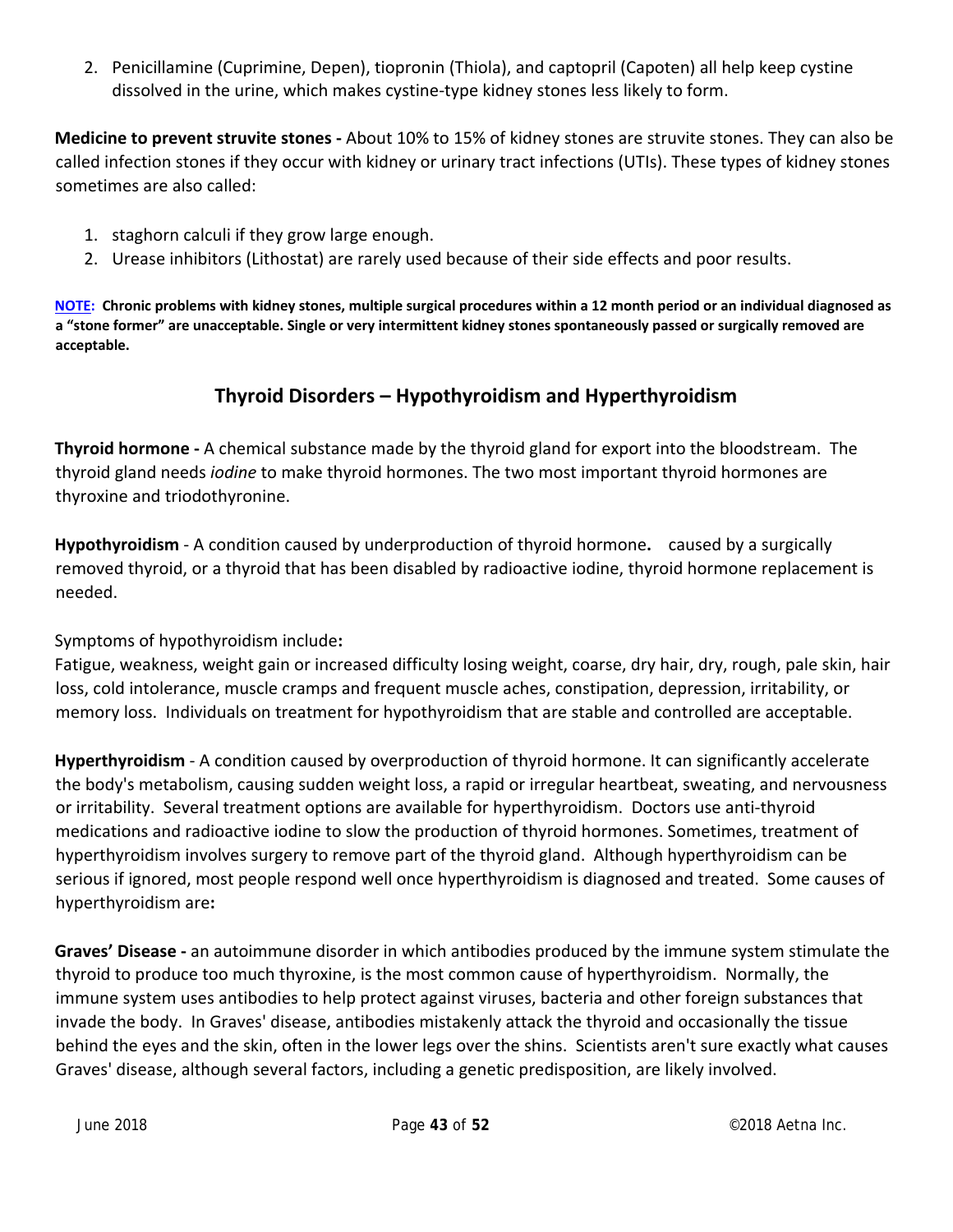2. Penicillamine (Cuprimine, Depen), tiopronin (Thiola), and captopril (Capoten) all help keep cystine dissolved in the urine, which makes cystine-type kidney stones less likely to form.

**Medicine to prevent struvite stones -** About 10% to 15% of kidney stones are struvite stones. They can also be called infection stones if they occur with kidney or urinary tract infections (UTIs). These types of kidney stones sometimes are also called:

1. staghorn calculi if they grow large enough.
2. Urease inhibitors (Lithostat) are rarely used because of their side effects and poor results.

**NOTE: Chronic problems with kidney stones, multiple surgical procedures within a 12 month period or an individual diagnosed as a "stone former" are unacceptable. Single or very intermittent kidney stones spontaneously passed or surgically removed are acceptable.**

## Thyroid Disorders – Hypothyroidism and Hyperthyroidism

**Thyroid hormone -** A chemical substance made by the thyroid gland for export into the bloodstream. The thyroid gland needs *iodine* to make thyroid hormones. The two most important thyroid hormones are thyroxine and triodothyronine.

**Hypothyroidism** - A condition caused by underproduction of thyroid hormone**.** caused by a surgically removed thyroid, or a thyroid that has been disabled by radioactive iodine, thyroid hormone replacement is needed.

Symptoms of hypothyroidism include**:**
Fatigue, weakness, weight gain or increased difficulty losing weight, coarse, dry hair, dry, rough, pale skin, hair loss, cold intolerance, muscle cramps and frequent muscle aches, constipation, depression, irritability, or memory loss. Individuals on treatment for hypothyroidism that are stable and controlled are acceptable.

**Hyperthyroidism** - A condition caused by overproduction of thyroid hormone. It can significantly accelerate the body's metabolism, causing sudden weight loss, a rapid or irregular heartbeat, sweating, and nervousness or irritability. Several treatment options are available for hyperthyroidism. Doctors use anti-thyroid medications and radioactive iodine to slow the production of thyroid hormones. Sometimes, treatment of hyperthyroidism involves surgery to remove part of the thyroid gland. Although hyperthyroidism can be serious if ignored, most people respond well once hyperthyroidism is diagnosed and treated. Some causes of hyperthyroidism are**:**

**Graves' Disease -** an autoimmune disorder in which antibodies produced by the immune system stimulate the thyroid to produce too much thyroxine, is the most common cause of hyperthyroidism. Normally, the immune system uses antibodies to help protect against viruses, bacteria and other foreign substances that invade the body. In Graves' disease, antibodies mistakenly attack the thyroid and occasionally the tissue behind the eyes and the skin, often in the lower legs over the shins. Scientists aren't sure exactly what causes Graves' disease, although several factors, including a genetic predisposition, are likely involved.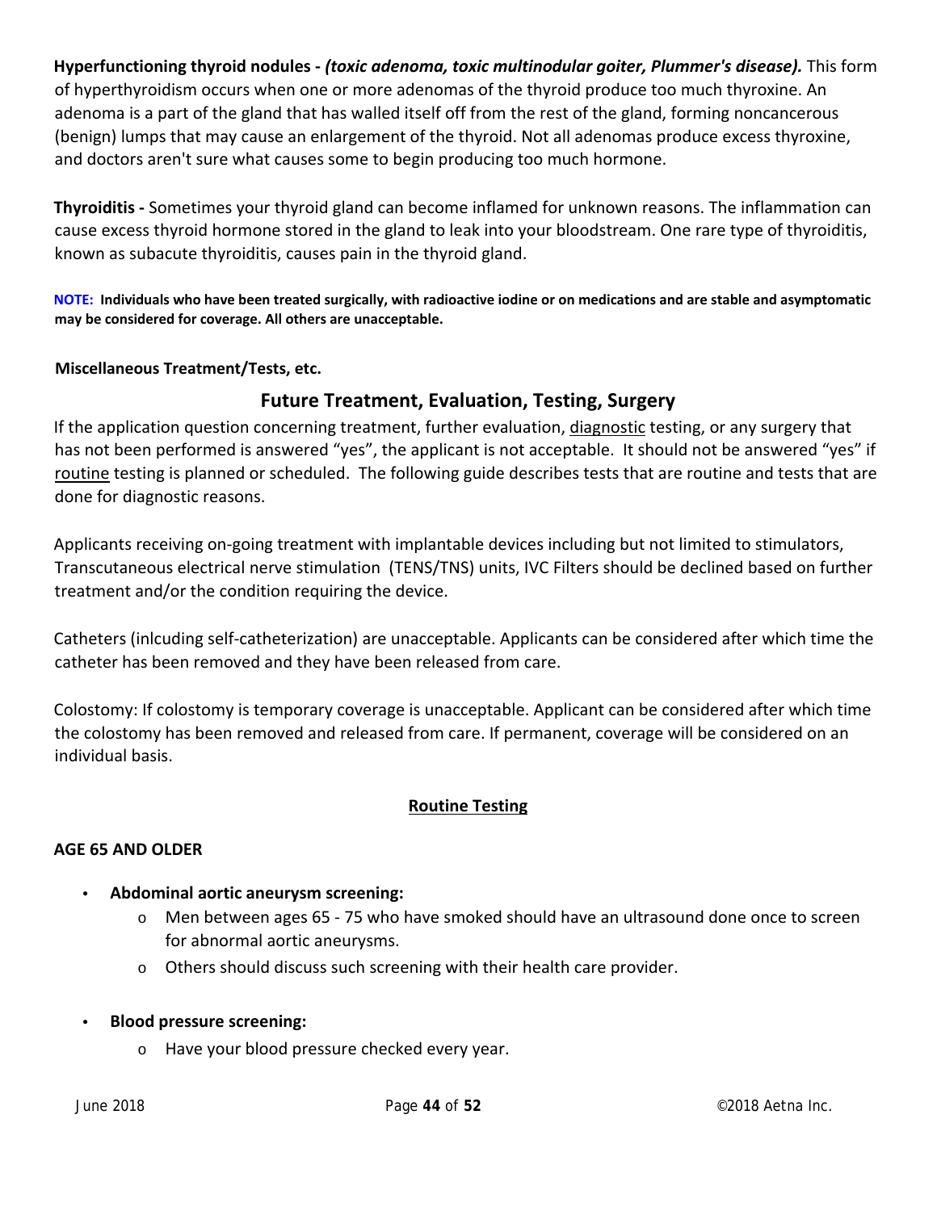**Hyperfunctioning thyroid nodules - *(toxic adenoma, toxic multinodular goiter, Plummer's disease).*** This form of hyperthyroidism occurs when one or more adenomas of the thyroid produce too much thyroxine. An adenoma is a part of the gland that has walled itself off from the rest of the gland, forming noncancerous (benign) lumps that may cause an enlargement of the thyroid. Not all adenomas produce excess thyroxine, and doctors aren't sure what causes some to begin producing too much hormone.

**Thyroiditis -** Sometimes your thyroid gland can become inflamed for unknown reasons. The inflammation can cause excess thyroid hormone stored in the gland to leak into your bloodstream. One rare type of thyroiditis, known as subacute thyroiditis, causes pain in the thyroid gland.

**NOTE: Individuals who have been treated surgically, with radioactive iodine or on medications and are stable and asymptomatic may be considered for coverage. All others are unacceptable.**

**Miscellaneous Treatment/Tests, etc.**

## Future Treatment, Evaluation, Testing, Surgery

If the application question concerning treatment, further evaluation, diagnostic testing, or any surgery that has not been performed is answered "yes", the applicant is not acceptable. It should not be answered "yes" if routine testing is planned or scheduled. The following guide describes tests that are routine and tests that are done for diagnostic reasons.

Applicants receiving on-going treatment with implantable devices including but not limited to stimulators, Transcutaneous electrical nerve stimulation (TENS/TNS) units, IVC Filters should be declined based on further treatment and/or the condition requiring the device.

Catheters (inlcuding self-catheterization) are unacceptable. Applicants can be considered after which time the catheter has been removed and they have been released from care.

Colostomy: If colostomy is temporary coverage is unacceptable. Applicant can be considered after which time the colostomy has been removed and released from care. If permanent, coverage will be considered on an individual basis.

### Routine Testing

**AGE 65 AND OLDER**

- **Abdominal aortic aneurysm screening:**
  - Men between ages 65 - 75 who have smoked should have an ultrasound done once to screen for abnormal aortic aneurysms.
  - Others should discuss such screening with their health care provider.
- **Blood pressure screening:**
  - Have your blood pressure checked every year.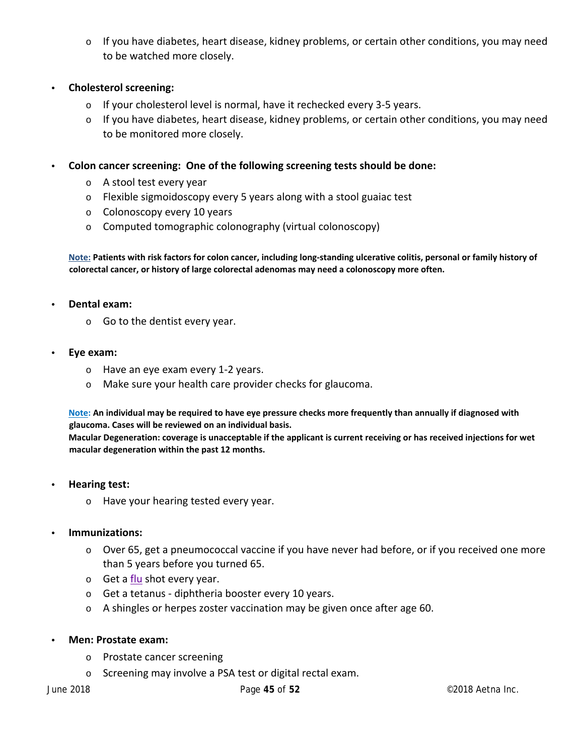- If you have diabetes, heart disease, kidney problems, or certain other conditions, you may need to be watched more closely.

- **Cholesterol screening:**
  - If your cholesterol level is normal, have it rechecked every 3-5 years.
  - If you have diabetes, heart disease, kidney problems, or certain other conditions, you may need to be monitored more closely.

- **Colon cancer screening: One of the following screening tests should be done:**
  - A stool test every year
  - Flexible sigmoidoscopy every 5 years along with a stool guaiac test
  - Colonoscopy every 10 years
  - Computed tomographic colonography (virtual colonoscopy)

**Note: Patients with risk factors for colon cancer, including long-standing ulcerative colitis, personal or family history of colorectal cancer, or history of large colorectal adenomas may need a colonoscopy more often.**

- **Dental exam:**
  - Go to the dentist every year.

- **Eye exam:**
  - Have an eye exam every 1-2 years.
  - Make sure your health care provider checks for glaucoma.

**Note: An individual may be required to have eye pressure checks more frequently than annually if diagnosed with glaucoma. Cases will be reviewed on an individual basis.**
**Macular Degeneration: coverage is unacceptable if the applicant is current receiving or has received injections for wet macular degeneration within the past 12 months.**

- **Hearing test:**
  - Have your hearing tested every year.

- **Immunizations:**
  - Over 65, get a pneumococcal vaccine if you have never had before, or if you received one more than 5 years before you turned 65.
  - Get a flu shot every year.
  - Get a tetanus - diphtheria booster every 10 years.
  - A shingles or herpes zoster vaccination may be given once after age 60.

- **Men: Prostate exam:**
  - Prostate cancer screening
  - Screening may involve a PSA test or digital rectal exam.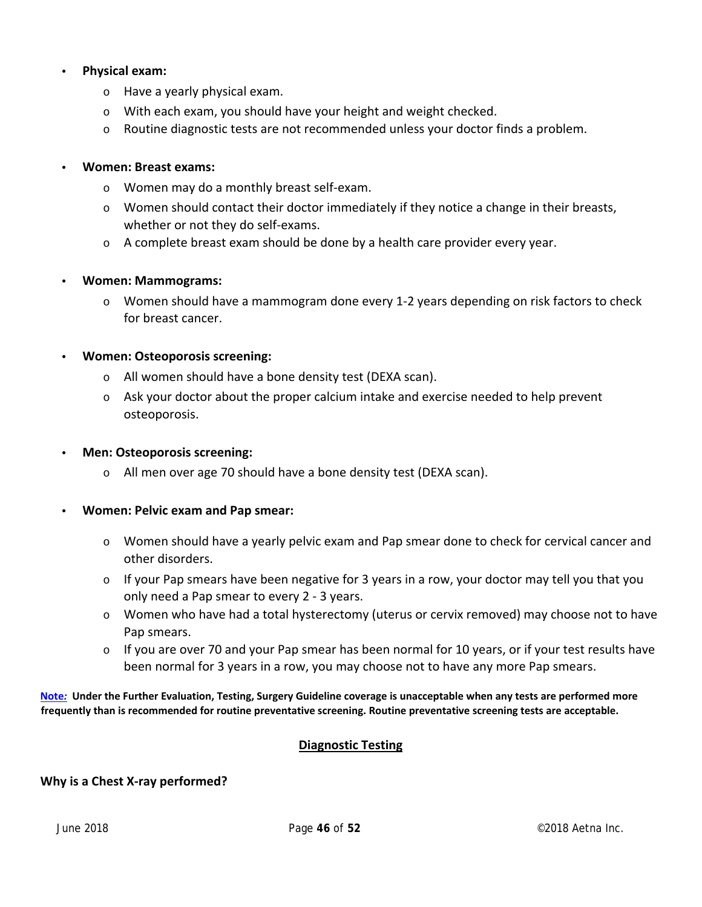- **Physical exam:**
  - Have a yearly physical exam.
  - With each exam, you should have your height and weight checked.
  - Routine diagnostic tests are not recommended unless your doctor finds a problem.

- **Women: Breast exams:**
  - Women may do a monthly breast self-exam.
  - Women should contact their doctor immediately if they notice a change in their breasts, whether or not they do self-exams.
  - A complete breast exam should be done by a health care provider every year.

- **Women: Mammograms:**
  - Women should have a mammogram done every 1-2 years depending on risk factors to check for breast cancer.

- **Women: Osteoporosis screening:**
  - All women should have a bone density test (DEXA scan).
  - Ask your doctor about the proper calcium intake and exercise needed to help prevent osteoporosis.

- **Men: Osteoporosis screening:**
  - All men over age 70 should have a bone density test (DEXA scan).

- **Women: Pelvic exam and Pap smear:**
  - Women should have a yearly pelvic exam and Pap smear done to check for cervical cancer and other disorders.
  - If your Pap smears have been negative for 3 years in a row, your doctor may tell you that you only need a Pap smear to every 2 - 3 years.
  - Women who have had a total hysterectomy (uterus or cervix removed) may choose not to have Pap smears.
  - If you are over 70 and your Pap smear has been normal for 10 years, or if your test results have been normal for 3 years in a row, you may choose not to have any more Pap smears.

**Note:** **Under the Further Evaluation, Testing, Surgery Guideline coverage is unacceptable when any tests are performed more frequently than is recommended for routine preventative screening. Routine preventative screening tests are acceptable.**

## Diagnostic Testing

**Why is a Chest X-ray performed?**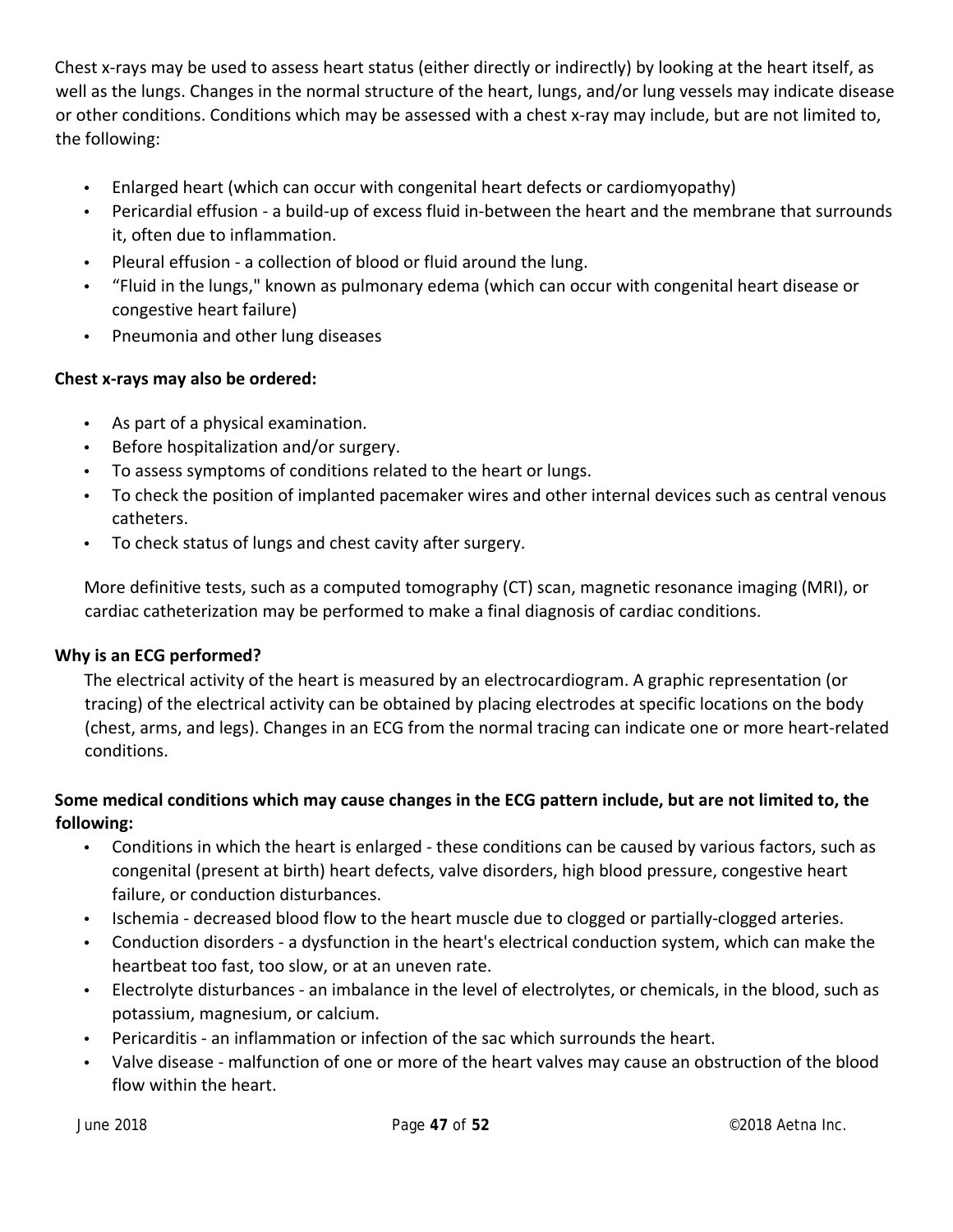Chest x-rays may be used to assess heart status (either directly or indirectly) by looking at the heart itself, as well as the lungs. Changes in the normal structure of the heart, lungs, and/or lung vessels may indicate disease or other conditions. Conditions which may be assessed with a chest x-ray may include, but are not limited to, the following:

- Enlarged heart (which can occur with congenital heart defects or cardiomyopathy)
- Pericardial effusion - a build-up of excess fluid in-between the heart and the membrane that surrounds it, often due to inflammation.
- Pleural effusion - a collection of blood or fluid around the lung.
- "Fluid in the lungs," known as pulmonary edema (which can occur with congenital heart disease or congestive heart failure)
- Pneumonia and other lung diseases

**Chest x-rays may also be ordered:**

- As part of a physical examination.
- Before hospitalization and/or surgery.
- To assess symptoms of conditions related to the heart or lungs.
- To check the position of implanted pacemaker wires and other internal devices such as central venous catheters.
- To check status of lungs and chest cavity after surgery.

More definitive tests, such as a computed tomography (CT) scan, magnetic resonance imaging (MRI), or cardiac catheterization may be performed to make a final diagnosis of cardiac conditions.

**Why is an ECG performed?**

The electrical activity of the heart is measured by an electrocardiogram. A graphic representation (or tracing) of the electrical activity can be obtained by placing electrodes at specific locations on the body (chest, arms, and legs). Changes in an ECG from the normal tracing can indicate one or more heart-related conditions.

**Some medical conditions which may cause changes in the ECG pattern include, but are not limited to, the following:**

- Conditions in which the heart is enlarged - these conditions can be caused by various factors, such as congenital (present at birth) heart defects, valve disorders, high blood pressure, congestive heart failure, or conduction disturbances.
- Ischemia - decreased blood flow to the heart muscle due to clogged or partially-clogged arteries.
- Conduction disorders - a dysfunction in the heart's electrical conduction system, which can make the heartbeat too fast, too slow, or at an uneven rate.
- Electrolyte disturbances - an imbalance in the level of electrolytes, or chemicals, in the blood, such as potassium, magnesium, or calcium.
- Pericarditis - an inflammation or infection of the sac which surrounds the heart.
- Valve disease - malfunction of one or more of the heart valves may cause an obstruction of the blood flow within the heart.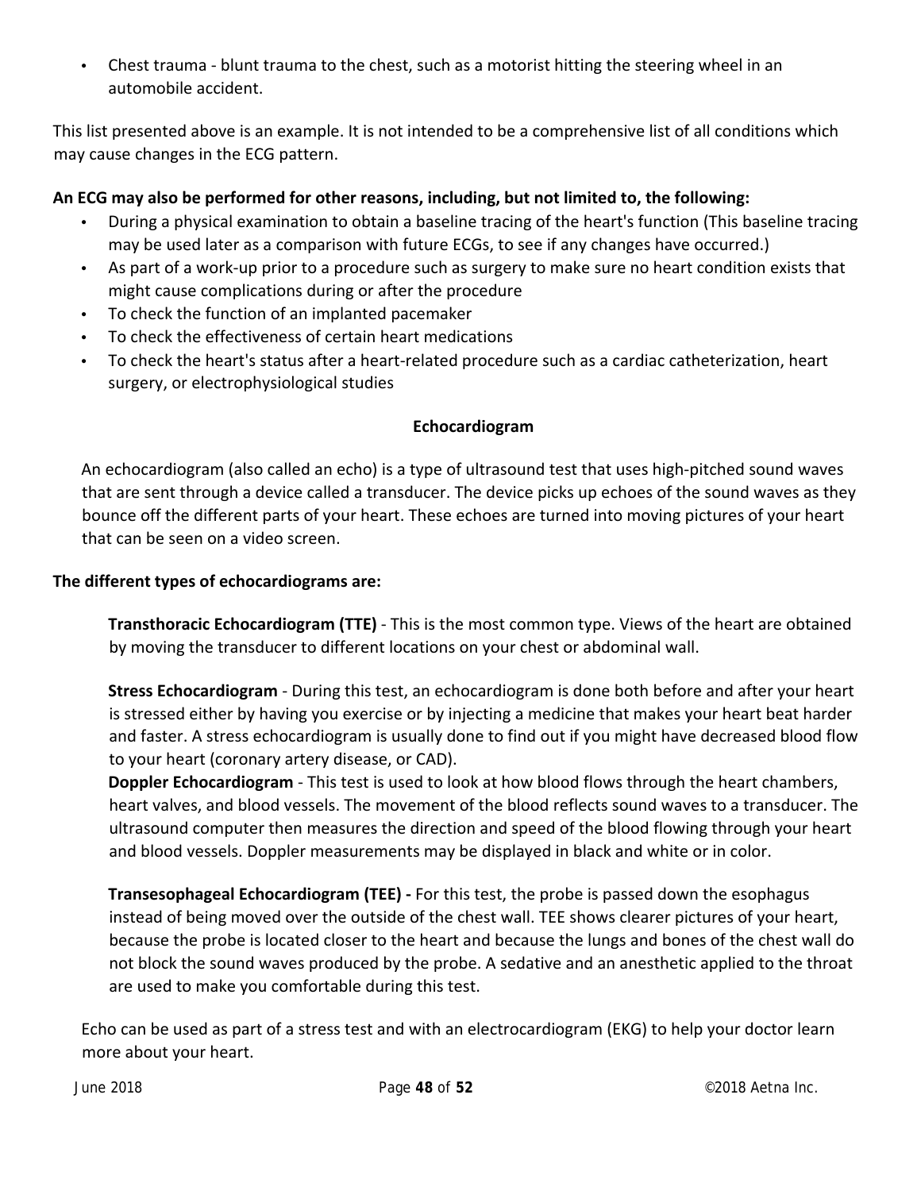- Chest trauma - blunt trauma to the chest, such as a motorist hitting the steering wheel in an automobile accident.

This list presented above is an example. It is not intended to be a comprehensive list of all conditions which may cause changes in the ECG pattern.

**An ECG may also be performed for other reasons, including, but not limited to, the following:**

- During a physical examination to obtain a baseline tracing of the heart's function (This baseline tracing may be used later as a comparison with future ECGs, to see if any changes have occurred.)
- As part of a work-up prior to a procedure such as surgery to make sure no heart condition exists that might cause complications during or after the procedure
- To check the function of an implanted pacemaker
- To check the effectiveness of certain heart medications
- To check the heart's status after a heart-related procedure such as a cardiac catheterization, heart surgery, or electrophysiological studies

## Echocardiogram

An echocardiogram (also called an echo) is a type of ultrasound test that uses high-pitched sound waves that are sent through a device called a transducer. The device picks up echoes of the sound waves as they bounce off the different parts of your heart. These echoes are turned into moving pictures of your heart that can be seen on a video screen.

**The different types of echocardiograms are:**

**Transthoracic Echocardiogram (TTE)** - This is the most common type. Views of the heart are obtained by moving the transducer to different locations on your chest or abdominal wall.

**Stress Echocardiogram** - During this test, an echocardiogram is done both before and after your heart is stressed either by having you exercise or by injecting a medicine that makes your heart beat harder and faster. A stress echocardiogram is usually done to find out if you might have decreased blood flow to your heart (coronary artery disease, or CAD).

**Doppler Echocardiogram** - This test is used to look at how blood flows through the heart chambers, heart valves, and blood vessels. The movement of the blood reflects sound waves to a transducer. The ultrasound computer then measures the direction and speed of the blood flowing through your heart and blood vessels. Doppler measurements may be displayed in black and white or in color.

**Transesophageal Echocardiogram (TEE) -** For this test, the probe is passed down the esophagus instead of being moved over the outside of the chest wall. TEE shows clearer pictures of your heart, because the probe is located closer to the heart and because the lungs and bones of the chest wall do not block the sound waves produced by the probe. A sedative and an anesthetic applied to the throat are used to make you comfortable during this test.

Echo can be used as part of a stress test and with an electrocardiogram (EKG) to help your doctor learn more about your heart.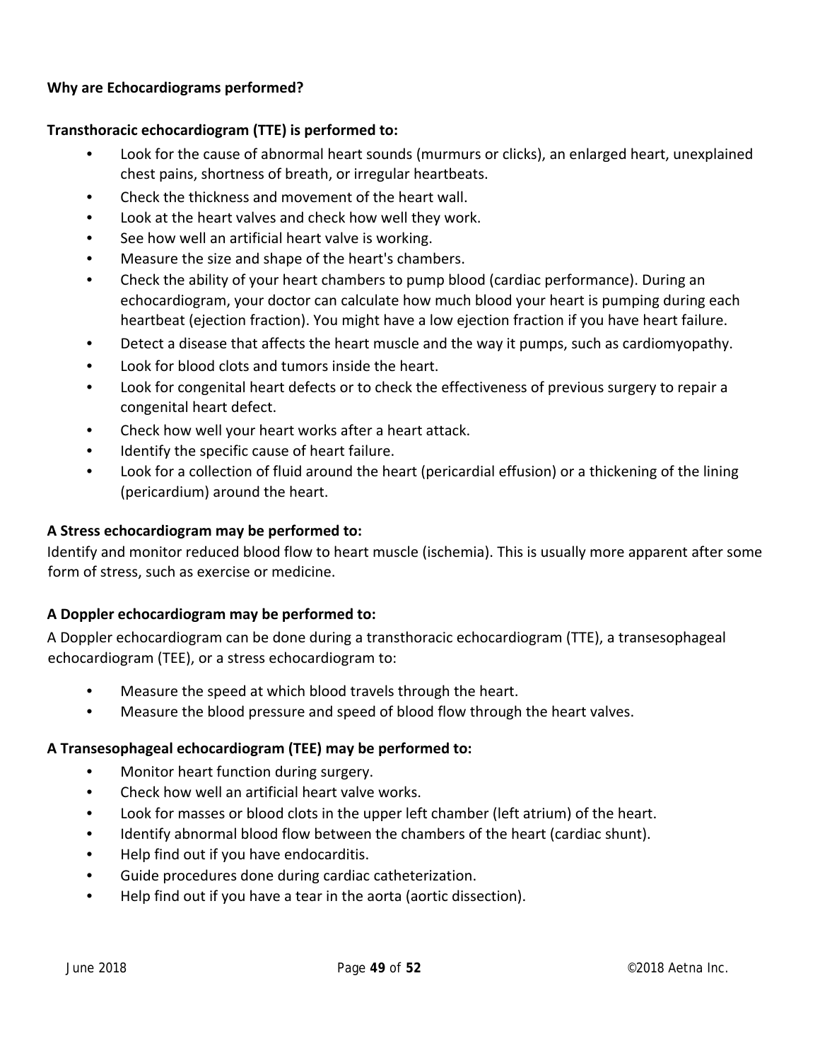**Why are Echocardiograms performed?**

**Transthoracic echocardiogram (TTE) is performed to:**

- Look for the cause of abnormal heart sounds (murmurs or clicks), an enlarged heart, unexplained chest pains, shortness of breath, or irregular heartbeats.
- Check the thickness and movement of the heart wall.
- Look at the heart valves and check how well they work.
- See how well an artificial heart valve is working.
- Measure the size and shape of the heart's chambers.
- Check the ability of your heart chambers to pump blood (cardiac performance). During an echocardiogram, your doctor can calculate how much blood your heart is pumping during each heartbeat (ejection fraction). You might have a low ejection fraction if you have heart failure.
- Detect a disease that affects the heart muscle and the way it pumps, such as cardiomyopathy.
- Look for blood clots and tumors inside the heart.
- Look for congenital heart defects or to check the effectiveness of previous surgery to repair a congenital heart defect.
- Check how well your heart works after a heart attack.
- Identify the specific cause of heart failure.
- Look for a collection of fluid around the heart (pericardial effusion) or a thickening of the lining (pericardium) around the heart.

**A Stress echocardiogram may be performed to:**

Identify and monitor reduced blood flow to heart muscle (ischemia). This is usually more apparent after some form of stress, such as exercise or medicine.

**A Doppler echocardiogram may be performed to:**

A Doppler echocardiogram can be done during a transthoracic echocardiogram (TTE), a transesophageal echocardiogram (TEE), or a stress echocardiogram to:

- Measure the speed at which blood travels through the heart.
- Measure the blood pressure and speed of blood flow through the heart valves.

**A Transesophageal echocardiogram (TEE) may be performed to:**

- Monitor heart function during surgery.
- Check how well an artificial heart valve works.
- Look for masses or blood clots in the upper left chamber (left atrium) of the heart.
- Identify abnormal blood flow between the chambers of the heart (cardiac shunt).
- Help find out if you have endocarditis.
- Guide procedures done during cardiac catheterization.
- Help find out if you have a tear in the aorta (aortic dissection).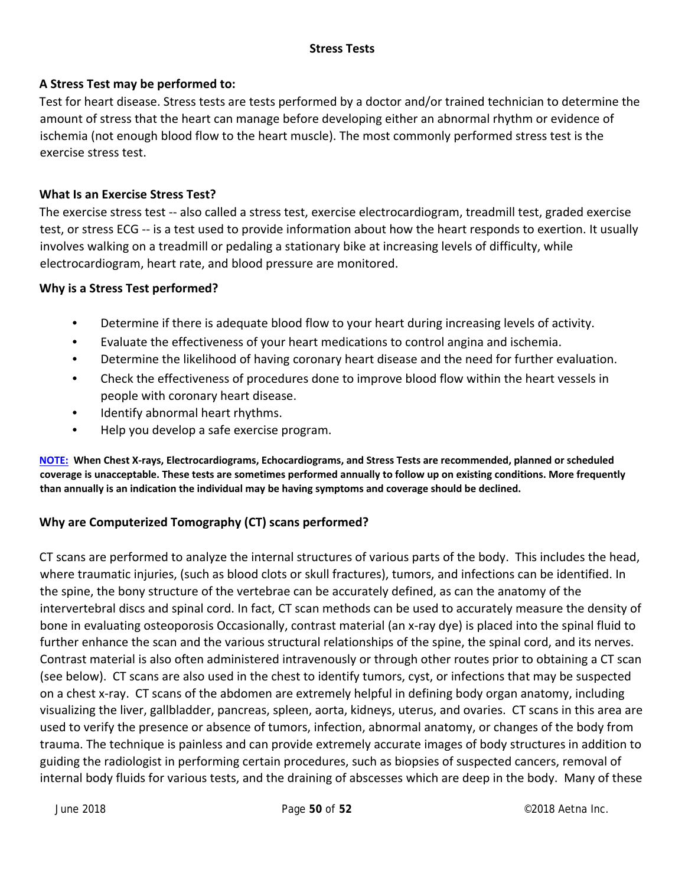## Stress Tests

### A Stress Test may be performed to:

Test for heart disease. Stress tests are tests performed by a doctor and/or trained technician to determine the amount of stress that the heart can manage before developing either an abnormal rhythm or evidence of ischemia (not enough blood flow to the heart muscle). The most commonly performed stress test is the exercise stress test.

### What Is an Exercise Stress Test?

The exercise stress test -- also called a stress test, exercise electrocardiogram, treadmill test, graded exercise test, or stress ECG -- is a test used to provide information about how the heart responds to exertion. It usually involves walking on a treadmill or pedaling a stationary bike at increasing levels of difficulty, while electrocardiogram, heart rate, and blood pressure are monitored.

### Why is a Stress Test performed?

- Determine if there is adequate blood flow to your heart during increasing levels of activity.
- Evaluate the effectiveness of your heart medications to control angina and ischemia.
- Determine the likelihood of having coronary heart disease and the need for further evaluation.
- Check the effectiveness of procedures done to improve blood flow within the heart vessels in people with coronary heart disease.
- Identify abnormal heart rhythms.
- Help you develop a safe exercise program.

**NOTE: When Chest X-rays, Electrocardiograms, Echocardiograms, and Stress Tests are recommended, planned or scheduled coverage is unacceptable. These tests are sometimes performed annually to follow up on existing conditions. More frequently than annually is an indication the individual may be having symptoms and coverage should be declined.**

### Why are Computerized Tomography (CT) scans performed?

CT scans are performed to analyze the internal structures of various parts of the body. This includes the head, where traumatic injuries, (such as blood clots or skull fractures), tumors, and infections can be identified. In the spine, the bony structure of the vertebrae can be accurately defined, as can the anatomy of the intervertebral discs and spinal cord. In fact, CT scan methods can be used to accurately measure the density of bone in evaluating osteoporosis Occasionally, contrast material (an x-ray dye) is placed into the spinal fluid to further enhance the scan and the various structural relationships of the spine, the spinal cord, and its nerves. Contrast material is also often administered intravenously or through other routes prior to obtaining a CT scan (see below). CT scans are also used in the chest to identify tumors, cyst, or infections that may be suspected on a chest x-ray. CT scans of the abdomen are extremely helpful in defining body organ anatomy, including visualizing the liver, gallbladder, pancreas, spleen, aorta, kidneys, uterus, and ovaries. CT scans in this area are used to verify the presence or absence of tumors, infection, abnormal anatomy, or changes of the body from trauma. The technique is painless and can provide extremely accurate images of body structures in addition to guiding the radiologist in performing certain procedures, such as biopsies of suspected cancers, removal of internal body fluids for various tests, and the draining of abscesses which are deep in the body. Many of these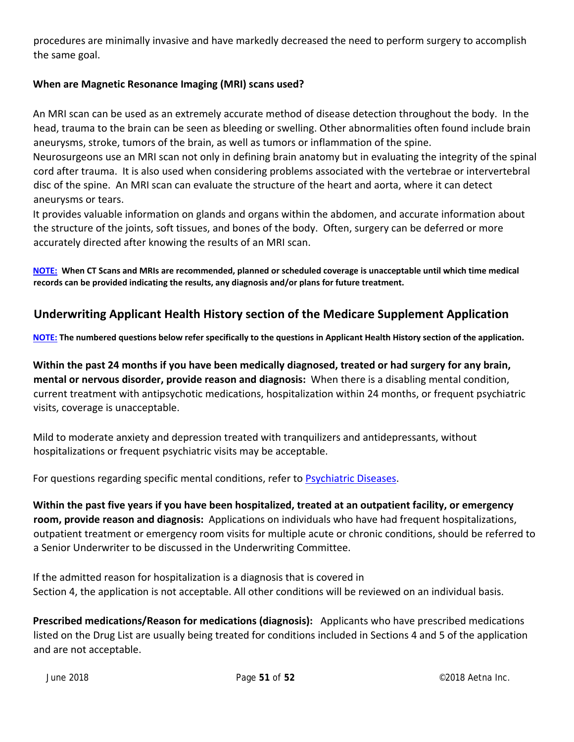procedures are minimally invasive and have markedly decreased the need to perform surgery to accomplish the same goal.

**When are Magnetic Resonance Imaging (MRI) scans used?**

An MRI scan can be used as an extremely accurate method of disease detection throughout the body. In the head, trauma to the brain can be seen as bleeding or swelling. Other abnormalities often found include brain aneurysms, stroke, tumors of the brain, as well as tumors or inflammation of the spine.
Neurosurgeons use an MRI scan not only in defining brain anatomy but in evaluating the integrity of the spinal cord after trauma. It is also used when considering problems associated with the vertebrae or intervertebral disc of the spine. An MRI scan can evaluate the structure of the heart and aorta, where it can detect aneurysms or tears.
It provides valuable information on glands and organs within the abdomen, and accurate information about the structure of the joints, soft tissues, and bones of the body. Often, surgery can be deferred or more accurately directed after knowing the results of an MRI scan.

**NOTE: When CT Scans and MRIs are recommended, planned or scheduled coverage is unacceptable until which time medical records can be provided indicating the results, any diagnosis and/or plans for future treatment.**

## Underwriting Applicant Health History section of the Medicare Supplement Application

**NOTE: The numbered questions below refer specifically to the questions in Applicant Health History section of the application.**

**Within the past 24 months if you have been medically diagnosed, treated or had surgery for any brain, mental or nervous disorder, provide reason and diagnosis:** When there is a disabling mental condition, current treatment with antipsychotic medications, hospitalization within 24 months, or frequent psychiatric visits, coverage is unacceptable.

Mild to moderate anxiety and depression treated with tranquilizers and antidepressants, without hospitalizations or frequent psychiatric visits may be acceptable.

For questions regarding specific mental conditions, refer to Psychiatric Diseases.

**Within the past five years if you have been hospitalized, treated at an outpatient facility, or emergency room, provide reason and diagnosis:** Applications on individuals who have had frequent hospitalizations, outpatient treatment or emergency room visits for multiple acute or chronic conditions, should be referred to a Senior Underwriter to be discussed in the Underwriting Committee.

If the admitted reason for hospitalization is a diagnosis that is covered in Section 4, the application is not acceptable. All other conditions will be reviewed on an individual basis.

**Prescribed medications/Reason for medications (diagnosis):** Applicants who have prescribed medications listed on the Drug List are usually being treated for conditions included in Sections 4 and 5 of the application and are not acceptable.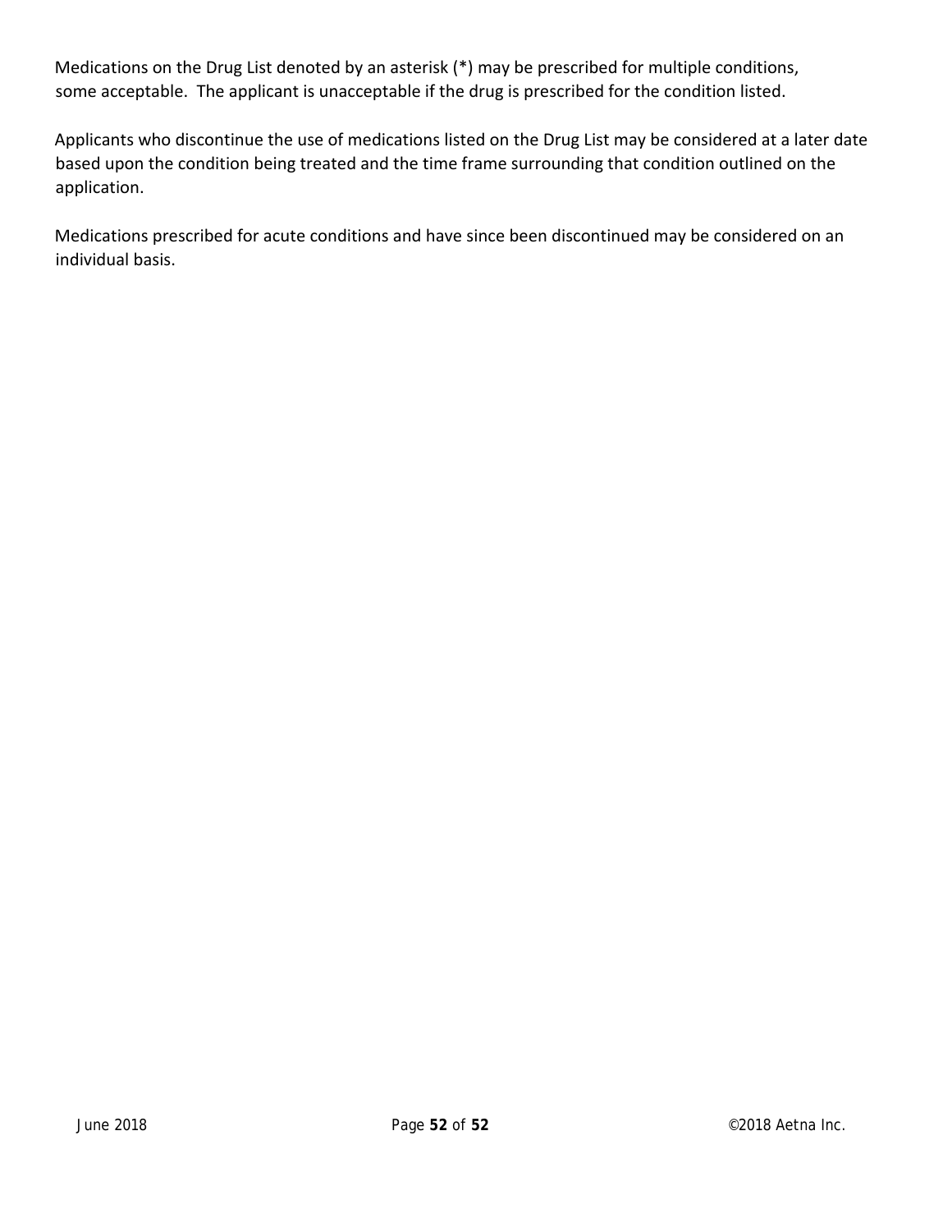Medications on the Drug List denoted by an asterisk (*) may be prescribed for multiple conditions, some acceptable. The applicant is unacceptable if the drug is prescribed for the condition listed.

Applicants who discontinue the use of medications listed on the Drug List may be considered at a later date based upon the condition being treated and the time frame surrounding that condition outlined on the application.

Medications prescribed for acute conditions and have since been discontinued may be considered on an individual basis.